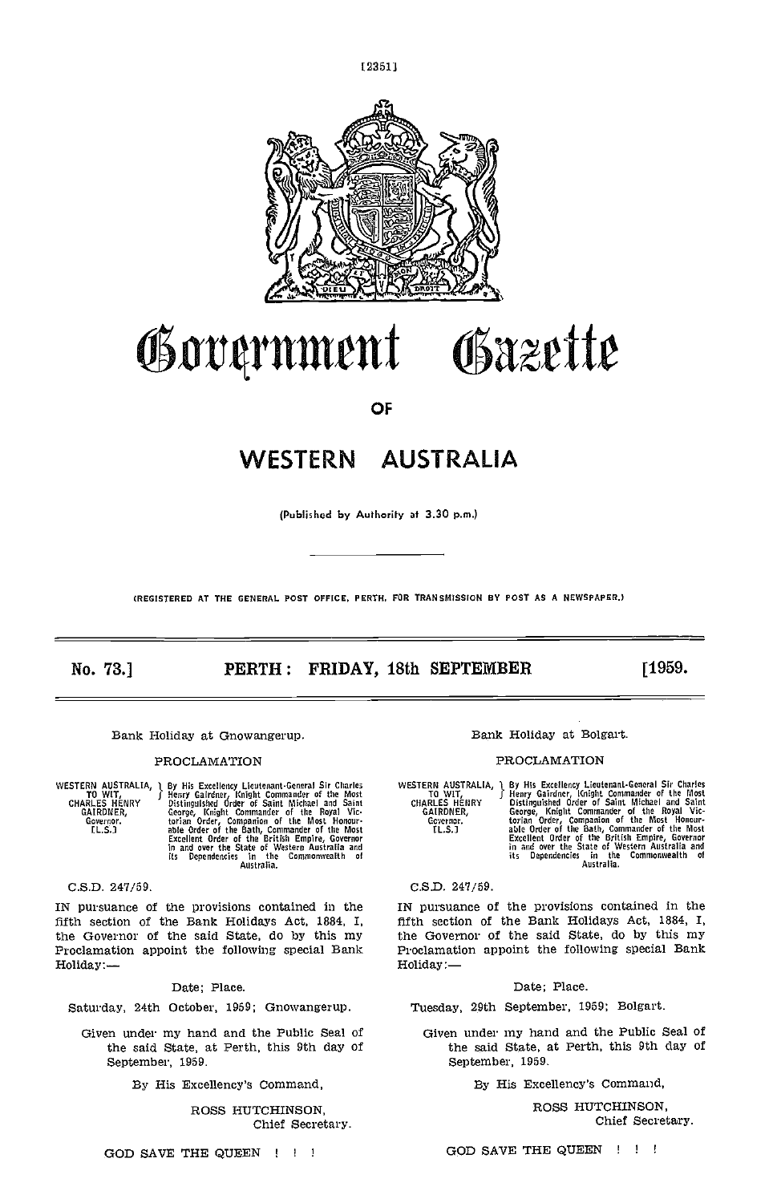# Government Gazette

OF

# WESTERN AUSTRALIA

(Published by Authority at 3.30 p.m.)

(REGISTERED AT THE GENERAL POST OFFICE, PERTH, FOR TRANSMISSION BY POST AS A NEWSPAPER.)

**No. 73.] PERTH: FRIDAY, 18th SEPTEMBER [1959.**

---

Bank Holiday at Gnowangerup.

PROCLAMATION

WESTERN AUSTRALIA, TO WIT, CHARLES HENRY GAIRDNER, Governor. [L.S.]

By His Excellency Lieutenant-General Sir Charles Henry Gairdner, Knight Commander of the Most Distinguished Order of Saint Michael and Saint George, Knight Commander of the Royal Victorian Order, Companion of the Most Honourable Order of the Bath, Commander of the Most Excellent Order of the British Empire, Governor in and over the State of Western Australia and its Dependencies in the Commonwealth of Australia.

C.S.D. 247/59.

IN pursuance of the provisions contained in the fifth section of the Bank Holidays Act, 1884, I, the Governor of the said State, do by this my Proclamation appoint the following special Bank Holiday:—

Date; Place.

Saturday, 24th October, 1959; Gnowangerup.

Given under my hand and the Public Seal of the said State, at Perth, this 9th day of September, 1959.

By His Excellency's Command,

ROSS HUTCHINSON,
Chief Secretary.

GOD SAVE THE QUEEN ! ! !

---

Bank Holiday at Bolgart.

PROCLAMATION

WESTERN AUSTRALIA, TO WIT, CHARLES HENRY GAIRDNER, Governor. [L.S.]

By His Excellency Lieutenant-General Sir Charles Henry Gairdner, Knight Commander of the Most Distinguished Order of Saint Michael and Saint George, Knight Commander of the Royal Victorian Order, Companion of the Most Honourable Order of the Bath, Commander of the Most Excellent Order of the British Empire, Governor in and over the State of Western Australia and its Dependencies in the Commonwealth of Australia.

C.S.D. 247/59.

IN pursuance of the provisions contained in the fifth section of the Bank Holidays Act, 1884, I, the Governor of the said State, do by this my Proclamation appoint the following special Bank Holiday:—

Date; Place.

Tuesday, 29th September, 1959; Bolgart.

Given under my hand and the Public Seal of the said State, at Perth, this 9th day of September, 1959.

By His Excellency's Command,

ROSS HUTCHINSON,
Chief Secretary.

GOD SAVE THE QUEEN ! ! !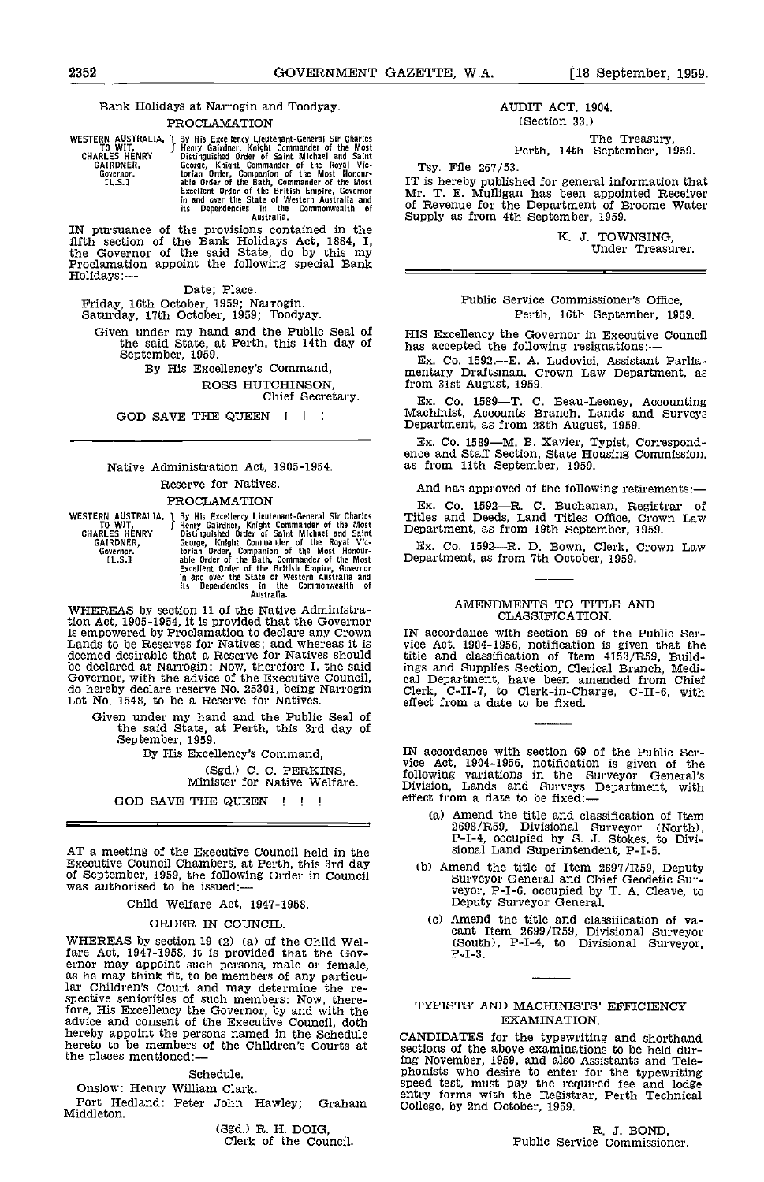## Bank Holidays at Narrogin and Toodyay.

### PROCLAMATION

WESTERN AUSTRALIA, TO WIT, CHARLES HENRY GAIRDNER, Governor. [L.S.] } By His Excellency Lieutenant-General Sir Charles Henry Gairdner, Knight Commander of the Most Distinguished Order of Saint Michael and Saint George, Knight Commander of the Royal Victorian Order, Companion of the Most Honourable Order of the Bath, Commander of the Most Excellent Order of the British Empire, Governor in and over the State of Western Australia and its Dependencies in the Commonwealth of Australia.

IN pursuance of the provisions contained in the fifth section of the Bank Holidays Act, 1884, I, the Governor of the said State, do by this my Proclamation appoint the following special Bank Holidays:—

Date; Place.

Friday, 16th October, 1959; Narrogin.
Saturday, 17th October, 1959; Toodyay.

Given under my hand and the Public Seal of the said State, at Perth, this 14th day of September, 1959.

By His Excellency's Command,

ROSS HUTCHINSON,
Chief Secretary.

GOD SAVE THE QUEEN ! ! !

---

## Native Administration Act, 1905-1954.

Reserve for Natives.

### PROCLAMATION

WESTERN AUSTRALIA, TO WIT, CHARLES HENRY GAIRDNER, Governor. [L.S.] } By His Excellency Lieutenant-General Sir Charles Henry Gairdner, Knight Commander of the Most Distinguished Order of Saint Michael and Saint George, Knight Commander of the Royal Victorian Order, Companion of the Most Honourable Order of the Bath, Commander of the Most Excellent Order of the British Empire, Governor in and over the State of Western Australia and its Dependencies in the Commonwealth of Australia.

WHEREAS by section 11 of the Native Administration Act, 1905-1954, it is provided that the Governor is empowered by Proclamation to declare any Crown Lands to be Reserves for Natives; and whereas it is deemed desirable that a Reserve for Natives should be declared at Narrogin: Now, therefore I, the said Governor, with the advice of the Executive Council, do hereby declare reserve No. 25301, being Narrogin Lot No. 1548, to be a Reserve for Natives.

Given under my hand and the Public Seal of the said State, at Perth, this 3rd day of September, 1959.

By His Excellency's Command,

(Sgd.) C. C. PERKINS,
Minister for Native Welfare.

GOD SAVE THE QUEEN ! ! !

---

AT a meeting of the Executive Council held in the Executive Council Chambers, at Perth, this 3rd day of September, 1959, the following Order in Council was authorised to be issued:—

Child Welfare Act, 1947-1958.

### ORDER IN COUNCIL.

WHEREAS by section 19 (2) (a) of the Child Welfare Act, 1947-1958, it is provided that the Governor may appoint such persons, male or female, as he may think fit, to be members of any particular Children's Court and may determine the respective seniorities of such members: Now, therefore, His Excellency the Governor, by and with the advice and consent of the Executive Council, doth hereby appoint the persons named in the Schedule hereto to be members of the Children's Courts at the places mentioned:—

Schedule.

Onslow: Henry William Clark.

Port Hedland: Peter John Hawley; Graham Middleton.

(Sgd.) R. H. DOIG,
Clerk of the Council.

---

## AUDIT ACT, 1904.
(Section 33.)

The Treasury,
Perth, 14th September, 1959.

Tsy. File 267/53.

IT is hereby published for general information that Mr. T. E. Mulligan has been appointed Receiver of Revenue for the Department of Broome Water Supply as from 4th September, 1959.

K. J. TOWNSING,
Under Treasurer.

---

Public Service Commissioner's Office,
Perth, 16th September, 1959.

HIS Excellency the Governor in Executive Council has accepted the following resignations:—

Ex. Co. 1592.—E. A. Ludovici, Assistant Parliamentary Draftsman, Crown Law Department, as from 31st August, 1959.

Ex. Co. 1589—T. C. Beau-Leeney, Accounting Machinist, Accounts Branch, Lands and Surveys Department, as from 28th August, 1959.

Ex. Co. 1589—M. B. Xavier, Typist, Correspondence and Staff Section, State Housing Commission, as from 11th September, 1959.

And has approved of the following retirements:—

Ex. Co. 1592—R. C. Buchanan, Registrar of Titles and Deeds, Land Titles Office, Crown Law Department, as from 19th September, 1959.

Ex. Co. 1592—R. D. Bown, Clerk, Crown Law Department, as from 7th October, 1959.

---

### AMENDMENTS TO TITLE AND CLASSIFICATION.

IN accordance with section 69 of the Public Service Act, 1904-1956, notification is given that the title and classification of Item 4153/R59, Buildings and Supplies Section, Clerical Branch, Medical Department, have been amended from Chief Clerk, C-II-7, to Clerk-in-Charge, C-II-6, with effect from a date to be fixed.

---

IN accordance with section 69 of the Public Service Act, 1904-1956, notification is given of the following variations in the Surveyor General's Division, Lands and Surveys Department, with effect from a date to be fixed:—

(a) Amend the title and classification of Item 2698/R59, Divisional Surveyor (North), P-I-4, occupied by S. J. Stokes, to Divisional Land Superintendent, P-I-5.

(b) Amend the title of Item 2697/R59, Deputy Surveyor General and Chief Geodetic Surveyor, P-I-6, occupied by T. A. Cleave, to Deputy Surveyor General.

(c) Amend the title and classification of vacant Item 2699/R59, Divisional Surveyor (South), P-I-4, to Divisional Surveyor, P-I-3.

---

### TYPISTS' AND MACHINISTS' EFFICIENCY EXAMINATION.

CANDIDATES for the typewriting and shorthand sections of the above examinations to be held during November, 1959, and also Assistants and Telephonists who desire to enter for the typewriting speed test, must pay the required fee and lodge entry forms with the Registrar, Perth Technical College, by 2nd October, 1959.

R. J. BOND,
Public Service Commissioner.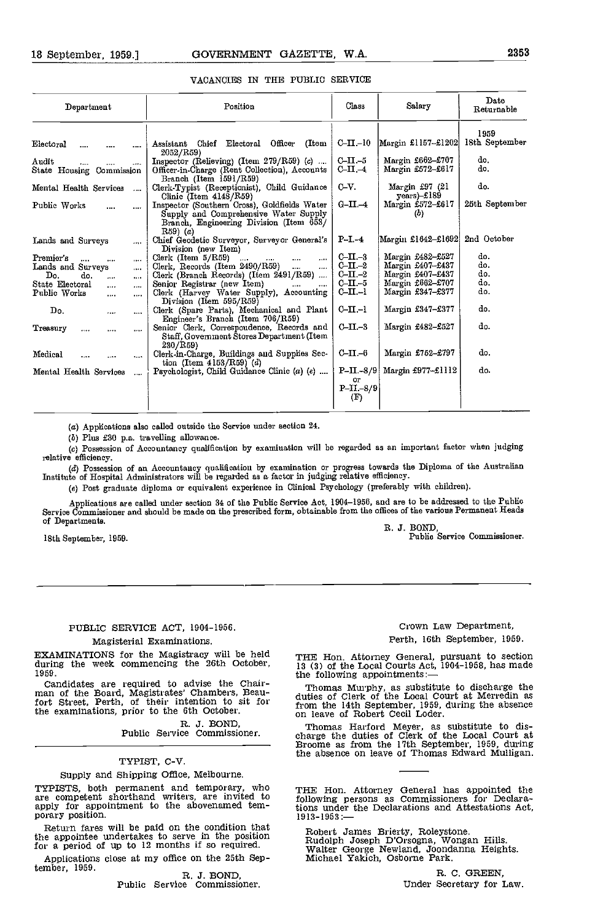## VACANCIES IN THE PUBLIC SERVICE

| Department | Position | Class | Salary | Date Returnable |
|---|---|---|---|---|
| | | | | 1959 |
| Electoral .... .... .... | Assistant Chief Electoral Officer (Item 2052/R59) | C-II.-10 | Margin £1157-£1202 | 18th September |
| Audit .... .... .... | Inspector (Relieving) (Item 279/R59) (c) .... | C-II.-5 | Margin £662-£707 | do. |
| State Housing Commission | Officer-in-Charge (Rent Collection), Accounts Branch (Item 1591/R59) | C-II.-4 | Margin £572-£617 | do. |
| Mental Health Services .... | Clerk-Typist (Receptionist), Child Guidance Clinic (Item 4148/R59) | C-V. | Margin £97 (21 years)-£189 | do. |
| Public Works .... .... | Inspector (Southern Cross), Goldfields Water Supply and Comprehensive Water Supply Branch, Engineering Division (Item 658/R59) (a) | G-II.-4 | Margin £572-£617 (b) | 25th September |
| Lands and Surveys .... | Chief Geodetic Surveyor, Surveyor General's Division (new Item) | P-I.-4 | Margin £1642-£1692 | 2nd October |
| Premier's .... .... .... | Clerk (Item 5/R59) .... .... .... .... | C-II.-3 | Margin £482-£527 | do. |
| Lands and Surveys .... | Clerk, Records (Item 2490/R59) .... .... | C-II.-2 | Margin £407-£437 | do. |
| Do. do. .... .... | Clerk (Branch Records) (Item 2491/R59) .... | C-II.-2 | Margin £407-£437 | do. |
| State Electoral .... .... | Senior Registrar (new Item) .... .... | C-II.-5 | Margin £662-£707 | do. |
| Public Works .... .... | Clerk (Harvey Water Supply), Accounting Division (Item 595/R59) | C-II.-1 | Margin £347-£377 | do. |
| Do. .... .... | Clerk (Spare Parts), Mechanical and Plant Engineer's Branch (Item 706/R59) | C-II.-1 | Margin £347-£377 | do. |
| Treasury .... .... .... | Senior Clerk, Correspondence, Records and Staff, Government Stores Department (Item 230/R59) | C-II.-3 | Margin £482-£527 | do. |
| Medical .... .... .... | Clerk-in-Charge, Buildings and Supplies Section (Item 4153/R59) (d) | C-II.-6 | Margin £752-£797 | do. |
| Mental Health Services .... | Psychologist, Child Guidance Clinic (a) (e) .... | P-II.-8/9 or P-II.-8/9 (F) | Margin £977-£1112 | do. |

(a) Applications also called outside the Service under section 24.

(b) Plus £30 p.a. travelling allowance.

(c) Possession of Accountancy qualification by examination will be regarded as an important factor when judging relative efficiency.

(d) Possession of an Accountancy qualification by examination or progress towards the Diploma of the Australian Institute of Hospital Administrators will be regarded as a factor in judging relative efficiency.

(e) Post graduate diploma or equivalent experience in Clinical Psychology (preferably with children).

Applications are called under section 34 of the Public Service Act, 1904-1956, and are to be addressed to the Public Service Commissioner and should be made on the prescribed form, obtainable from the offices of the various Permanent Heads of Departments.

R. J. BOND,
Public Service Commissioner.

18th September, 1959.

---

## PUBLIC SERVICE ACT, 1904-1956.

### Magisterial Examinations.

EXAMINATIONS for the Magistracy will be held during the week commencing the 26th October, 1959.

Candidates are required to advise the Chairman of the Board, Magistrates' Chambers, Beaufort Street, Perth, of their intention to sit for the examinations, prior to the 6th October.

R. J. BOND,
Public Service Commissioner.

---

## TYPIST, C-V.

### Supply and Shipping Office, Melbourne.

TYPISTS, both permanent and temporary, who are competent shorthand writers, are invited to apply for appointment to the abovenamed temporary position.

Return fares will be paid on the condition that the appointee undertakes to serve in the position for a period of up to 12 months if so required.

Applications close at my office on the 25th September, 1959.

R. J. BOND,
Public Service Commissioner.

---

Crown Law Department,
Perth, 16th September, 1959.

THE Hon. Attorney General, pursuant to section 13 (3) of the Local Courts Act, 1904-1958, has made the following appointments:—

Thomas Murphy, as substitute to discharge the duties of Clerk of the Local Court at Merredin as from the 14th September, 1959, during the absence on leave of Robert Cecil Loder.

Thomas Harford Meyer, as substitute to discharge the duties of Clerk of the Local Court at Broome as from the 17th September, 1959, during the absence on leave of Thomas Edward Mulligan.

---

THE Hon. Attorney General has appointed the following persons as Commissioners for Declarations under the Declarations and Attestations Act, 1913-1953:—

Robert James Brierty, Roleystone.
Rudolph Joseph D'Orsogna, Wongan Hills.
Walter George Newland, Joondanna Heights.
Michael Yakich, Osborne Park.

R. C. GREEN,
Under Secretary for Law.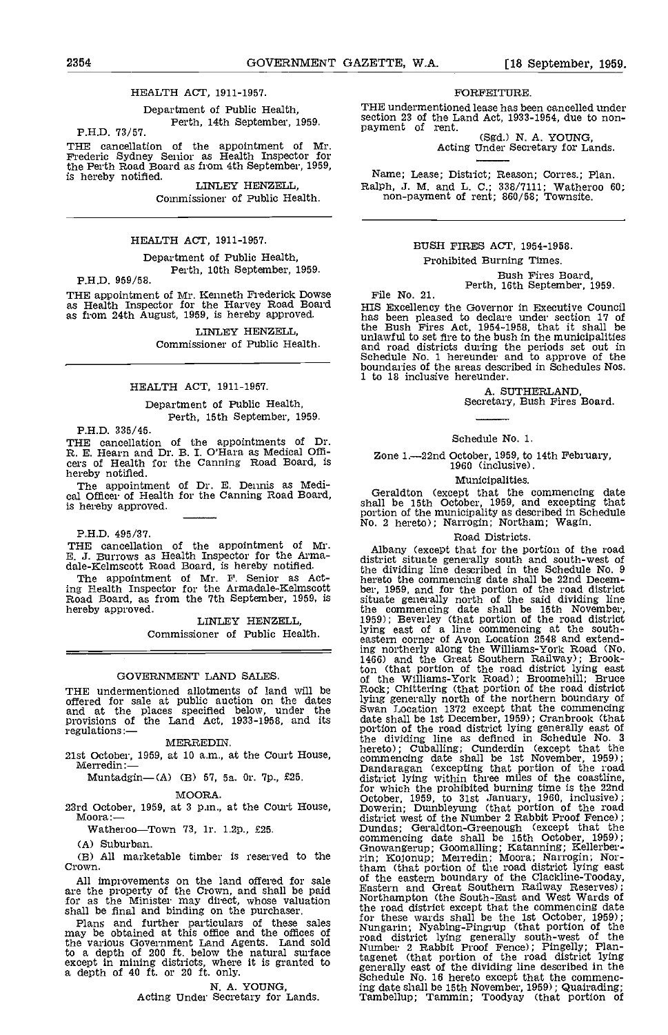## HEALTH ACT, 1911-1957.

Department of Public Health,
Perth, 14th September, 1959.

P.H.D. 73/57.

THE cancellation of the appointment of Mr. Frederic Sydney Senior as Health Inspector for the Perth Road Board as from 4th September, 1959, is hereby notified.

LINLEY HENZELL,
Commissioner of Public Health.

---

## HEALTH ACT, 1911-1957.

Department of Public Health,
Perth, 10th September, 1959.

P.H.D. 959/58.

THE appointment of Mr. Kenneth Frederick Dowse as Health Inspector for the Harvey Road Board as from 24th August, 1959, is hereby approved.

LINLEY HENZELL,
Commissioner of Public Health.

---

## HEALTH ACT, 1911-1957.

Department of Public Health,
Perth, 15th September, 1959.

P.H.D. 335/45.

THE cancellation of the appointments of Dr. R. E. Hearn and Dr. B. I. O'Hara as Medical Officers of Health for the Canning Road Board, is hereby notified.

The appointment of Dr. E. Dennis as Medical Officer of Health for the Canning Road Board, is hereby approved.

---

P.H.D. 495/37.

THE cancellation of the appointment of Mr. E. J. Burrows as Health Inspector for the Armadale-Kelmscott Road Board, is hereby notified.

The appointment of Mr. F. Senior as Acting Health Inspector for the Armadale-Kelmscott Road Board, as from the 7th September, 1959, is hereby approved.

LINLEY HENZELL,
Commissioner of Public Health.

---

## GOVERNMENT LAND SALES.

THE undermentioned allotments of land will be offered for sale at public auction on the dates and at the places specified below, under the provisions of the Land Act, 1933-1958, and its regulations:—

### MERREDIN.

21st October, 1959, at 10 a.m., at the Court House, Merredin:—

Muntadgin—(A) (B) 57, 5a. 0r. 7p., £25.

### MOORA.

23rd October, 1959, at 3 p.m., at the Court House, Moora:—

Watheroo—Town 73, 1r. 1.2p., £25.

(A) Suburban.

(B) All marketable timber is reserved to the Crown.

All improvements on the land offered for sale are the property of the Crown, and shall be paid for as the Minister may direct, whose valuation shall be final and binding on the purchaser.

Plans and further particulars of these sales may be obtained at this office and the offices of the various Government Land Agents. Land sold to a depth of 200 ft. below the natural surface except in mining districts, where it is granted to a depth of 40 ft. or 20 ft. only.

N. A. YOUNG,
Acting Under Secretary for Lands.

---

## FORFEITURE.

THE undermentioned lease has been cancelled under section 23 of the Land Act, 1933-1954, due to non-payment of rent.

(Sgd.) N. A. YOUNG,
Acting Under Secretary for Lands.

Name; Lease; District; Reason; Corres.; Plan.

Ralph, J. M. and L. C.; 338/7111; Watheroo 60; non-payment of rent; 860/58; Townsite.

---

## BUSH FIRES ACT, 1954-1958.

Prohibited Burning Times.

Bush Fires Board,
Perth, 16th September, 1959.

File No. 21.

HIS Excellency the Governor in Executive Council has been pleased to declare under section 17 of the Bush Fires Act, 1954-1958, that it shall be unlawful to set fire to the bush in the municipalities and road districts during the periods set out in Schedule No. 1 hereunder and to approve of the boundaries of the areas described in Schedules Nos. 1 to 18 inclusive hereunder.

A. SUTHERLAND,
Secretary, Bush Fires Board.

---

### Schedule No. 1.

Zone 1.—22nd October, 1959, to 14th February, 1960 (inclusive).

#### Municipalities.

Geraldton (except that the commencing date shall be 15th October, 1959, and excepting that portion of the municipality as described in Schedule No. 2 hereto); Narrogin; Northam; Wagin.

#### Road Districts.

Albany (except that for the portion of the road district situate generally south and south-west of the dividing line described in the Schedule No. 9 hereto the commencing date shall be 22nd December, 1959, and for the portion of the road district situate generally north of the said dividing line the commencing date shall be 15th November, 1959); Beverley (that portion of the road district lying east of a line commencing at the south-eastern corner of Avon Location 2548 and extending northerly along the Williams-York Road (No. 1466) and the Great Southern Railway); Brookton (that portion of the road district lying east of the Williams-York Road); Broomehill; Bruce Rock; Chittering (that portion of the road district lying generally north of the northern boundary of Swan Location 1372 except that the commencing date shall be 1st December, 1959); Cranbrook (that portion of the road district lying generally east of the dividing line as defined in Schedule No. 3 hereto); Cuballing; Cunderdin (except that the commencing date shall be 1st November, 1959); Dandaragan (excepting that portion of the road district lying within three miles of the coastline, for which the prohibited burning time is the 22nd October, 1959, to 31st January, 1960, inclusive); Dowerin; Dumbleyung (that portion of the road district west of the Number 2 Rabbit Proof Fence); Dundas; Geraldton-Greenough (except that the commencing date shall be 15th October, 1959); Gnowangerup; Goomalling; Katanning; Kellerberrin; Kojonup; Merredin; Moora; Narrogin; Northam (that portion of the road district lying east of the eastern boundary of the Clackline-Toodyay, Eastern and Great Southern Railway Reserves); Northampton (the South-East and West Wards of the road district except that the commencing date for these wards shall be the 1st October, 1959); Nungarin; Nyabing-Pingrup (that portion of the road district lying generally south-west of the Number 2 Rabbit Proof Fence); Pingelly; Plantagenet (that portion of the road district lying generally east of the dividing line described in the Schedule No. 16 hereto except that the commencing date shall be 15th November, 1959); Quairading; Tambellup; Tammin; Toodyay (that portion of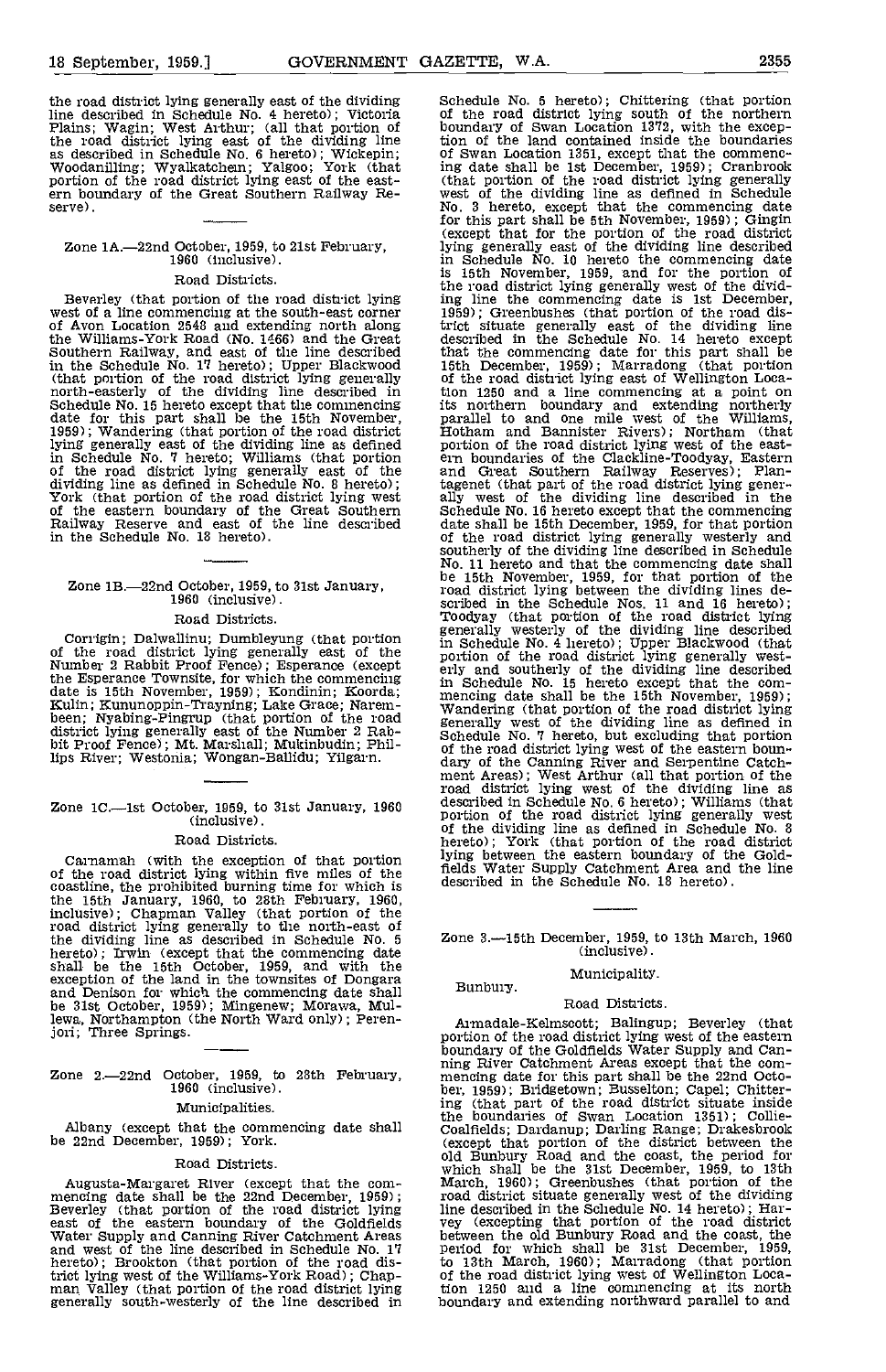the road district lying generally east of the dividing line described in Schedule No. 4 hereto); Victoria Plains; Wagin; West Arthur; (all that portion of the road district lying east of the dividing line as described in Schedule No. 6 hereto); Wickepin; Woodanilling; Wyalkatchem; Yalgoo; York (that portion of the road district lying east of the eastern boundary of the Great Southern Railway Reserve).

## Zone 1A.—22nd October, 1959, to 21st February, 1960 (inclusive).

### Road Districts.

Beverley (that portion of the road district lying west of a line commencing at the south-east corner of Avon Location 2548 and extending north along the Williams-York Road (No. 1466) and the Great Southern Railway, and east of the line described in the Schedule No. 17 hereto); Upper Blackwood (that portion of the road district lying generally north-easterly of the dividing line described in Schedule No. 15 hereto except that the commencing date for this part shall be the 15th November, 1959); Wandering (that portion of the road district lying generally east of the dividing line as defined in Schedule No. 7 hereto; Williams (that portion of the road district lying generally east of the dividing line as defined in Schedule No. 8 hereto); York (that portion of the road district lying west of the eastern boundary of the Great Southern Railway Reserve and east of the line described in the Schedule No. 18 hereto).

## Zone 1B.—22nd October, 1959, to 31st January, 1960 (inclusive).

### Road Districts.

Corrigin; Dalwallinu; Dumbleyung (that portion of the road district lying generally east of the Number 2 Rabbit Proof Fence); Esperance (except the Esperance Townsite, for which the commencing date is 15th November, 1959); Kondinin; Koorda; Kulin; Kununoppin-Trayning; Lake Grace; Narembeen; Nyabing-Pingrup (that portion of the road district lying generally east of the Number 2 Rabbit Proof Fence); Mt. Marshall; Mukinbudin; Phillips River; Westonia; Wongan-Ballidu; Yilgarn.

## Zone 1C.—1st October, 1959, to 31st January, 1960 (inclusive).

### Road Districts.

Carnamah (with the exception of that portion of the road district lying within five miles of the coastline, the prohibited burning time for which is the 15th January, 1960, to 28th February, 1960, inclusive); Chapman Valley (that portion of the road district lying generally to the north-east of the dividing line as described in Schedule No. 5 hereto); Irwin (except that the commencing date shall be the 15th October, 1959, and with the exception of the land in the townsites of Dongara and Denison for which the commencing date shall be 31st October, 1959); Mingenew; Morawa, Mullewa, Northampton (the North Ward only); Perenjori; Three Springs.

## Zone 2.—22nd October, 1959, to 28th February, 1960 (inclusive).

### Municipalities.

Albany (except that the commencing date shall be 22nd December, 1959); York.

### Road Districts.

Augusta-Margaret River (except that the commencing date shall be the 22nd December, 1959); Beverley (that portion of the road district lying east of the eastern boundary of the Goldfields Water Supply and Canning River Catchment Areas and west of the line described in Schedule No. 17 hereto); Brookton (that portion of the road district lying west of the Williams-York Road); Chapman Valley (that portion of the road district lying generally south-westerly of the line described in Schedule No. 5 hereto); Chittering (that portion of the road district lying south of the northern boundary of Swan Location 1372, with the exception of the land contained inside the boundaries of Swan Location 1351, except that the commencing date shall be 1st December, 1959); Cranbrook (that portion of the road district lying generally west of the dividing line as defined in Schedule No. 3 hereto, except that the commencing date for this part shall be 5th November, 1959); Gingin (except that for the portion of the road district lying generally east of the dividing line described in Schedule No. 10 hereto the commencing date is 15th November, 1959, and for the portion of the road district lying generally west of the dividing line the commencing date is 1st December, 1959); Greenbushes (that portion of the road district situate generally east of the dividing line described in the Schedule No. 14 hereto except that the commencing date for this part shall be 15th December, 1959); Marradong (that portion of the road district lying east of Wellington Location 1250 and a line commencing at a point on its northern boundary and extending northerly parallel to and one mile west of the Williams, Hotham and Bannister Rivers); Northam (that portion of the road district lying west of the eastern boundaries of the Clackline-Toodyay, Eastern and Great Southern Railway Reserves); Plantagenet (that part of the road district lying generally west of the dividing line described in the Schedule No. 16 hereto except that the commencing date shall be 15th December, 1959, for that portion of the road district lying generally westerly and southerly of the dividing line described in Schedule No. 11 hereto and that the commencing date shall be 15th November, 1959, for that portion of the road district lying between the dividing lines described in the Schedule Nos. 11 and 16 hereto); Toodyay (that portion of the road district lying generally westerly of the dividing line described in Schedule No. 4 hereto); Upper Blackwood (that portion of the road district lying generally westerly and southerly of the dividing line described in Schedule No. 15 hereto except that the commencing date shall be the 15th November, 1959); Wandering (that portion of the road district lying generally west of the dividing line as defined in Schedule No. 7 hereto, but excluding that portion of the road district lying west of the eastern boundary of the Canning River and Serpentine Catchment Areas); West Arthur (all that portion of the road district lying west of the dividing line as described in Schedule No. 6 hereto); Williams (that portion of the road district lying generally west of the dividing line as defined in Schedule No. 8 hereto); York (that portion of the road district lying between the eastern boundary of the Goldfields Water Supply Catchment Area and the line described in the Schedule No. 18 hereto).

## Zone 3.—15th December, 1959, to 13th March, 1960 (inclusive).

### Municipality.

Bunbury.

### Road Districts.

Armadale-Kelmscott; Balingup; Beverley (that portion of the road district lying west of the eastern boundary of the Goldfields Water Supply and Canning River Catchment Areas except that the commencing date for this part shall be the 22nd October, 1959); Bridgetown; Busselton; Capel; Chittering (that part of the road district situate inside the boundaries of Swan Location 1351); Collie-Coalfields; Dardanup; Darling Range; Drakesbrook (except that portion of the district between the old Bunbury Road and the coast, the period for which shall be the 31st December, 1959, to 13th March, 1960); Greenbushes (that portion of the road district situate generally west of the dividing line described in the Schedule No. 14 hereto); Harvey (excepting that portion of the road district between the old Bunbury Road and the coast, the period for which shall be 31st December, 1959, to 13th March, 1960); Marradong (that portion of the road district lying west of Wellington Location 1250 and a line commencing at its north boundary and extending northward parallel to and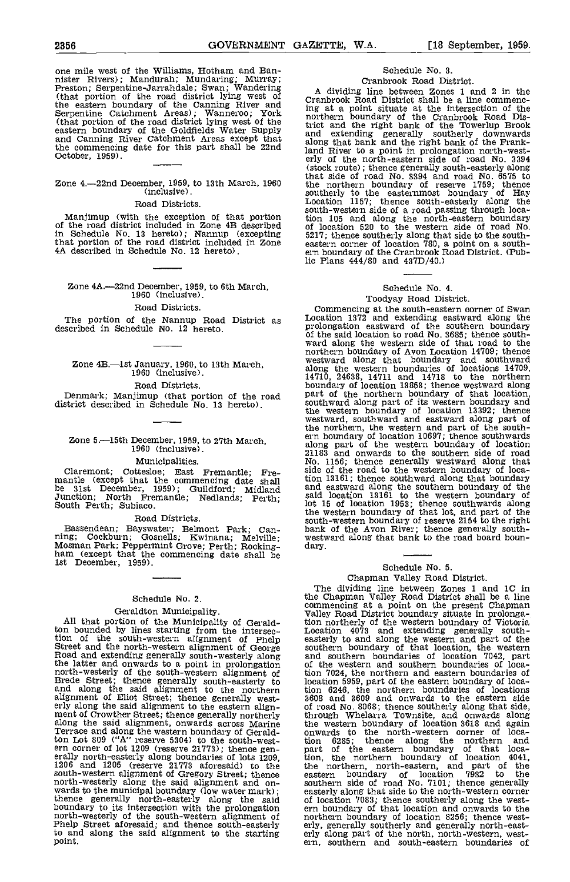one mile west of the Williams, Hotham and Bannister Rivers); Mandurah; Mundaring; Murray; Preston; Serpentine-Jarrahdale; Swan; Wandering (that portion of the road district lying west of the eastern boundary of the Canning River and Serpentine Catchment Areas); Wanneroo; York (that portion of the road district lying west of the eastern boundary of the Goldfields Water Supply and Canning River Catchment Areas except that the commencing date for this part shall be 22nd October, 1959).

---

Zone 4.—22nd December, 1959, to 13th March, 1960 (inclusive).

Road Districts.

Manjimup (with the exception of that portion of the road district included in Zone 4B described in Schedule No. 13 hereto); Nannup (excepting that portion of the road district included in Zone 4A described in Schedule No. 12 hereto).

---

Zone 4A.—22nd December, 1959, to 6th March, 1960 (inclusive).

Road Districts.

The portion of the Nannup Road District as described in Schedule No. 12 hereto.

---

Zone 4B.—1st January, 1960, to 13th March, 1960 (inclusive).

Road Districts.

Denmark; Manjimup (that portion of the road district described in Schedule No. 13 hereto).

---

Zone 5.—15th December, 1959, to 27th March, 1960 (inclusive).

Municipalities.

Claremont; Cottesloe; East Fremantle; Fremantle (except that the commencing date shall be 31st December, 1959); Guildford; Midland Junction; North Fremantle; Nedlands; Perth; South Perth; Subiaco.

Road Districts.

Bassendean; Bayswater; Belmont Park; Canning; Cockburn; Gosnells; Kwinana; Melville; Mosman Park; Peppermint Grove; Perth; Rockingham (except that the commencing date shall be 1st December, 1959).

---

## Schedule No. 2.

Geraldton Municipality.

All that portion of the Municipality of Geraldton bounded by lines starting from the intersection of the south-western alignment of Phelp Street and the north-western alignment of George Road and extending generally south-westerly along the latter and onwards to a point in prolongation north-westerly of the south-western alignment of Brede Street; thence generally south-easterly to and along the said alignment to the northern alignment of Eliot Street; thence generally westerly along the said alignment to the eastern alignment of Crowther Street; thence generally northerly along the said alignment, onwards across Marine Terrace and along the western boundary of Geraldton Lot 809 ("A" reserve 5304) to the south-western corner of lot 1209 (reserve 21773); thence generally north-easterly along boundaries of lots 1209, 1206 and 1205 (reserve 21773 aforesaid) to the south-western alignment of Gregory Street; thence north-westerly along the said alignment and onwards to the municipal boundary (low water mark); thence generally north-easterly along the said boundary to its intersection with the prolongation north-westerly of the south-western alignment of Phelp Street aforesaid; and thence south-easterly to and along the said alignment to the starting point.

## Schedule No. 3.

Cranbrook Road District.

A dividing line between Zones 1 and 2 in the Cranbrook Road District shall be a line commencing at a point situate at the intersection of the northern boundary of the Cranbrook Road District and the right bank of the Towerlup Brook and extending generally southerly downwards along that bank and the right bank of the Frankland River to a point in prolongation north-westerly of the north-eastern side of road No. 3394 (stock route); thence generally south-easterly along that side of road No. 3394 and road No. 6575 to the northern boundary of reserve 1759; thence southerly to the easternmost boundary of Hay Location 1157; thence south-easterly along the south-western side of a road passing through location 105 and along the north-eastern boundary of location 520 to the western side of road No. 5217; thence southerly along that side to the south-eastern corner of location 780, a point on a southern boundary of the Cranbrook Road District. (Public Plans 444/80 and 437D/40.)

---

## Schedule No. 4.

Toodyay Road District.

Commencing at the south-eastern corner of Swan Location 1372 and extending eastward along the prolongation eastward of the southern boundary of the said location to road No. 3685; thence southward along the western side of that road to the northern boundary of Avon Location 14709; thence westward along that boundary and southward along the western boundaries of locations 14709, 14710, 24638, 14711 and 14718 to the northern boundary of location 13858; thence westward along part of the northern boundary of that location, southward along part of its western boundary and the western boundary of location 13392; thence westward, southward and eastward along part of the northern, the western and part of the southern boundary of location 10697; thence southwards along part of the western boundary of location 21183 and onwards to the southern side of road No. 1156; thence generally westward along that side of the road to the western boundary of location 13161; thence southward along that boundary and eastward along the southern boundary of the said location 13161 to the western boundary of lot 15 of location 1953; thence southwards along the western boundary of that lot, and part of the south-western boundary of reserve 2154 to the right bank of the Avon River; thence generally southwestward along that bank to the road board boundary.

---

## Schedule No. 5.

Chapman Valley Road District.

The dividing line between Zones 1 and 1C in the Chapman Valley Road District shall be a line commencing at a point on the present Chapman Valley Road District boundary situate in prolongation northerly of the western boundary of Victoria Location 4073 and extending generally southeasterly to and along the western and part of the southern boundary of that location, the western and southern boundaries of location 7042, part of the western and southern boundaries of location 7024, the northern and eastern boundaries of location 5959, part of the eastern boundary of location 6246, the northern boundaries of locations 3608 and 3609 and onwards to the eastern side of road No. 8068; thence southerly along that side, through Whelarra Townsite, and onwards along the western boundary of location 3618 and again onwards to the north-western corner of location 6285; thence along the northern and part of the eastern boundary of that location, the northern boundary of location 4041, the northern, north-eastern, and part of the eastern boundary of location 7932 to the southern side of road No. 7101; thence generally easterly along that side to the north-western corner of location 7083; thence southerly along the western boundary of that location and onwards to the northern boundary of location 8256; thence westerly, generally southerly and generally north-easterly along part of the north, north-western, western, southern and south-eastern boundaries of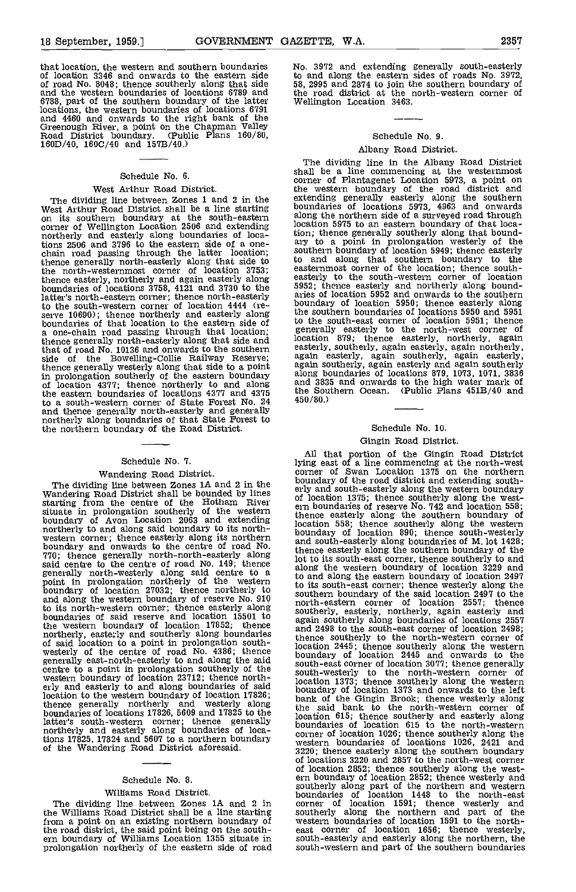that location, the western and southern boundaries of location 3346 and onwards to the eastern side of road No. 8048; thence southerly along that side and the western boundaries of locations 6789 and 6788, part of the southern boundary of the latter locations, the western boundaries of locations 6791 and 4460 and onwards to the right bank of the Greenough River, a point on the Chapman Valley Road District boundary. (Public Plans 160/80, 160D/40, 160C/40 and 157B/40.)

---

## Schedule No. 6.

### West Arthur Road District.

The dividing line between Zones 1 and 2 in the West Arthur Road District shall be a line starting on its southern boundary at the south-eastern corner of Wellington Location 2506 and extending northerly and easterly along boundaries of locations 2506 and 3796 to the eastern side of a one-chain road passing through the latter location; thence generally north-easterly along that side to the north-westernmost corner of location 3753; thence easterly, northerly and again easterly along boundaries of locations 3758, 4121 and 3730 to the latter's north-eastern corner; thence north-easterly to the south-western corner of location 4444 (reserve 10690); thence northerly and easterly along boundaries of that location to the eastern side of a one-chain road passing through that location; thence generally north-easterly along that side and that of road No. 10136 and onwards to the southern side of the Bowelling-Collie Railway Reserve; thence generally westerly along that side to a point in prolongation southerly of the eastern boundary of location 4377; thence northerly to and along the eastern boundaries of locations 4377 and 4375 to a south-western corner of State Forest No. 24 and thence generally north-easterly and generally northerly along boundaries of that State Forest to the northern boundary of the Road District.

---

## Schedule No. 7.

### Wandering Road District.

The dividing line between Zones 1A and 2 in the Wandering Road District shall be bounded by lines starting from the centre of the Hotham River situate in prolongation southerly of the western boundary of Avon Location 2063 and extending northerly to and along said boundary to its north-western corner; thence easterly along its northern boundary and onwards to the centre of road No. 770; thence generally north-north-easterly along said centre to the centre of road No. 149; thence generally north-westerly along said centre to a point in prolongation northerly of the western boundary of location 27032; thence northerly to and along the western boundary of reserve No. 910 to its north-western corner; thence easterly along boundaries of said reserve and location 15501 to the western boundary of location 17852; thence northerly, easterly and southerly along boundaries of said location to a point in prolongation south-westerly of the centre of road No. 4386; thence generally east-north-easterly to and along the said centre to a point in prolongation southerly of the western boundary of location 23712; thence northerly and easterly to and along boundaries of said location to the western boundary of location 17826; thence generally northerly and westerly along boundaries of locations 17826, 5609 and 17825 to the latter's south-western corner; thence generally northerly and easterly along boundaries of locations 17825, 17824 and 5607 to a northern boundary of the Wandering Road District aforesaid.

---

## Schedule No. 8.

### Williams Road District.

The dividing line between Zones 1A and 2 in the Williams Road District shall be a line starting from a point on an existing northern boundary of the road district, the said point being on the southern boundary of Williams Location 1355 situate in prolongation northerly of the eastern side of road No. 3972 and extending generally south-easterly to and along the eastern sides of roads No. 3972, 58, 2995 and 2874 to join the southern boundary of the road district at the north-western corner of Wellington Location 3463.

---

## Schedule No. 9.

### Albany Road District.

The dividing line in the Albany Road District shall be a line commencing at the westernmost corner of Plantagenet Location 5973, a point on the western boundary of the road district and extending generally easterly along the southern boundaries of locations 5973, 4963 and onwards along the northern side of a surveyed road through location 5975 to an eastern boundary of that location; thence generally southerly along that boundary to a point in prolongation westerly of the southern boundary of location 5949; thence easterly to and along that southern boundary to the easternmost corner of the location; thence south-easterly to the south-western corner of location 5952; thence easterly and northerly along boundaries of location 5952 and onwards to the southern boundary of location 5950; thence easterly along the southern boundaries of locations 5950 and 5951 to the south-east corner of location 5951; thence generally easterly to the north-west corner of location 879; thence easterly, northerly, again easterly, southerly, again easterly, again northerly, again easterly, again southerly, again easterly, again southerly, again easterly and again southerly along boundaries of locations 879, 1073, 1071, 3836 and 3835 and onwards to the high water mark of the Southern Ocean. (Public Plans 451B/40 and 450/80.)

---

## Schedule No. 10.

### Gingin Road District.

All that portion of the Gingin Road District lying east of a line commencing at the north-west corner of Swan Location 1375 on the northern boundary of the road district and extending southerly and south-easterly along the western boundary of location 1375; thence southerly along the western boundaries of reserve No. 742 and location 558; thence easterly along the southern boundary of location 558; thence southerly along the western boundary of location 890; thence south-westerly and south-easterly along boundaries of M. lot 1428; thence easterly along the southern boundary of the lot to its south-east corner, thence southerly to and along the western boundary of location 3229 and to and along the eastern boundary of location 2497 to its south-east corner; thence westerly along the southern boundary of the said location 2497 to the north-eastern corner of location 2557; thence southerly, easterly, northerly, again easterly and again southerly along boundaries of locations 2557 and 2498 to the south-east corner of location 2498; thence southerly to the north-western corner of location 2445; thence southerly along the western boundary of location 2445 and onwards to the south-east corner of location 3077; thence generally south-westerly to the north-western corner of location 1373; thence southerly along the western boundary of location 1373 and onwards to the left bank of the Gingin Brook; thence westerly along the said bank to the north-western corner of location 615; thence southerly and easterly along boundaries of location 615 to the north-western corner of location 1026; thence southerly along the western boundaries of locations 1026, 2421 and 3220; thence easterly along the southern boundary of locations 3220 and 2857 to the north-west corner of location 2852; thence southerly along the western boundary of location 2852; thence westerly and southerly along part of the northern and western boundaries of location 1448 to the north-east corner of location 1591; thence westerly and southerly along the northern and part of the western boundaries of location 1591 to the north-east corner of location 1656; thence westerly, south-easterly and easterly along the northern, the south-western and part of the southern boundaries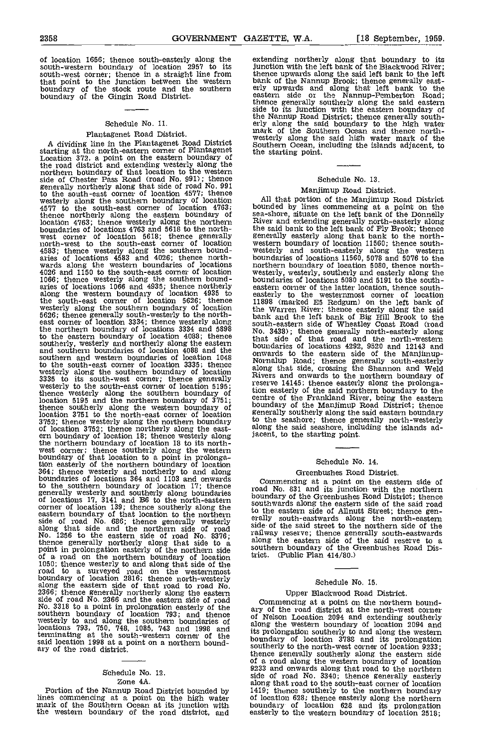of location 1656; thence south-easterly along the south-western boundary of location 2957 to its south-west corner; thence in a straight line from that point to the junction between the western boundary of the stock route and the southern boundary of the Gingin Road District.

## Schedule No. 11.

### Plantagenet Road District.

A dividing line in the Plantagenet Road District starting at the north-eastern corner of Plantagenet Location 372, a point on the eastern boundary of the road district and extending westerly along the northern boundary of that location to the western side of Chester Pass Road (road No. 991); thence generally northerly along that side of road No. 991 to the south-east corner of location 4577; thence westerly along the southern boundary of location 4577 to the south-east corner of location 4763; thence northerly along the eastern boundary of location 4763; thence westerly along the northern boundaries of locations 4763 and 5618 to the north-west corner of location 5618; thence generally north-west to the south-east corner of location 4583; thence westerly along the southern boundaries of locations 4583 and 4026; thence northwards along the western boundaries of locations 4026 and 1150 to the south-east corner of location 1066; thence westerly along the southern boundaries of locations 1066 and 4935; thence northerly along the western boundary of location 4935 to the south-east corner of location 5626; thence westerly along the southern boundary of location 5626; thence generally south-westerly to the north-east corner of location 3334; thence westerly along the northern boundary of locations 3334 and 5898 to the eastern boundary of location 4088; thence southerly, westerly and northerly along the eastern and southern boundaries of location 4088 and the southern and western boundaries of location 1048 to the south-east corner of location 3335; thence westerly along the southern boundary of location 3335 to its south-west corner; thence generally westerly to the south-east corner of location 5195; thence westerly along the southern boundary of location 5195 and the northern boundary of 3751; thence southerly along the western boundary of location 3751 to the north-east corner of location 3752; thence westerly along the northern boundary of location 3752; thence northerly along the eastern boundary of location 18; thence westerly along the northern boundary of location 18 to its north-west corner; thence southerly along the western boundary of that location to a point in prolongation easterly of the northern boundary of location 364; thence westerly and northerly to and along boundaries of locations 364 and 1103 and onwards to the southern boundary of location 17; thence generally westerly and southerly along boundaries of locations 17, 3141 and B6 to the north-eastern corner of location 139; thence southerly along the eastern boundary of that location to the northern side of road No. 686; thence generally westerly along that side and the northern side of road No. 1256 to the eastern side of road No. 3376; thence generally northerly along that side to a point in prolongation easterly of the northern side of a road on the northern boundary of location 1050; thence westerly to and along that side of the road to a surveyed road on the westernmost boundary of location 2816; thence north-westerly along the eastern side of that road to road No. 2366; thence generally northerly along the eastern side of road No. 2366 and the eastern side of road No. 3318 to a point in prolongation easterly of the southern boundary of location 793; and thence westerly to and along the southern boundaries of locations 793, 750, 748, 1085, 743 and 1998 and terminating at the south-western corner of the said location 1998 at a point on a northern boundary of the road district.

## Schedule No. 12.

### Zone 4A.

Portion of the Nannup Road District bounded by lines commencing at a point on the high water mark of the Southern Ocean at its junction with the western boundary of the road district, and extending northerly along that boundary to its junction with the left bank of the Blackwood River; thence upwards along the said left bank to the left bank of the Nannup Brook; thence generally easterly upwards and along that left bank to the eastern side of the Nannup-Pemberton Road; thence generally southerly along the said eastern side to its junction with the eastern boundary of the Nannup Road District; thence generally southerly along the said boundary to the high water mark of the Southern Ocean and thence north-westerly along the said high water mark of the Southern Ocean, including the islands adjacent, to the starting point.

## Schedule No. 13.

### Manjimup Road District.

All that portion of the Manjimup Road District bounded by lines commencing at a point on the sea-shore, situate on the left bank of the Donnelly River and extending generally north-easterly along the said bank to the left bank of Fly Brook; thence generally easterly along that bank to the north-western boundary of location 11560; thence south-westerly and south-easterly along the western boundaries of locations 11560, 5078 and 5076 to the northern boundary of location 5080, thence north-westerly, westerly, southerly and easterly along the boundaries of locations 5080 and 5191 to the south-eastern corner of the latter location, thence south-easterly to the westernmost corner of location 11898 (marked E5 Redgum) on the left bank of the Warren River; thence easterly along the said bank and the left bank of Big Hill Brook to the south-eastern side of Wheatley Coast Road (road No. 3438); thence generally north-easterly along that side of that road and the north-western boundaries of locations 4292, 9520 and 12143 and onwards to the eastern side of the Manjimup-Nornalup Road; thence generally south-easterly along that side, crossing the Shannon and Weld Rivers and onwards to the northern boundary of reserve 14145; thence easterly along the prolongation easterly of the said northern boundary to the centre of the Frankland River, being the eastern boundary of the Manjimup Road District; thence generally southerly along the said eastern boundary to the seashore; thence generally north-westerly along the said seashore, including the islands adjacent, to the starting point.

## Schedule No. 14.

### Greenbushes Road District.

Commencing at a point on the eastern side of road No. 831 and its junction with the northern boundary of the Greenbushes Road District; thence southwards along the eastern side of the said road to the eastern side of Allnutt Street; thence generally south-eastwards along the north-eastern side of the said street to the northern side of the railway reserve; thence generally south-eastwards along the eastern side of the said reserve to a southern boundary of the Greenbushes Road District. (Public Plan 414/80.)

## Schedule No. 15.

### Upper Blackwood Road District.

Commencing at a point on the northern boundary of the road district at the north-west corner of Nelson Location 2094 and extending southerly along the western boundary of location 2094 and its prolongation southerly to and along the western boundary of location 3788 and its prolongation southerly to the north-west corner of location 9233; thence generally southerly along the eastern side of a road along the western boundary of location 9233 and onwards along that road to the northern side of road No. 3340; thence generally easterly along that road to the south-east corner of location 1419; thence southerly to the northern boundary of location 628; thence easterly along the northern boundary of location 628 and its prolongation easterly to the western boundary of location 2518;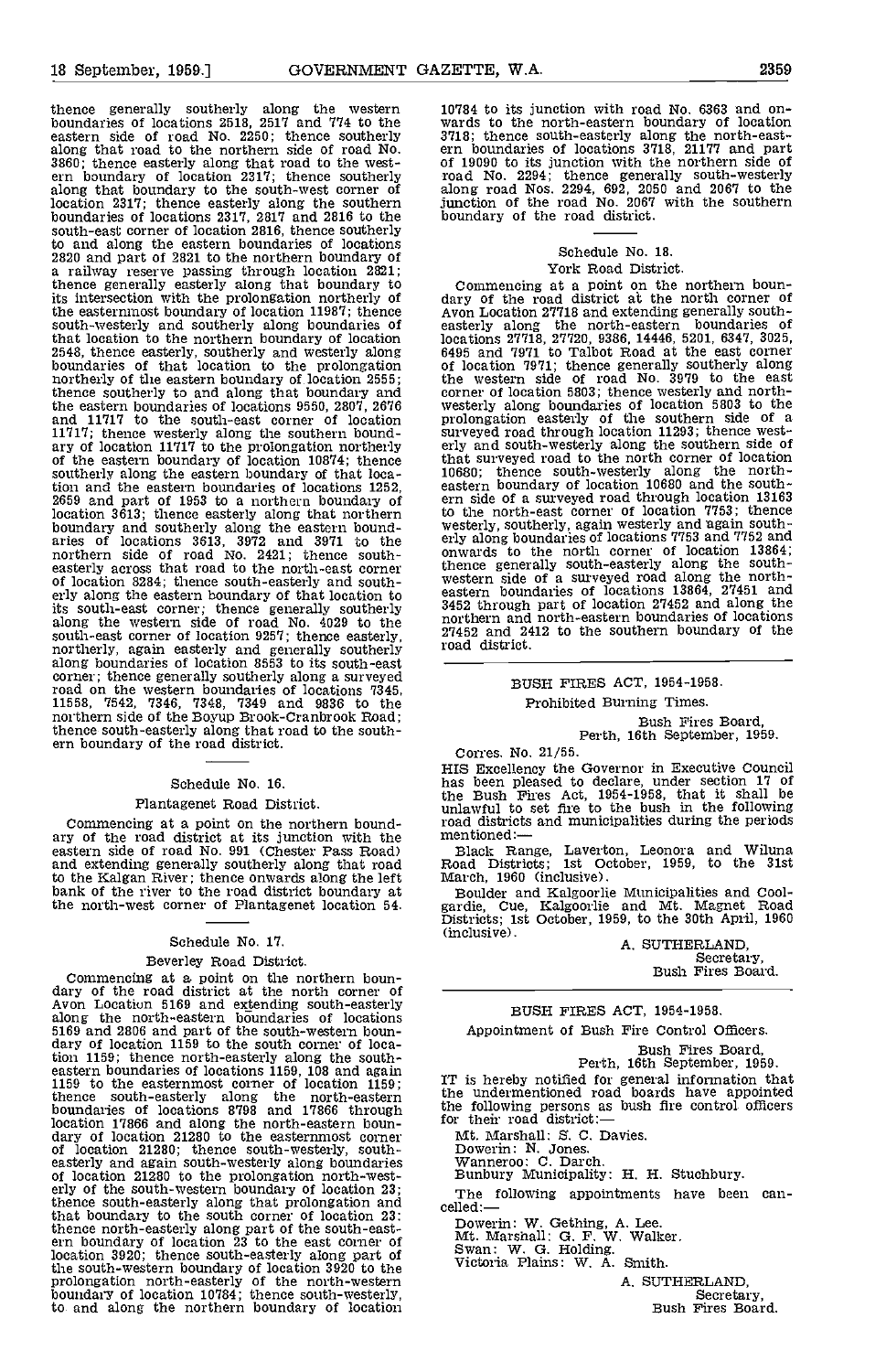thence generally southerly along the western boundaries of locations 2518, 2517 and 774 to the eastern side of road No. 2250; thence southerly along that road to the northern side of road No. 3860; thence easterly along that road to the western boundary of location 2317; thence southerly along that boundary to the south-west corner of location 2317; thence easterly along the southern boundaries of locations 2317, 2817 and 2816 to the south-east corner of location 2816, thence southerly to and along the eastern boundaries of locations 2820 and part of 2821 to the northern boundary of a railway reserve passing through location 2821; thence generally easterly along that boundary to its intersection with the prolongation northerly of the easternmost boundary of location 11987; thence south-westerly and southerly along boundaries of that location to the northern boundary of location 2548, thence easterly, southerly and westerly along boundaries of that location to the prolongation northerly of the eastern boundary of location 2555; thence southerly to and along that boundary and the eastern boundaries of locations 9550, 2807, 2676 and 11717 to the south-east corner of location 11717; thence westerly along the southern boundary of location 11717 to the prolongation northerly of the eastern boundary of location 10874; thence southerly along the eastern boundary of that location and the eastern boundaries of locations 1252, 2659 and part of 1953 to a northern boundary of location 3613; thence easterly along that northern boundary and southerly along the eastern boundaries of locations 3613, 3972 and 3971 to the northern side of road No. 2421; thence south-easterly across that road to the north-east corner of location 8284; thence south-easterly and southerly along the eastern boundary of that location to its south-east corner; thence generally southerly along the western side of road No. 4029 to the south-east corner of location 9257; thence easterly, northerly, again easterly and generally southerly along boundaries of location 8553 to its south-east corner; thence generally southerly along a surveyed road on the western boundaries of locations 7345, 11558, 7542, 7346, 7348, 7349 and 9836 to the northern side of the Boyup Brook-Cranbrook Road; thence south-easterly along that road to the southern boundary of the road district.

## Schedule No. 16.

### Plantagenet Road District.

Commencing at a point on the northern boundary of the road district at its junction with the eastern side of road No. 991 (Chester Pass Road) and extending generally southerly along that road to the Kalgan River; thence onwards along the left bank of the river to the road district boundary at the north-west corner of Plantagenet location 54.

## Schedule No. 17.

### Beverley Road District.

Commencing at a point on the northern boundary of the road district at the north corner of Avon Location 5169 and extending south-easterly along the north-eastern boundaries of locations 5169 and 2806 and part of the south-western boundary of location 1159 to the south corner of location 1159; thence north-easterly along the south-eastern boundaries of locations 1159, 108 and again 1159 to the easternmost corner of location 1159; thence south-easterly along the north-eastern boundaries of locations 8798 and 17866 through location 17866 and along the north-eastern boundary of location 21280 to the easternmost corner of location 21280; thence south-westerly, south-easterly and again south-westerly along boundaries of location 21280 to the prolongation north-westerly of the south-western boundary of location 23; thence south-easterly along that prolongation and that boundary to the south corner of location 23: thence north-easterly along part of the south-eastern boundary of location 23 to the east corner of location 3920; thence south-easterly along part of the south-western boundary of location 3920 to the prolongation north-easterly of the north-western boundary of location 10784; thence south-westerly, to and along the northern boundary of location 10784 to its junction with road No. 6363 and onwards to the north-eastern boundary of location 3718; thence south-easterly along the north-eastern boundaries of locations 3718, 21177 and part of 19090 to its junction with the northern side of road No. 2294; thence generally south-westerly along road Nos. 2294, 692, 2050 and 2067 to the junction of the road No. 2067 with the southern boundary of the road district.

## Schedule No. 18.

### York Road District.

Commencing at a point on the northern boundary of the road district at the north corner of Avon Location 27718 and extending generally south-easterly along the north-eastern boundaries of locations 27718, 27720, 9386, 14446, 5201, 6347, 3025, 6495 and 7971 to Talbot Road at the east corner of location 7971; thence generally southerly along the western side of road No. 3979 to the east corner of location 5803; thence westerly and north-westerly along boundaries of location 5803 to the prolongation easterly of the southern side of a surveyed road through location 11293; thence westerly and south-westerly along the southern side of that surveyed road to the north corner of location 10680; thence south-westerly along the north-eastern boundary of location 10680 and the southern side of a surveyed road through location 13163 to the north-east corner of location 7753; thence westerly, southerly, again westerly and again southerly along boundaries of locations 7753 and 7752 and onwards to the north corner of location 13864; thence generally south-easterly along the south-western side of a surveyed road along the north-eastern boundaries of locations 13864, 27451 and 3452 through part of location 27452 and along the northern and north-eastern boundaries of locations 27452 and 2412 to the southern boundary of the road district.

---

## BUSH FIRES ACT, 1954-1958.

### Prohibited Burning Times.

Bush Fires Board,
Perth, 16th September, 1959.

Corres. No. 21/55.

HIS Excellency the Governor in Executive Council has been pleased to declare, under section 17 of the Bush Fires Act, 1954-1958, that it shall be unlawful to set fire to the bush in the following road districts and municipalities during the periods mentioned:—

Black Range, Laverton, Leonora and Wiluna Road Districts; 1st October, 1959, to the 31st March, 1960 (inclusive).

Boulder and Kalgoorlie Municipalities and Coolgardie, Cue, Kalgoorlie and Mt. Magnet Road Districts; 1st October, 1959, to the 30th April, 1960 (inclusive).

A. SUTHERLAND,
Secretary,
Bush Fires Board.

---

## BUSH FIRES ACT, 1954-1958.

### Appointment of Bush Fire Control Officers.

Bush Fires Board,
Perth, 16th September, 1959.

IT is hereby notified for general information that the undermentioned road boards have appointed the following persons as bush fire control officers for their road district:—

Mt. Marshall: S. C. Davies.
Dowerin: N. Jones.
Wanneroo: C. Darch.
Bunbury Municipality: H. H. Stuchbury.

The following appointments have been cancelled:—

Dowerin: W. Gething, A. Lee.
Mt. Marshall: G. F. W. Walker.
Swan: W. G. Holding.
Victoria Plains: W. A. Smith.

A. SUTHERLAND,
Secretary,
Bush Fires Board.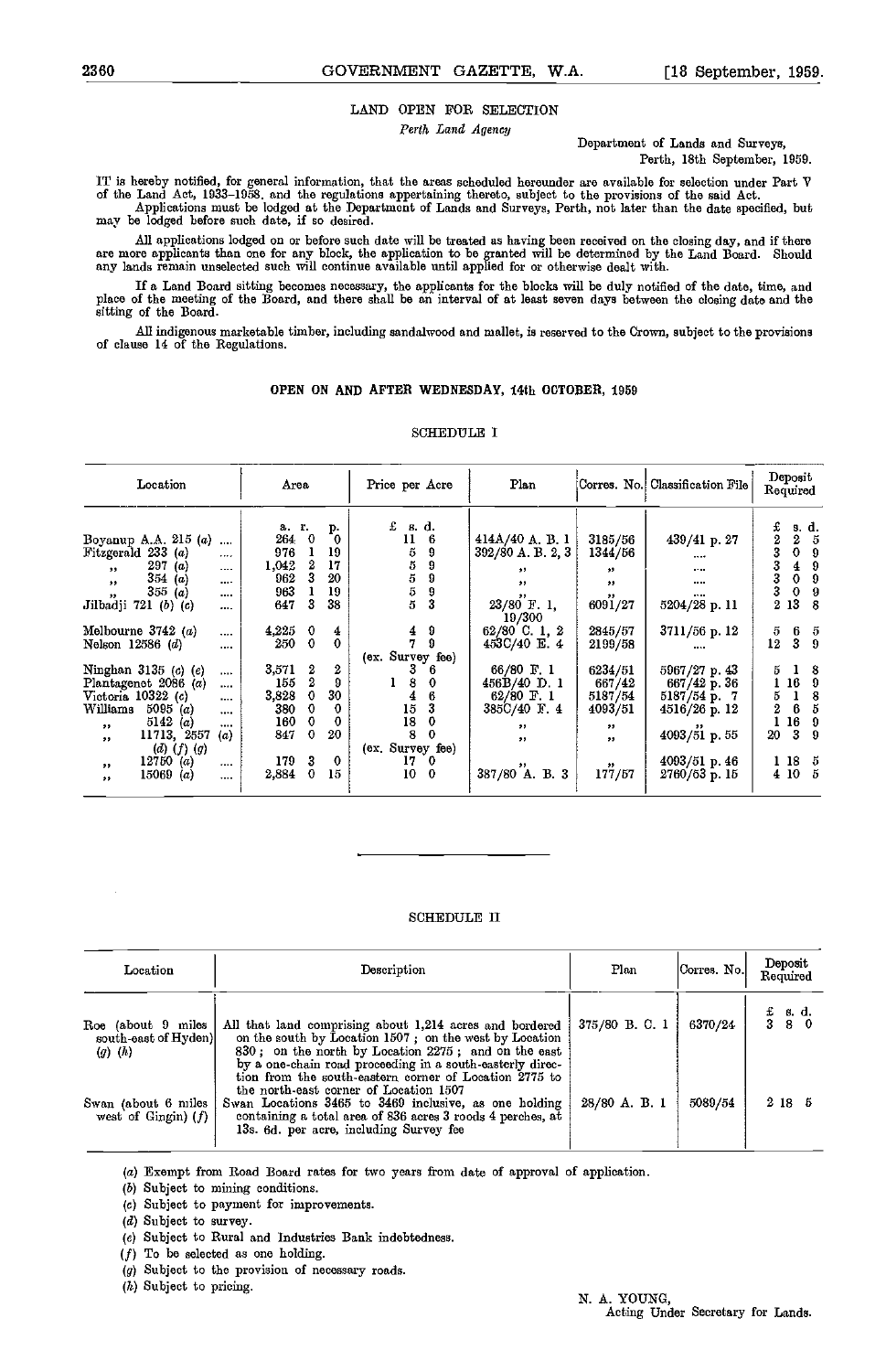## LAND OPEN FOR SELECTION

*Perth Land Agency*

Department of Lands and Surveys,
Perth, 18th September, 1959.

IT is hereby notified, for general information, that the areas scheduled hereunder are available for selection under Part V of the Land Act, 1933–1958, and the regulations appertaining thereto, subject to the provisions of the said Act.

Applications must be lodged at the Department of Lands and Surveys, Perth, not later than the date specified, but may be lodged before such date, if so desired.

All applications lodged on or before such date will be treated as having been received on the closing day, and if there are more applicants than one for any block, the application to be granted will be determined by the Land Board. Should any lands remain unselected such will continue available until applied for or otherwise dealt with.

If a Land Board sitting becomes necessary, the applicants for the blocks will be duly notified of the date, time, and place of the meeting of the Board, and there shall be an interval of at least seven days between the closing date and the sitting of the Board.

All indigenous marketable timber, including sandalwood and mallet, is reserved to the Crown, subject to the provisions of clause 14 of the Regulations.

### OPEN ON AND AFTER WEDNESDAY, 14th OCTOBER, 1959

#### SCHEDULE I

| Location | Area | Price per Acre | Plan | Corres. No. | Classification File | Deposit Required |
|---|---|---|---|---|---|---|
| | a. r. p. | £ s. d. | | | | £ s. d. |
| Boyanup A.A. 215 (a) .... | 264 0 0 | 11 6 | 414A/40 A. B. 1 | 3185/56 | 439/41 p. 27 | 2 2 5 |
| Fitzgerald 233 (a) .... | 976 1 19 | 5 9 | 392/80 A. B. 2, 3 | 1344/56 | .... | 3 0 9 |
| ,, 297 (a) .... | 1,042 2 17 | 5 9 | ,, | ,, | .... | 3 4 9 |
| ,, 354 (a) .... | 962 3 20 | 5 9 | ,, | ,, | .... | 3 0 9 |
| ,, 355 (a) .... | 963 1 19 | 5 9 | ,, | ,, | .... | 3 0 9 |
| Jilbadji 721 (b) (c) .... | 647 3 38 | 5 3 | 23/80 F. 1, 19/300 | 6091/27 | 5204/28 p. 11 | 2 13 8 |
| Melbourne 3742 (a) .... | 4,225 0 4 | 4 9 | 62/80 C. 1, 2 | 2845/57 | 3711/56 p. 12 | 5 6 5 |
| Nelson 12586 (d) .... | 250 0 0 | 7 9 (ex. Survey fee) | 453C/40 E. 4 | 2199/58 | .... | 12 3 9 |
| Ninghan 3135 (c) (e) .... | 3,571 2 2 | 3 6 | 66/80 F. 1 | 6234/51 | 5967/27 p. 43 | 5 1 8 |
| Plantagenet 2086 (a) .... | 155 2 9 | 1 8 0 | 456B/40 D. 1 | 667/42 | 667/42 p. 36 | 1 16 9 |
| Victoria 10322 (c) .... | 3,828 0 30 | 4 6 | 62/80 F. 1 | 5187/54 | 5187/54 p. 7 | 5 1 8 |
| Williams 5095 (a) .... | 380 0 0 | 15 3 | 385C/40 F. 4 | 4093/51 | 4516/26 p. 12 | 2 6 5 |
| ,, 5142 (a) .... | 160 0 0 | 18 0 | ,, | ,, | ,, | 1 16 9 |
| ,, 11713, 2557 (a) (d) (f) (g) | 847 0 20 | 8 0 (ex. Survey fee) | ,, | ,, | 4093/51 p. 55 | 20 3 9 |
| ,, 12750 (a) .... | 179 3 0 | 17 0 | ,, | ,, | 4093/51 p. 46 | 1 18 5 |
| ,, 15069 (a) .... | 2,884 0 15 | 10 0 | 387/80 A. B. 3 | 177/57 | 2760/53 p. 15 | 4 10 5 |

#### SCHEDULE II

| Location | Description | Plan | Corres. No. | Deposit Required |
|---|---|---|---|---|
| | | | | £ s. d. |
| Roe (about 9 miles south-east of Hyden) (g) (h) | All that land comprising about 1,214 acres and bordered on the south by Location 1507; on the west by Location 830; on the north by Location 2275; and on the east by a one-chain road proceeding in a south-easterly direction from the south-eastern corner of Location 2775 to the north-east corner of Location 1507 | 375/80 B. C. 1 | 6370/24 | 3 8 0 |
| Swan (about 6 miles west of Gingin) (f) | Swan Locations 3465 to 3469 inclusive, as one holding containing a total area of 836 acres 3 roods 4 perches, at 13s. 6d. per acre, including Survey fee | 28/80 A. B. 1 | 5089/54 | 2 18 5 |

(a) Exempt from Road Board rates for two years from date of approval of application.

(b) Subject to mining conditions.

(c) Subject to payment for improvements.

(d) Subject to survey.

(e) Subject to Rural and Industries Bank indebtedness.

(f) To be selected as one holding.

(g) Subject to the provision of necessary roads.

(h) Subject to pricing.

N. A. YOUNG,
Acting Under Secretary for Lands.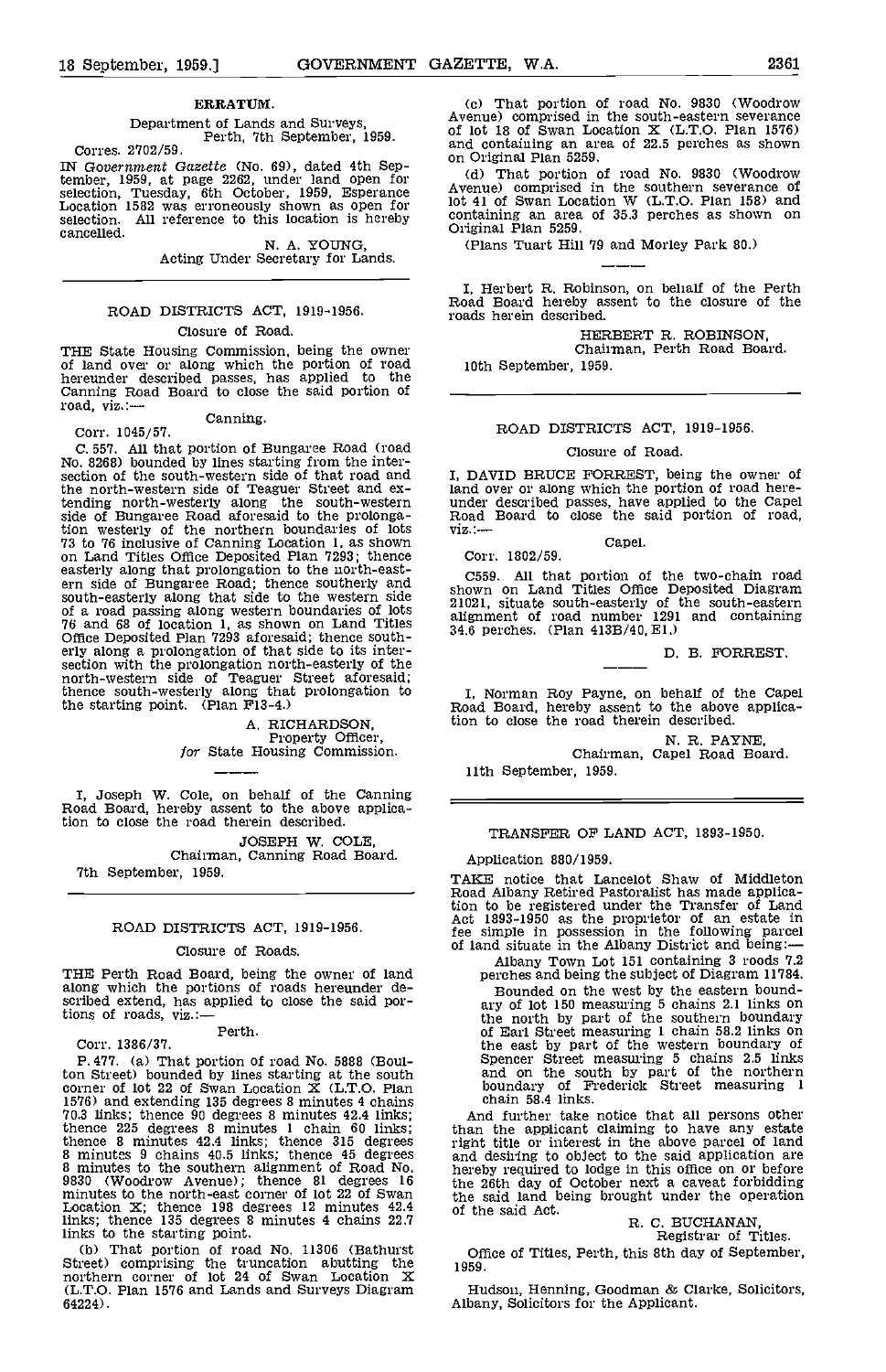## ERRATUM.

Department of Lands and Surveys,
Perth, 7th September, 1959.

Corres. 2702/59.

IN *Government Gazette* (No. 69), dated 4th September, 1959, at page 2262, under land open for selection, Tuesday, 6th October, 1959, Esperance Location 1582 was erroneously shown as open for selection. All reference to this location is hereby cancelled.

N. A. YOUNG,
Acting Under Secretary for Lands.

---

## ROAD DISTRICTS ACT, 1919-1956.

### Closure of Road.

THE State Housing Commission, being the owner of land over or along which the portion of road hereunder described passes, has applied to the Canning Road Board to close the said portion of road, viz.:—

Canning.

Corr. 1045/57.

C. 557. All that portion of Bungaree Road (road No. 8268) bounded by lines starting from the intersection of the south-western side of that road and the north-western side of Teaguer Street and extending north-westerly along the south-western side of Bungaree Road aforesaid to the prolongation westerly of the northern boundaries of lots 73 to 76 inclusive of Canning Location 1, as shown on Land Titles Office Deposited Plan 7293; thence easterly along that prolongation to the north-eastern side of Bungaree Road; thence southerly and south-easterly along that side to the western side of a road passing along western boundaries of lots 76 and 68 of location 1, as shown on Land Titles Office Deposited Plan 7293 aforesaid; thence southerly along a prolongation of that side to its intersection with the prolongation north-easterly of the north-western side of Teaguer Street aforesaid; thence south-westerly along that prolongation to the starting point. (Plan F13-4.)

A. RICHARDSON,
Property Officer,
*for* State Housing Commission.

---

I, Joseph W. Cole, on behalf of the Canning Road Board, hereby assent to the above application to close the road therein described.

JOSEPH W. COLE,
Chairman, Canning Road Board.

7th September, 1959.

---

## ROAD DISTRICTS ACT, 1919-1956.

### Closure of Roads.

THE Perth Road Board, being the owner of land along which the portions of roads hereunder described extend, has applied to close the said portions of roads, viz.:—

Perth.

Corr. 1386/37.

P. 477. (a) That portion of road No. 5888 (Boulton Street) bounded by lines starting at the south corner of lot 22 of Swan Location X (L.T.O. Plan 1576) and extending 135 degrees 8 minutes 4 chains 70.3 links; thence 90 degrees 8 minutes 42.4 links; thence 225 degrees 8 minutes 1 chain 60 links; thence 8 minutes 42.4 links; thence 315 degrees 8 minutes 9 chains 40.5 links; thence 45 degrees 8 minutes to the southern alignment of Road No. 9830 (Woodrow Avenue); thence 81 degrees 16 minutes to the north-east corner of lot 22 of Swan Location X; thence 198 degrees 12 minutes 42.4 links; thence 135 degrees 8 minutes 4 chains 22.7 links to the starting point.

(b) That portion of road No. 11306 (Bathurst Street) comprising the truncation abutting the northern corner of lot 24 of Swan Location X (L.T.O. Plan 1576 and Lands and Surveys Diagram 64224).

(c) That portion of road No. 9830 (Woodrow Avenue) comprised in the south-eastern severance of lot 18 of Swan Location X (L.T.O. Plan 1576) and containing an area of 22.5 perches as shown on Original Plan 5259.

(d) That portion of road No. 9830 (Woodrow Avenue) comprised in the southern severance of lot 41 of Swan Location W (L.T.O. Plan 158) and containing an area of 35.3 perches as shown on Original Plan 5259.

(Plans Tuart Hill 79 and Morley Park 80.)

---

I, Herbert R. Robinson, on behalf of the Perth Road Board hereby assent to the closure of the roads herein described.

HERBERT R. ROBINSON,
Chairman, Perth Road Board.

10th September, 1959.

---

## ROAD DISTRICTS ACT, 1919-1956.

### Closure of Road.

I, DAVID BRUCE FORREST, being the owner of land over or along which the portion of road hereunder described passes, have applied to the Capel Road Board to close the said portion of road, viz.:—

Capel.

Corr. 1802/59.

C559. All that portion of the two-chain road shown on Land Titles Office Deposited Diagram 21021, situate south-easterly of the south-eastern alignment of road number 1291 and containing 34.6 perches. (Plan 413B/40, E1.)

D. B. FORREST.

---

I, Norman Roy Payne, on behalf of the Capel Road Board, hereby assent to the above application to close the road therein described.

N. R. PAYNE,
Chairman, Capel Road Board.

11th September, 1959.

---

## TRANSFER OF LAND ACT, 1893-1950.

Application 880/1959.

TAKE notice that Lancelot Shaw of Middleton Road Albany Retired Pastoralist has made application to be registered under the Transfer of Land Act 1893-1950 as the proprietor of an estate in fee simple in possession in the following parcel of land situate in the Albany District and being:—

Albany Town Lot 151 containing 3 roods 7.2 perches and being the subject of Diagram 11784.

Bounded on the west by the eastern boundary of lot 150 measuring 5 chains 2.1 links on the north by part of the southern boundary of Earl Street measuring 1 chain 58.2 links on the east by part of the western boundary of Spencer Street measuring 5 chains 2.5 links and on the south by part of the northern boundary of Frederick Street measuring 1 chain 58.4 links.

And further take notice that all persons other than the applicant claiming to have any estate right title or interest in the above parcel of land and desiring to object to the said application are hereby required to lodge in this office on or before the 26th day of October next a caveat forbidding the said land being brought under the operation of the said Act.

R. C. BUCHANAN,
Registrar of Titles.

Office of Titles, Perth, this 8th day of September, 1959.

Hudson, Henning, Goodman & Clarke, Solicitors, Albany, Solicitors for the Applicant.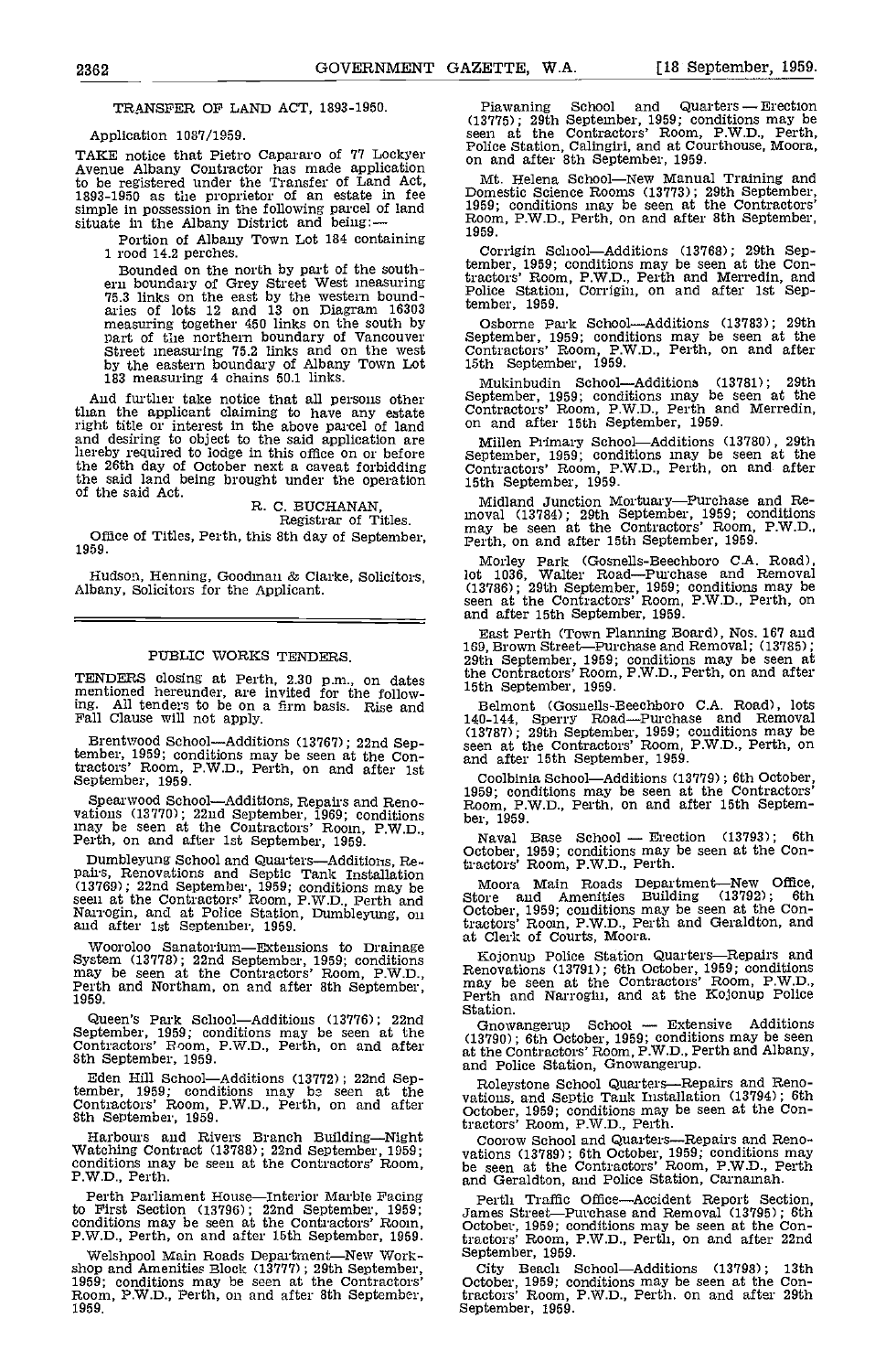## TRANSFER OF LAND ACT, 1893-1950.

Application 1037/1959.

TAKE notice that Pietro Capararo of 77 Lockyer Avenue Albany Contractor has made application to be registered under the Transfer of Land Act, 1893-1950 as the proprietor of an estate in fee simple in possession in the following parcel of land situate in the Albany District and being:—

Portion of Albany Town Lot 184 containing 1 rood 14.2 perches.

Bounded on the north by part of the southern boundary of Grey Street West measuring 75.3 links on the east by the western boundaries of lots 12 and 13 on Diagram 16303 measuring together 450 links on the south by part of the northern boundary of Vancouver Street measuring 75.2 links and on the west by the eastern boundary of Albany Town Lot 183 measuring 4 chains 50.1 links.

And further take notice that all persons other than the applicant claiming to have any estate right title or interest in the above parcel of land and desiring to object to the said application are hereby required to lodge in this office on or before the 26th day of October next a caveat forbidding the said land being brought under the operation of the said Act.

R. C. BUCHANAN,
Registrar of Titles.

Office of Titles, Perth, this 8th day of September, 1959.

Hudson, Henning, Goodman & Clarke, Solicitors, Albany, Solicitors for the Applicant.

---

## PUBLIC WORKS TENDERS.

TENDERS closing at Perth, 2.30 p.m., on dates mentioned hereunder, are invited for the following. All tenders to be on a firm basis. Rise and Fall Clause will not apply.

Brentwood School—Additions (13767); 22nd September, 1959; conditions may be seen at the Contractors' Room, P.W.D., Perth, on and after 1st September, 1959.

Spearwood School—Additions, Repairs and Renovations (13770); 22nd September, 1959; conditions may be seen at the Contractors' Room, P.W.D., Perth, on and after 1st September, 1959.

Dumbleyung School and Quarters—Additions, Repairs, Renovations and Septic Tank Installation (13769); 22nd September, 1959; conditions may be seen at the Contractors' Room, P.W.D., Perth and Narrogin, and at Police Station, Dumbleyung, on and after 1st September, 1959.

Wooroloo Sanatorium—Extensions to Drainage System (13778); 22nd September, 1959; conditions may be seen at the Contractors' Room, P.W.D., Perth and Northam, on and after 8th September, 1959.

Queen's Park School—Additions (13776); 22nd September, 1959; conditions may be seen at the Contractors' Room, P.W.D., Perth, on and after 8th September, 1959.

Eden Hill School—Additions (13772); 22nd September, 1959; conditions may be seen at the Contractors' Room, P.W.D., Perth, on and after 8th September, 1959.

Harbours and Rivers Branch Building—Night Watching Contract (13788); 22nd September, 1959; conditions may be seen at the Contractors' Room, P.W.D., Perth.

Perth Parliament House—Interior Marble Facing to First Section (13796); 22nd September, 1959; conditions may be seen at the Contractors' Room, P.W.D., Perth, on and after 15th September, 1959.

Welshpool Main Roads Department—New Workshop and Amenities Block (13777); 29th September, 1959; conditions may be seen at the Contractors' Room, P.W.D., Perth, on and after 8th September, 1959.

Piawaning School and Quarters — Erection (13775); 29th September, 1959; conditions may be seen at the Contractors' Room, P.W.D., Perth, Police Station, Calingiri, and at Courthouse, Moora, on and after 8th September, 1959.

Mt. Helena School—New Manual Training and Domestic Science Rooms (13773); 29th September, 1959; conditions may be seen at the Contractors' Room, P.W.D., Perth, on and after 8th September, 1959.

Corrigin School—Additions (13768); 29th September, 1959; conditions may be seen at the Contractors' Room, P.W.D., Perth and Merredin, and Police Station, Corrigin, on and after 1st September, 1959.

Osborne Park School—Additions (13783); 29th September, 1959; conditions may be seen at the Contractors' Room, P.W.D., Perth, on and after 15th September, 1959.

Mukinbudin School—Additions (13781); 29th September, 1959; conditions may be seen at the Contractors' Room, P.W.D., Perth and Merredin, on and after 15th September, 1959.

Millen Primary School—Additions (13780), 29th September, 1959; conditions may be seen at the Contractors' Room, P.W.D., Perth, on and after 15th September, 1959.

Midland Junction Mortuary—Purchase and Removal (13784); 29th September, 1959; conditions may be seen at the Contractors' Room, P.W.D., Perth, on and after 15th September, 1959.

Morley Park (Gosnells-Beechboro C.A. Road), lot 1036, Walter Road—Purchase and Removal (13786); 29th September, 1959; conditions may be seen at the Contractors' Room, P.W.D., Perth, on and after 15th September, 1959.

East Perth (Town Planning Board), Nos. 167 and 169, Brown Street—Purchase and Removal; (13785); 29th September, 1959; conditions may be seen at the Contractors' Room, P.W.D., Perth, on and after 15th September, 1959.

Belmont (Gosnells-Beechboro C.A. Road), lots 140-144, Sperry Road—Purchase and Removal (13787); 29th September, 1959; conditions may be seen at the Contractors' Room, P.W.D., Perth, on and after 15th September, 1959.

Coolbinia School—Additions (13779); 6th October, 1959; conditions may be seen at the Contractors' Room, P.W.D., Perth, on and after 15th September, 1959.

Naval Base School — Erection (13793); 6th October, 1959; conditions may be seen at the Contractors' Room, P.W.D., Perth.

Moora Main Roads Department—New Office, Store and Amenities Building (13792); 6th October, 1959; conditions may be seen at the Contractors' Room, P.W.D., Perth and Geraldton, and at Clerk of Courts, Moora.

Kojonup Police Station Quarters—Repairs and Renovations (13791); 6th October, 1959; conditions may be seen at the Contractors' Room, P.W.D., Perth and Narrogin, and at the Kojonup Police Station.

Gnowangerup School — Extensive Additions (13790); 6th October, 1959; conditions may be seen at the Contractors' Room, P.W.D., Perth and Albany, and Police Station, Gnowangerup.

Roleystone School Quarters—Repairs and Renovations, and Septic Tank Installation (13794); 6th October, 1959; conditions may be seen at the Contractors' Room, P.W.D., Perth.

Coorow School and Quarters—Repairs and Renovations (13789); 6th October, 1959; conditions may be seen at the Contractors' Room, P.W.D., Perth and Geraldton, and Police Station, Carnamah.

Perth Traffic Office—Accident Report Section, James Street—Purchase and Removal (13795); 6th October, 1959; conditions may be seen at the Contractors' Room, P.W.D., Perth, on and after 22nd September, 1959.

City Beach School—Additions (13798); 13th October, 1959; conditions may be seen at the Contractors' Room, P.W.D., Perth, on and after 29th September, 1959.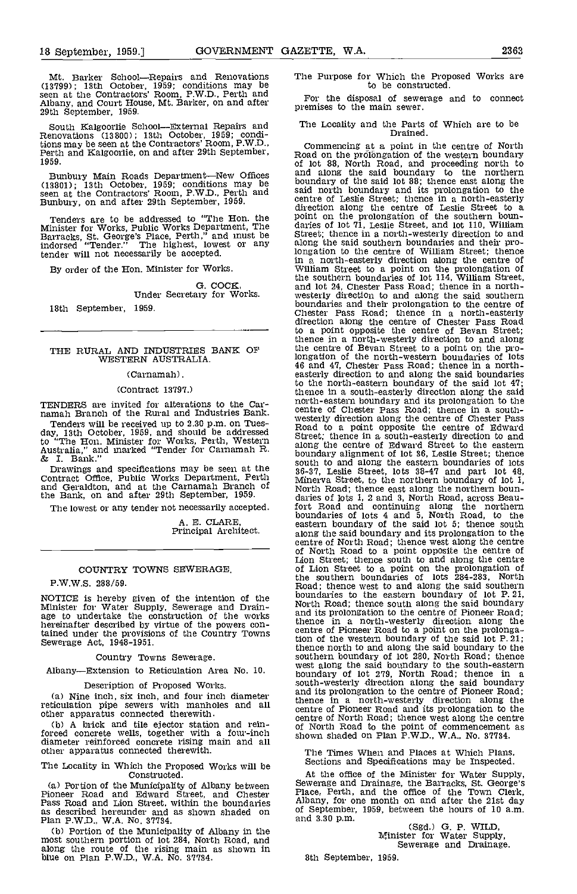Mt. Barker School—Repairs and Renovations (13799); 13th October, 1959; conditions may be seen at the Contractors' Room, P.W.D., Perth and Albany, and Court House, Mt. Barker, on and after 29th September, 1959.

South Kalgoorlie School—External Repairs and Renovations (13800); 13th October, 1959; conditions may be seen at the Contractors' Room, P.W.D., Perth and Kalgoorlie, on and after 29th September, 1959.

Bunbury Main Roads Department—New Offices (13801); 13th October, 1959; conditions may be seen at the Contractors' Room, P.W.D., Perth and Bunbury, on and after 29th September, 1959.

Tenders are to be addressed to "The Hon. the Minister for Works, Public Works Department, The Barracks, St. George's Place, Perth," and must be indorsed "Tender." The highest, lowest or any tender will not necessarily be accepted.

By order of the Hon. Minister for Works.

G. COCK,
Under Secretary for Works.

18th September, 1959.

---

## THE RURAL AND INDUSTRIES BANK OF WESTERN AUSTRALIA.

(Carnamah).

(Contract 13797.)

TENDERS are invited for alterations to the Carnamah Branch of the Rural and Industries Bank.

Tenders will be received up to 2.30 p.m. on Tuesday, 13th October, 1959, and should be addressed to "The Hon. Minister for Works, Perth, Western Australia," and marked "Tender for Carnamah R. & I. Bank."

Drawings and specifications may be seen at the Contract Office, Public Works Department, Perth and Geraldton, and at the Carnamah Branch of the Bank, on and after 29th September, 1959.

The lowest or any tender not necessarily accepted.

A. E. CLARE,
Principal Architect.

---

## COUNTRY TOWNS SEWERAGE.

P.W.W.S. 288/59.

NOTICE is hereby given of the intention of the Minister for Water Supply, Sewerage and Drainage to undertake the construction of the works hereinafter described by virtue of the powers contained under the provisions of the Country Towns Sewerage Act, 1948-1951.

Country Towns Sewerage.

Albany—Extension to Reticulation Area No. 10.

Description of Proposed Works.

(a) Nine inch, six inch, and four inch diameter reticulation pipe sewers with manholes and all other apparatus connected therewith.

(b) A brick and tile ejector station and reinforced concrete wells, together with a four-inch diameter reinforced concrete rising main and all other apparatus connected therewith.

The Locality in Which the Proposed Works will be Constructed.

(a) Portion of the Municipality of Albany between Pioneer Road and Edward Street, and Chester Pass Road and Lion Street, within the boundaries as described hereunder and as shown shaded on Plan P.W.D., W.A. No. 37734.

(b) Portion of the Municipality of Albany in the most southern portion of lot 284, North Road, and along the route of the rising main as shown in blue on Plan P.W.D., W.A. No. 37734.

The Purpose for Which the Proposed Works are to be constructed.

For the disposal of sewerage and to connect premises to the main sewer.

The Locality and the Parts of Which are to be Drained.

Commencing at a point in the centre of North Road on the prolongation of the western boundary of lot 88, North Road, and proceeding north to and along the said boundary to the northern boundary of the said lot 88; thence east along the said north boundary and its prolongation to the centre of Leslie Street; thence in a north-easterly direction along the centre of Leslie Street to a point on the prolongation of the southern boundaries of lot 71, Leslie Street, and lot 110, William Street; thence in a north-westerly direction to and along the said southern boundaries and their prolongation to the centre of William Street; thence in a north-easterly direction along the centre of William Street to a point on the prolongation of the southern boundaries of lot 114, William Street, and lot 24, Chester Pass Road; thence in a north-westerly direction to and along the said southern boundaries and their prolongation to the centre of Chester Pass Road; thence in a north-easterly direction along the centre of Chester Pass Road to a point opposite the centre of Bevan Street; thence in a north-westerly direction to and along the centre of Bevan Street to a point on the prolongation of the north-western boundaries of lots 46 and 47, Chester Pass Road; thence in a north-easterly direction to and along the said boundaries to the north-eastern boundary of the said lot 47; thence in a south-easterly direction along the said north-eastern boundary and its prolongation to the centre of Chester Pass Road; thence in a south-westerly direction along the centre of Chester Pass Road to a point opposite the centre of Edward Street; thence in a south-easterly direction to and along the centre of Edward Street to the eastern boundary alignment of lot 36, Leslie Street; thence south to and along the eastern boundaries of lots 36-37, Leslie Street, lots 38-47 and part lot 48, Minerva Street, to the northern boundary of lot 1, North Road; thence east along the northern boundaries of lots 1, 2 and 3, North Road, across Beaufort Road and continuing along the northern boundaries of lots 4 and 5, North Road, to the eastern boundary of the said lot 5; thence south along the said boundary and its prolongation to the centre of North Road; thence west along the centre of North Road to a point opposite the centre of Lion Street; thence south to and along the centre of Lion Street to a point on the prolongation of the southern boundaries of lots 284-283, North Road; thence west to and along the said southern boundaries to the eastern boundary of lot P. 21, North Road; thence south along the said boundary and its prolongation to the centre of Pioneer Road; thence in a north-westerly direction along the centre of Pioneer Road to a point on the prolongation of the western boundary of the said lot P. 21; thence north to and along the said boundary to the southern boundary of lot 280, North Road; thence west along the said boundary to the south-eastern boundary of lot 279, North Road; thence in a south-westerly direction along the said boundary and its prolongation to the centre of Pioneer Road; thence in a north-westerly direction along the centre of Pioneer Road and its prolongation to the centre of North Road; thence west along the centre of North Road to the point of commencement as shown shaded on Plan P.W.D., W.A., No. 37734.

The Times When and Places at Which Plans, Sections and Specifications may be Inspected.

At the office of the Minister for Water Supply, Sewerage and Drainage, the Barracks, St. George's Place, Perth, and the office of the Town Clerk, Albany, for one month on and after the 21st day of September, 1959, between the hours of 10 a.m. and 3.30 p.m.

(Sgd.) G. P. WILD,
Minister for Water Supply, Sewerage and Drainage.

8th September, 1959.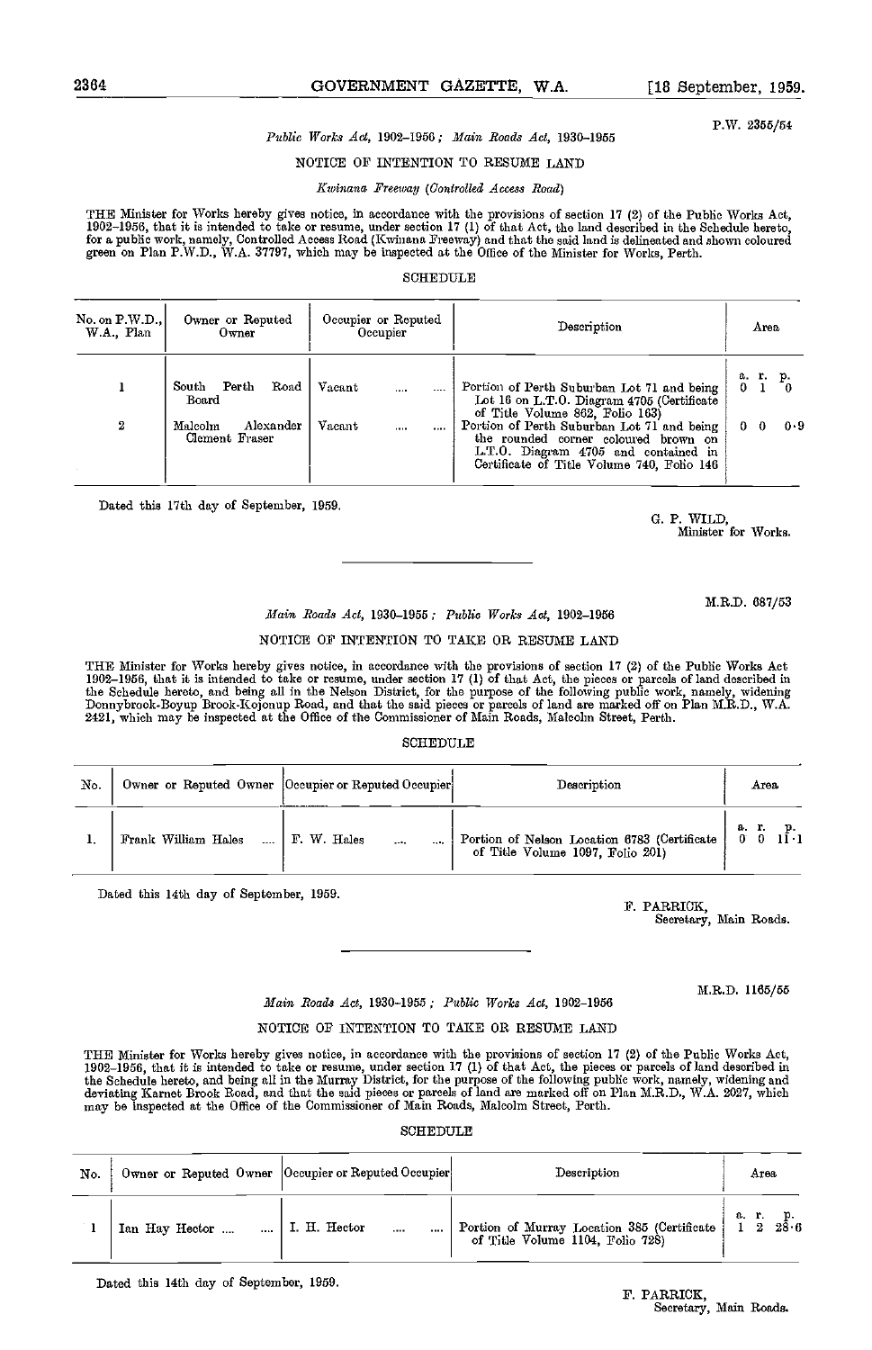P.W. 2355/54

*Public Works Act, 1902–1956; Main Roads Act, 1930–1955*

NOTICE OF INTENTION TO RESUME LAND

*Kwinana Freeway (Controlled Access Road)*

THE Minister for Works hereby gives notice, in accordance with the provisions of section 17 (2) of the Public Works Act, 1902–1956, that it is intended to take or resume, under section 17 (1) of that Act, the land described in the Schedule hereto, for a public work, namely, Controlled Access Road (Kwinana Freeway) and that the said land is delineated and shown coloured green on Plan P.W.D., W.A. 37797, which may be inspected at the Office of the Minister for Works, Perth.

SCHEDULE

| No. on P.W.D., W.A., Plan | Owner or Reputed Owner | Occupier or Reputed Occupier | Description | Area |
|---|---|---|---|---|
| | | | | a. r. p. |
| 1 | South Perth Road Board | Vacant .... .... | Portion of Perth Suburban Lot 71 and being Lot 16 on L.T.O. Diagram 4705 (Certificate of Title Volume 862, Folio 163) | 0 1 0 |
| 2 | Malcolm Alexander Clement Fraser | Vacant .... .... | Portion of Perth Suburban Lot 71 and being the rounded corner coloured brown on L.T.O. Diagram 4705 and contained in Certificate of Title Volume 740, Folio 146 | 0 0 0·9 |

Dated this 17th day of September, 1959.

G. P. WILD,
Minister for Works.

---

M.R.D. 687/53

*Main Roads Act, 1930–1955; Public Works Act, 1902–1956*

NOTICE OF INTENTION TO TAKE OR RESUME LAND

THE Minister for Works hereby gives notice, in accordance with the provisions of section 17 (2) of the Public Works Act 1902–1956, that it is intended to take or resume, under section 17 (1) of that Act, the pieces or parcels of land described in the Schedule hereto, and being all in the Nelson District, for the purpose of the following public work, namely, widening Donnybrook-Boyup Brook-Kojonup Road, and that the said pieces or parcels of land are marked off on Plan M.R.D., W.A. 2421, which may be inspected at the Office of the Commissioner of Main Roads, Malcolm Street, Perth.

SCHEDULE

| No. | Owner or Reputed Owner | Occupier or Reputed Occupier | Description | Area |
|---|---|---|---|---|
| | | | | a. r. p. |
| 1. | Frank William Hales .... | F. W. Hales .... .... | Portion of Nelson Location 6783 (Certificate of Title Volume 1097, Folio 201) | 0 0 11·1 |

Dated this 14th day of September, 1959.

F. PARRICK,
Secretary, Main Roads.

---

M.R.D. 1165/55

*Main Roads Act, 1930–1955; Public Works Act, 1902–1956*

NOTICE OF INTENTION TO TAKE OR RESUME LAND

THE Minister for Works hereby gives notice, in accordance with the provisions of section 17 (2) of the Public Works Act, 1902–1956, that it is intended to take or resume, under section 17 (1) of that Act, the pieces or parcels of land described in the Schedule hereto, and being all in the Murray District, for the purpose of the following public work, namely, widening and deviating Karnet Brook Road, and that the said pieces or parcels of land are marked off on Plan M.R.D., W.A. 2027, which may be inspected at the Office of the Commissioner of Main Roads, Malcolm Street, Perth.

SCHEDULE

| No. | Owner or Reputed Owner | Occupier or Reputed Occupier | Description | Area |
|---|---|---|---|---|
| | | | | a. r. p. |
| 1 | Ian Hay Hector .... .... | I. H. Hector .... .... | Portion of Murray Location 385 (Certificate of Title Volume 1104, Folio 728) | 1 2 28·6 |

Dated this 14th day of September, 1959.

F. PARRICK,
Secretary, Main Roads.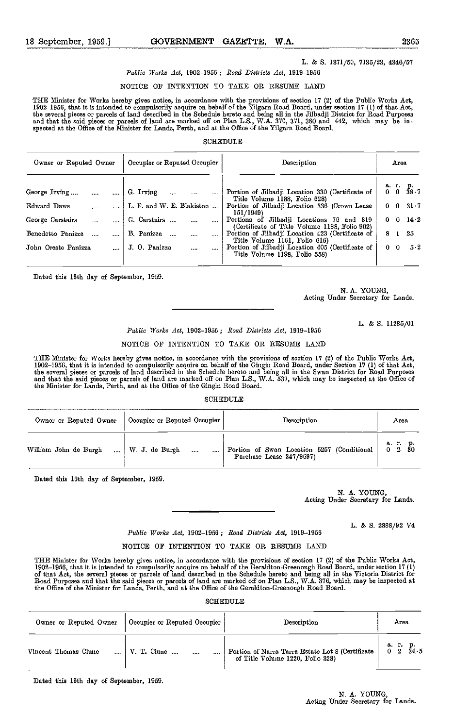L. & S. 1371/50, 7135/23, 4346/57

*Public Works Act*, 1902–1956 ; *Road Districts Act*, 1919–1956

NOTICE OF INTENTION TO TAKE OR RESUME LAND

THE Minister for Works hereby gives notice, in accordance with the provisions of section 17 (2) of the Public Works Act, 1902–1956, that it is intended to compulsorily acquire on behalf of the Yilgarn Road Board, under section 17 (1) of that Act, the several pieces or parcels of land described in the Schedule hereto and being all in the Jilbadji District for Road Purposes and that the said pieces or parcels of land are marked off on Plan L.S., W.A. 370, 371, 380 and 442, which may be inspected at the Office of the Minister for Lands, Perth, and at the Office of the Yilgarn Road Board.

SCHEDULE

| Owner or Reputed Owner | Occupier or Reputed Occupier | Description | Area (a. r. p.) |
|---|---|---|---|
| George Irving .... .... .... | G. Irving .... .... .... | Portion of Jilbadji Location 330 (Certificate of Title Volume 1188, Folio 628) | 0 0 38·7 |
| Edward Daws .... .... | L. F. and W. E. Blakiston .... | Portion of Jilbadji Location 336 (Crown Lease 151/1949) | 0 0 31·7 |
| George Carstairs .... .... | G. Carstairs .... .... .... | Portions of Jilbadji Locations 76 and 319 (Certificate of Title Volume 1188, Folio 902) | 0 0 14·2 |
| Benedetto Panizza .... .... | B. Panizza .... .... .... | Portion of Jilbadji Location 423 (Certificate of Title Volume 1161, Folio 616) | 8 1 25 |
| John Oreste Panizza .... | J. O. Panizza .... .... | Portion of Jilbadji Location 405 (Certificate of Title Volume 1198, Folio 558) | 0 0 5·2 |

Dated this 16th day of September, 1959.

N. A. YOUNG,
Acting Under Secretary for Lands.

---

L. & S. 11285/01

*Public Works Act*, 1902–1956 ; *Road Districts Act*, 1919–1956

NOTICE OF INTENTION TO TAKE OR RESUME LAND

THE Minister for Works hereby gives notice, in accordance with the provisions of section 17 (2) of the Public Works Act, 1902–1956, that it is intended to compulsorily acquire on behalf of the Gingin Road Board, under Section 17 (1) of that Act, the several pieces or parcels of land described in the Schedule hereto and being all in the Swan District for Road Purposes and that the said pieces or parcels of land are marked off on Plan L.S., W.A. 537, which may be inspected at the Office of the Minister for Lands, Perth, and at the Office of the Gingin Road Board.

SCHEDULE

| Owner or Reputed Owner | Occupier or Reputed Occupier | Description | Area (a. r. p.) |
|---|---|---|---|
| William John de Burgh .... | W. J. de Burgh .... .... | Portion of Swan Location 5257 (Conditional Purchase Lease 347/9697) | 0 2 30 |

Dated this 16th day of September, 1959.

N. A. YOUNG,
Acting Under Secretary for Lands.

---

L. & S. 2888/92 V4

*Public Works Act*, 1902–1956 ; *Road Districts Act*, 1919–1956

NOTICE OF INTENTION TO TAKE OR RESUME LAND

THE Minister for Works hereby gives notice, in accordance with the provisions of section 17 (2) of the Public Works Act, 1902–1956, that it is intended to compulsorily acquire on behalf of the Geraldton-Greenough Road Board, under section 17 (1) of that Act, the several pieces or parcels of land described in the Schedule hereto and being all in the Victoria District for Road Purposes and that the said pieces or parcels of land are marked off on Plan L.S., W.A. 376, which may be inspected at the Office of the Minister for Lands, Perth, and at the Office of the Geraldton-Greenough Road Board.

SCHEDULE

| Owner or Reputed Owner | Occupier or Reputed Occupier | Description | Area (a. r. p.) |
|---|---|---|---|
| Vincent Thomas Clune .... | V. T. Clune .... .... .... | Portion of Narra Tarra Estate Lot 8 (Certificate of Title Volume 1220, Folio 328) | 0 2 34·5 |

Dated this 16th day of September, 1959.

N. A. YOUNG,
Acting Under Secretary for Lands.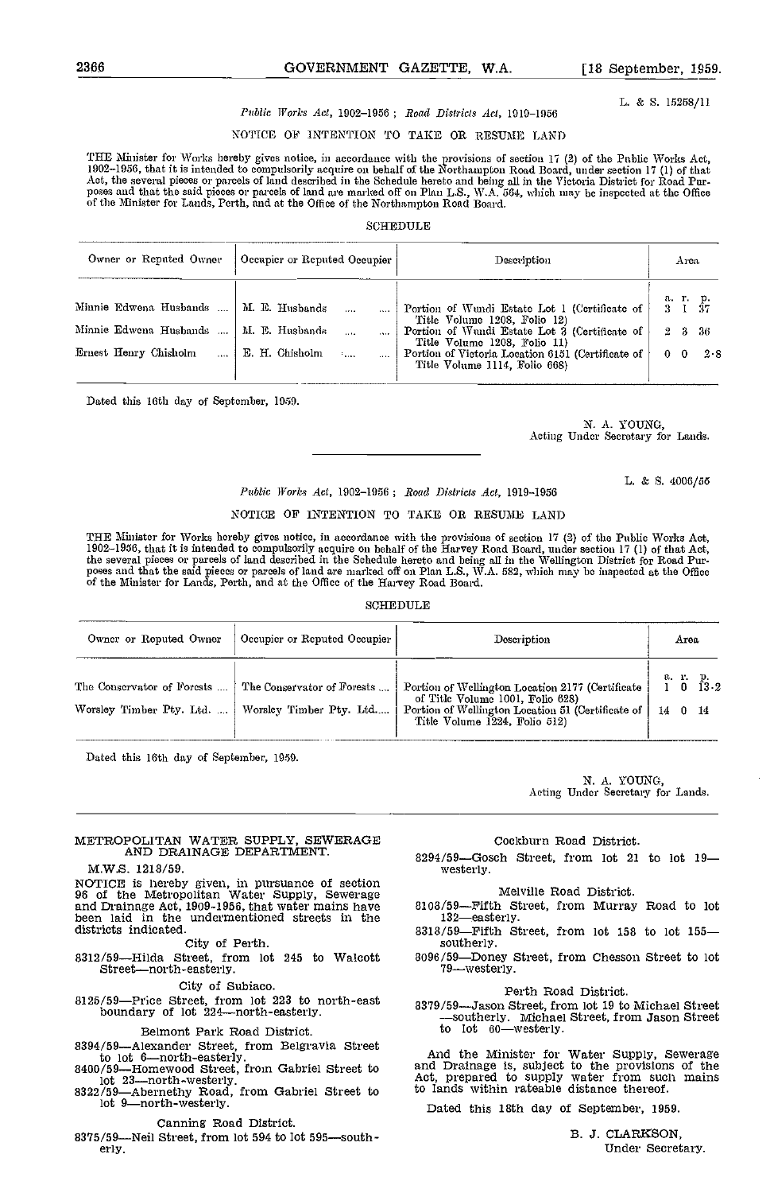L. & S. 15258/11

*Public Works Act*, 1902–1956 ; *Road Districts Act*, 1919–1956

NOTICE OF INTENTION TO TAKE OR RESUME LAND

THE Minister for Works hereby gives notice, in accordance with the provisions of section 17 (2) of the Public Works Act, 1902–1956, that it is intended to compulsorily acquire on behalf of the Northampton Road Board, under section 17 (1) of that Act, the several pieces or parcels of land described in the Schedule hereto and being all in the Victoria District for Road Purposes and that the said pieces or parcels of land are marked off on Plan L.S., W.A. 564, which may be inspected at the Office of the Minister for Lands, Perth, and at the Office of the Northampton Road Board.

SCHEDULE

| Owner or Reputed Owner | Occupier or Reputed Occupier | Description | Area a. r. p. |
|---|---|---|---|
| Minnie Edwena Husbands .... | M. E. Husbands .... .... | Portion of Wundi Estate Lot 1 (Certificate of Title Volume 1208, Folio 12) | 3 1 37 |
| Minnie Edwena Husbands .... | M. E. Husbands .... .... | Portion of Wundi Estate Lot 3 (Certificate of Title Volume 1208, Folio 11) | 2 3 36 |
| Ernest Henry Chisholm .... | E. H. Chisholm .... .... | Portion of Victoria Location 6151 (Certificate of Title Volume 1114, Folio 668) | 0 0 2·8 |

Dated this 16th day of September, 1959.

N. A. YOUNG,
Acting Under Secretary for Lands.

L. & S. 4006/56

*Public Works Act*, 1902–1956 ; *Road Districts Act*, 1919–1956

NOTICE OF INTENTION TO TAKE OR RESUME LAND

THE Minister for Works hereby gives notice, in accordance with the provisions of section 17 (2) of the Public Works Act, 1902–1956, that it is intended to compulsorily acquire on behalf of the Harvey Road Board, under section 17 (1) of that Act, the several pieces or parcels of land described in the Schedule hereto and being all in the Wellington District for Road Purposes and that the said pieces or parcels of land are marked off on Plan L.S., W.A. 582, which may be inspected at the Office of the Minister for Lands, Perth, and at the Office of the Harvey Road Board.

SCHEDULE

| Owner or Reputed Owner | Occupier or Reputed Occupier | Description | Area a. r. p. |
|---|---|---|---|
| The Conservator of Forests .... | The Conservator of Forests .... | Portion of Wellington Location 2177 (Certificate of Title Volume 1001, Folio 628) | 1 0 13·2 |
| Worsley Timber Pty. Ltd. .... | Worsley Timber Pty. Ltd..... | Portion of Wellington Location 51 (Certificate of Title Volume 1224, Folio 512) | 14 0 14 |

Dated this 16th day of September, 1959.

N. A. YOUNG,
Acting Under Secretary for Lands.

METROPOLITAN WATER SUPPLY, SEWERAGE AND DRAINAGE DEPARTMENT.

M.W.S. 1218/59.

NOTICE is hereby given, in pursuance of section 96 of the Metropolitan Water Supply, Sewerage and Drainage Act, 1909-1956, that water mains have been laid in the undermentioned streets in the districts indicated.

City of Perth.

8312/59—Hilda Street, from lot 245 to Walcott Street—north-easterly.

City of Subiaco.

8125/59—Price Street, from lot 223 to north-east boundary of lot 224—north-easterly.

Belmont Park Road District.

8394/59—Alexander Street, from Belgravia Street to lot 6—north-easterly.
8400/59—Homewood Street, from Gabriel Street to lot 23—north-westerly.
8322/59—Abernethy Road, from Gabriel Street to lot 9—north-westerly.

Canning Road District.

8375/59—Neil Street, from lot 594 to lot 595—southerly.

Cockburn Road District.

8294/59—Gosch Street, from lot 21 to lot 19—westerly.

Melville Road District.

8108/59—Fifth Street, from Murray Road to lot 132—easterly.
8318/59—Fifth Street, from lot 158 to lot 155—southerly.
8096/59—Doney Street, from Chesson Street to lot 79—westerly.

Perth Road District.

8379/59—Jason Street, from lot 19 to Michael Street—southerly. Michael Street, from Jason Street to lot 60—westerly.

And the Minister for Water Supply, Sewerage and Drainage is, subject to the provisions of the Act, prepared to supply water from such mains to lands within rateable distance thereof.

Dated this 18th day of September, 1959.

B. J. CLARKSON,
Under Secretary.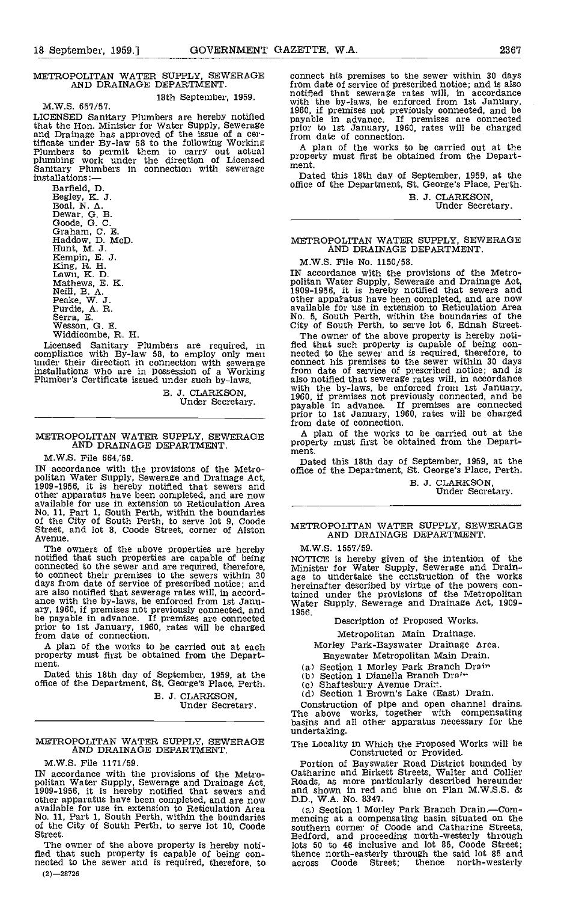METROPOLITAN WATER SUPPLY, SEWERAGE AND DRAINAGE DEPARTMENT.

18th September, 1959.

M.W.S. 657/57.

LICENSED Sanitary Plumbers are hereby notified that the Hon. Minister for Water Supply, Sewerage and Drainage has approved of the issue of a certificate under By-law 58 to the following Working Plumbers to permit them to carry out actual plumbing work under the direction of Licensed Sanitary Plumbers in connection with sewerage installations:—

Barfield, D.
Begley, K. J.
Boal, N. A.
Dewar, G. B.
Goode, G. C.
Graham, C. E.
Haddow, D. McD.
Hunt, M. J.
Kempin, E. J.
King, R. H.
Lawn, K. D.
Mathews, E. K.
Neill, B. A.
Peake, W. J.
Purdie, A. R.
Serra, E.
Wesson, G. E.
Widdicombe, R. H.

Licensed Sanitary Plumbers are required, in compliance with By-law 58, to employ only men under their direction in connection with sewerage installations who are in possession of a Working Plumber's Certificate issued under such by-laws.

B. J. CLARKSON,
Under Secretary.

---

METROPOLITAN WATER SUPPLY, SEWERAGE AND DRAINAGE DEPARTMENT.

M.W.S. File 664/59.

IN accordance with the provisions of the Metropolitan Water Supply, Sewerage and Drainage Act, 1909-1956, it is hereby notified that sewers and other apparatus have been completed, and are now available for use in extension to Reticulation Area No. 11, Part 1, South Perth, within the boundaries of the City of South Perth, to serve lot 9, Coode Street, and lot 8, Coode Street, corner of Alston Avenue.

The owners of the above properties are hereby notified that such properties are capable of being connected to the sewer and are required, therefore, to connect their premises to the sewers within 30 days from date of service of prescribed notice; and are also notified that sewerage rates will, in accordance with the by-laws, be enforced from 1st January, 1960, if premises not previously connected, and be payable in advance. If premises are connected prior to 1st January, 1960, rates will be charged from date of connection.

A plan of the works to be carried out at each property must first be obtained from the Department.

Dated this 18th day of September, 1959, at the office of the Department, St. George's Place, Perth.

B. J. CLARKSON,
Under Secretary.

---

METROPOLITAN WATER SUPPLY, SEWERAGE AND DRAINAGE DEPARTMENT.

M.W.S. File 1171/59.

IN accordance with the provisions of the Metropolitan Water Supply, Sewerage and Drainage Act, 1909-1956, it is hereby notified that sewers and other apparatus have been completed, and are now available for use in extension to Reticulation Area No. 11, Part 1, South Perth, within the boundaries of the City of South Perth, to serve lot 10, Coode Street.

The owner of the above property is hereby notified that such property is capable of being connected to the sewer and is required, therefore, to connect his premises to the sewer within 30 days from date of service of prescribed notice; and is also notified that sewerage rates will, in accordance with the by-laws, be enforced from 1st January, 1960, if premises not previously connected, and be payable in advance. If premises are connected prior to 1st January, 1960, rates will be charged from date of connection.

A plan of the works to be carried out at the property must first be obtained from the Department.

Dated this 18th day of September, 1959, at the office of the Department, St. George's Place, Perth.

B. J. CLARKSON,
Under Secretary.

---

METROPOLITAN WATER SUPPLY, SEWERAGE AND DRAINAGE DEPARTMENT.

M.W.S. File No. 1150/58.

IN accordance with the provisions of the Metropolitan Water Supply, Sewerage and Drainage Act, 1909-1956, it is hereby notified that sewers and other apparatus have been completed, and are now available for use in extension to Reticulation Area No. 5, South Perth, within the boundaries of the City of South Perth, to serve lot 6, Ednah Street.

The owner of the above property is hereby notified that such property is capable of being connected to the sewer and is required, therefore, to connect his premises to the sewer within 30 days from date of service of prescribed notice; and is also notified that sewerage rates will, in accordance with the by-laws, be enforced from 1st January, 1960, if premises not previously connected, and be payable in advance. If premises are connected prior to 1st January, 1960, rates will be charged from date of connection.

A plan of the works to be carried out at the property must first be obtained from the Department.

Dated this 18th day of September, 1959, at the office of the Department, St. George's Place, Perth.

B. J. CLARKSON,
Under Secretary.

---

METROPOLITAN WATER SUPPLY, SEWERAGE AND DRAINAGE DEPARTMENT.

M.W.S. 1557/59.

NOTICE is hereby given of the intention of the Minister for Water Supply, Sewerage and Drainage to undertake the construction of the works hereinafter described by virtue of the powers contained under the provisions of the Metropolitan Water Supply, Sewerage and Drainage Act, 1909-1956.

Description of Proposed Works.

Metropolitan Main Drainage.

Morley Park-Bayswater Drainage Area.

Bayswater Metropolitan Main Drain.

(a) Section 1 Morley Park Branch Drain.
(b) Section 1 Dianella Branch Drain.
(c) Shaftesbury Avenue Drain.
(d) Section 1 Brown's Lake (East) Drain.

Construction of pipe and open channel drains. The above works, together with compensating basins and all other apparatus necessary for the undertaking.

The Locality in Which the Proposed Works will be Constructed or Provided.

Portion of Bayswater Road District bounded by Catharine and Birkett Streets, Walter and Collier Roads, as more particularly described hereunder and shown in red and blue on Plan M.W.S.S. & D.D., W.A. No. 8347.

(a) Section 1 Morley Park Branch Drain.—Commencing at a compensating basin situated on the southern corner of Coode and Catharine Streets, Bedford, and proceeding north-westerly through lots 50 to 46 inclusive and lot 85, Coode Street; thence north-easterly through the said lot 85 and across Coode Street; thence north-westerly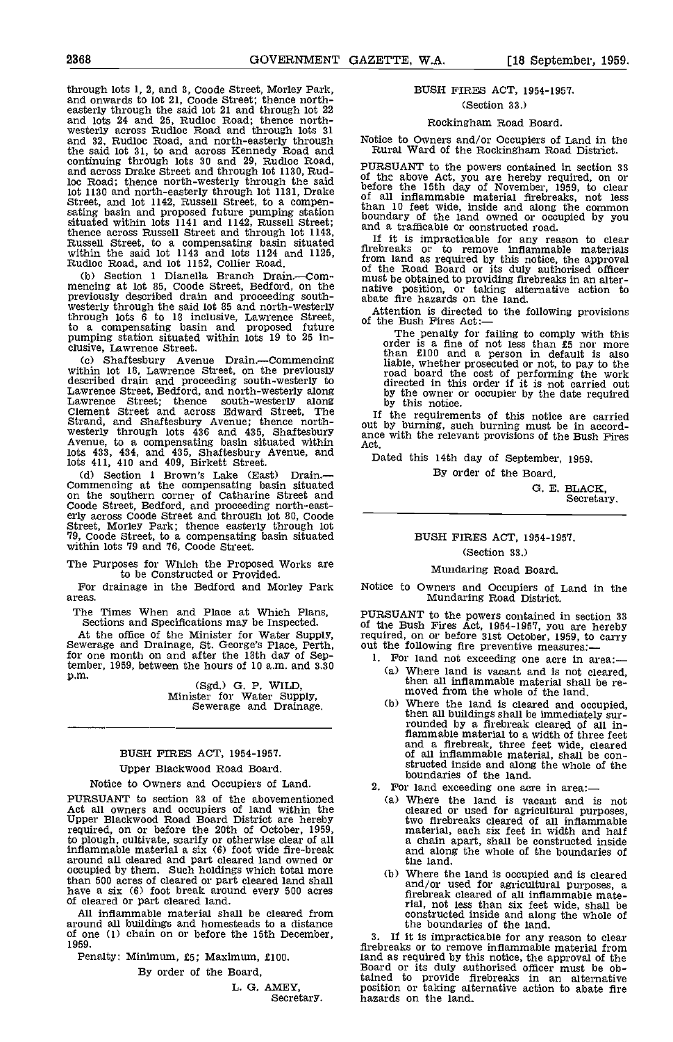through lots 1, 2, and 3, Coode Street, Morley Park, and onwards to lot 21, Coode Street; thence north-easterly through the said lot 21 and through lot 22 and lots 24 and 25, Rudloc Road; thence north-westerly across Rudloc Road and through lots 31 and 32, Rudloc Road, and north-easterly through the said lot 31, to and across Kennedy Road and continuing through lots 30 and 29, Rudloc Road, and across Drake Street and through lot 1130, Rudloc Road; thence north-westerly through the said lot 1130 and north-easterly through lot 1131, Drake Street, and lot 1142, Russell Street, to a compensating basin and proposed future pumping station situated within lots 1141 and 1142, Russell Street; thence across Russell Street and through lot 1143, Russell Street, to a compensating basin situated within the said lot 1143 and lots 1124 and 1125, Rudloc Road, and lot 1152, Collier Road.

(b) Section 1 Dianella Branch Drain.—Commencing at lot 85, Coode Street, Bedford, on the previously described drain and proceeding south-westerly through the said lot 85 and north-westerly through lots 6 to 18 inclusive, Lawrence Street, to a compensating basin and proposed future pumping station situated within lots 19 to 25 inclusive, Lawrence Street.

(c) Shaftesbury Avenue Drain.—Commencing within lot 18, Lawrence Street, on the previously described drain and proceeding south-westerly to Lawrence Street, Bedford, and north-westerly along Lawrence Street; thence south-westerly along Clement Street and across Edward Street, The Strand, and Shaftesbury Avenue; thence north-westerly through lots 436 and 435, Shaftesbury Avenue, to a compensating basin situated within lots 433, 434, and 435, Shaftesbury Avenue, and lots 411, 410 and 409, Birkett Street.

(d) Section 1 Brown's Lake (East) Drain.—Commencing at the compensating basin situated on the southern corner of Catharine Street and Coode Street, Bedford, and proceeding north-easterly across Coode Street and through lot 80, Coode Street, Morley Park; thence easterly through lot 79, Coode Street, to a compensating basin situated within lots 79 and 76, Coode Street.

The Purposes for Which the Proposed Works are to be Constructed or Provided.

For drainage in the Bedford and Morley Park areas.

The Times When and Place at Which Plans, Sections and Specifications may be Inspected.

At the office of the Minister for Water Supply, Sewerage and Drainage, St. George's Place, Perth, for one month on and after the 18th day of September, 1959, between the hours of 10 a.m. and 3.30 p.m.

(Sgd.) G. P. WILD,
Minister for Water Supply,
Sewerage and Drainage.

---

## BUSH FIRES ACT, 1954-1957.

### Upper Blackwood Road Board.

Notice to Owners and Occupiers of Land.

PURSUANT to section 33 of the abovementioned Act all owners and occupiers of land within the Upper Blackwood Road Board District are hereby required, on or before the 20th of October, 1959, to plough, cultivate, scarify or otherwise clear of all inflammable material a six (6) foot wide fire-break around all cleared and part cleared land owned or occupied by them. Such holdings which total more than 500 acres of cleared or part cleared land shall have a six (6) foot break around every 500 acres of cleared or part cleared land.

All inflammable material shall be cleared from around all buildings and homesteads to a distance of one (1) chain on or before the 15th December, 1959.

Penalty: Minimum, £5; Maximum, £100.

By order of the Board,

L. G. AMEY,
Secretary.

---

## BUSH FIRES ACT, 1954-1957.

(Section 33.)

### Rockingham Road Board.

Notice to Owners and/or Occupiers of Land in the Rural Ward of the Rockingham Road District.

PURSUANT to the powers contained in section 33 of the above Act, you are hereby required, on or before the 15th day of November, 1959, to clear of all inflammable material firebreaks, not less than 10 feet wide, inside and along the common boundary of the land owned or occupied by you and a trafficable or constructed road.

If it is impracticable for any reason to clear firebreaks or to remove inflammable materials from land as required by this notice, the approval of the Road Board or its duly authorised officer must be obtained to providing firebreaks in an alternative position, or taking alternative action to abate fire hazards on the land.

Attention is directed to the following provisions of the Bush Fires Act:—

The penalty for failing to comply with this order is a fine of not less than £5 nor more than £100 and a person in default is also liable, whether prosecuted or not, to pay to the road board the cost of performing the work directed in this order if it is not carried out by the owner or occupier by the date required by this notice.

If the requirements of this notice are carried out by burning, such burning must be in accordance with the relevant provisions of the Bush Fires Act.

Dated this 14th day of September, 1959.

By order of the Board,

G. E. BLACK,
Secretary.

---

## BUSH FIRES ACT, 1954-1957.

(Section 33.)

### Mundaring Road Board.

Notice to Owners and Occupiers of Land in the Mundaring Road District.

PURSUANT to the powers contained in section 33 of the Bush Fires Act, 1954-1957, you are hereby required, on or before 31st October, 1959, to carry out the following fire preventive measures:—

1. For land not exceeding one acre in area:—
   - (a) Where land is vacant and is not cleared, then all inflammable material shall be removed from the whole of the land.
   - (b) Where the land is cleared and occupied, then all buildings shall be immediately surrounded by a firebreak cleared of all inflammable material to a width of three feet and a firebreak, three feet wide, cleared of all inflammable material, shall be constructed inside and along the whole of the boundaries of the land.
2. For land exceeding one acre in area:—
   - (a) Where the land is vacant and is not cleared or used for agricultural purposes, two firebreaks cleared of all inflammable material, each six feet in width and half a chain apart, shall be constructed inside and along the whole of the boundaries of the land.
   - (b) Where the land is occupied and is cleared and/or used for agricultural purposes, a firebreak cleared of all inflammable material, not less than six feet wide, shall be constructed inside and along the whole of the boundaries of the land.
3. If it is impracticable for any reason to clear firebreaks or to remove inflammable material from land as required by this notice, the approval of the Board or its duly authorised officer must be obtained to provide firebreaks in an alternative position or taking alternative action to abate fire hazards on the land.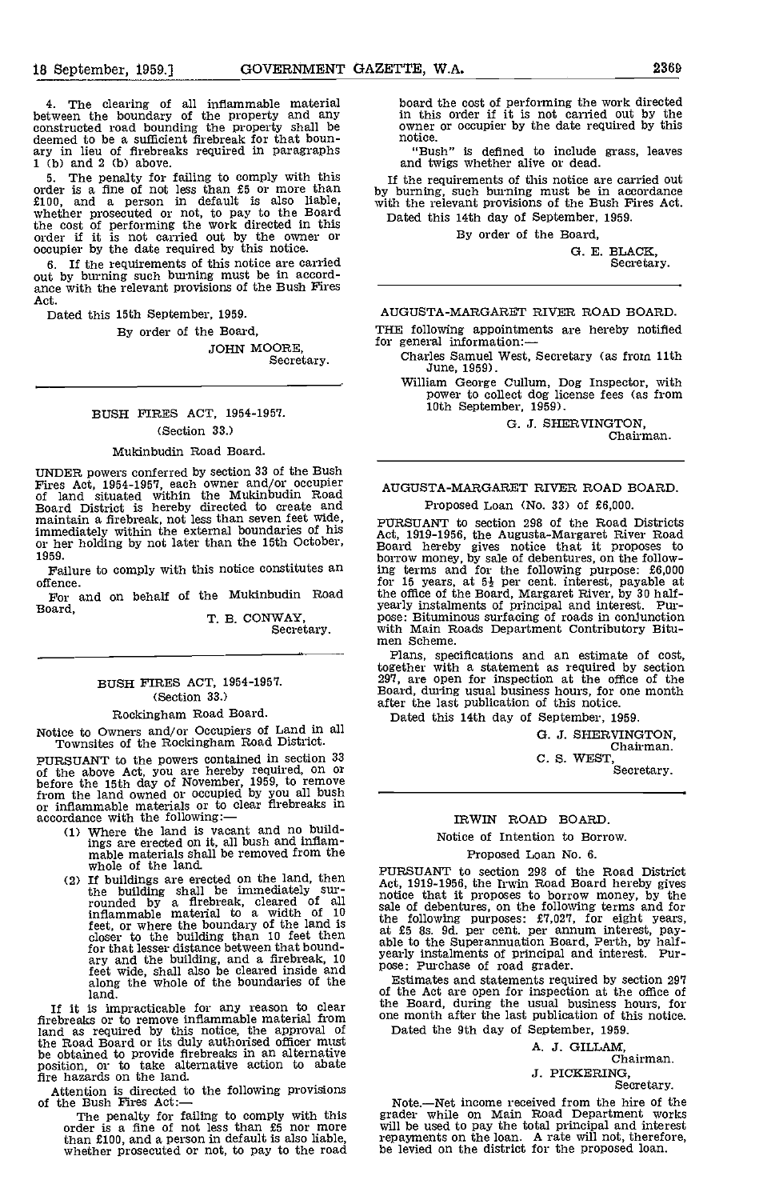4. The clearing of all inflammable material between the boundary of the property and any constructed road bounding the property shall be deemed to be a sufficient firebreak for that boundary in lieu of firebreaks required in paragraphs 1 (b) and 2 (b) above.

5. The penalty for failing to comply with this order is a fine of not less than £5 or more than £100, and a person in default is also liable, whether prosecuted or not, to pay to the Board the cost of performing the work directed in this order if it is not carried out by the owner or occupier by the date required by this notice.

6. If the requirements of this notice are carried out by burning such burning must be in accordance with the relevant provisions of the Bush Fires Act.

Dated this 15th September, 1959.

By order of the Board,

JOHN MOORE,
Secretary.

---

## BUSH FIRES ACT, 1954-1957.

(Section 33.)

Mukinbudin Road Board.

UNDER powers conferred by section 33 of the Bush Fires Act, 1954-1957, each owner and/or occupier of land situated within the Mukinbudin Road Board District is hereby directed to create and maintain a firebreak, not less than seven feet wide, immediately within the external boundaries of his or her holding by not later than the 15th October, 1959.

Failure to comply with this notice constitutes an offence.

For and on behalf of the Mukinbudin Road Board,

T. B. CONWAY,
Secretary.

---

## BUSH FIRES ACT, 1954-1957.

(Section 33.)

Rockingham Road Board.

Notice to Owners and/or Occupiers of Land in all Townsites of the Rockingham Road District.

PURSUANT to the powers contained in section 33 of the above Act, you are hereby required, on or before the 15th day of November, 1959, to remove from the land owned or occupied by you all bush or inflammable materials or to clear firebreaks in accordance with the following:—

(1) Where the land is vacant and no buildings are erected on it, all bush and inflammable materials shall be removed from the whole of the land.

(2) If buildings are erected on the land, then the building shall be immediately surrounded by a firebreak, cleared of all inflammable material to a width of 10 feet, or where the boundary of the land is closer to the building than 10 feet then for that lesser distance between that boundary and the building, and a firebreak, 10 feet wide, shall also be cleared inside and along the whole of the boundaries of the land.

If it is impracticable for any reason to clear firebreaks or to remove inflammable material from land as required by this notice, the approval of the Road Board or its duly authorised officer must be obtained to provide firebreaks in an alternative position, or to take alternative action to abate fire hazards on the land.

Attention is directed to the following provisions of the Bush Fires Act:—

The penalty for failing to comply with this order is a fine of not less than £5 nor more than £100, and a person in default is also liable, whether prosecuted or not, to pay to the road board the cost of performing the work directed in this order if it is not carried out by the owner or occupier by the date required by this notice.

"Bush" is defined to include grass, leaves and twigs whether alive or dead.

If the requirements of this notice are carried out by burning, such burning must be in accordance with the relevant provisions of the Bush Fires Act.

Dated this 14th day of September, 1959.

By order of the Board,

G. E. BLACK,
Secretary.

---

## AUGUSTA-MARGARET RIVER ROAD BOARD.

THE following appointments are hereby notified for general information:—

Charles Samuel West, Secretary (as from 11th June, 1959).

William George Cullum, Dog Inspector, with power to collect dog license fees (as from 10th September, 1959).

G. J. SHERVINGTON,
Chairman.

---

## AUGUSTA-MARGARET RIVER ROAD BOARD.

Proposed Loan (No. 33) of £6,000.

PURSUANT to section 298 of the Road Districts Act, 1919-1956, the Augusta-Margaret River Road Board hereby gives notice that it proposes to borrow money, by sale of debentures, on the following terms and for the following purpose: £6,000 for 15 years, at 5½ per cent. interest, payable at the office of the Board, Margaret River, by 30 half-yearly instalments of principal and interest. Purpose: Bituminous surfacing of roads in conjunction with Main Roads Department Contributory Bitumen Scheme.

Plans, specifications and an estimate of cost, together with a statement as required by section 297, are open for inspection at the office of the Board, during usual business hours, for one month after the last publication of this notice.

Dated this 14th day of September, 1959.

G. J. SHERVINGTON,
Chairman.

C. S. WEST,
Secretary.

---

## IRWIN ROAD BOARD.

Notice of Intention to Borrow.

Proposed Loan No. 6.

PURSUANT to section 298 of the Road District Act, 1919-1956, the Irwin Road Board hereby gives notice that it proposes to borrow money, by the sale of debentures, on the following terms and for the following purposes: £7,027, for eight years, at £5 8s. 9d. per cent. per annum interest, payable to the Superannuation Board, Perth, by half-yearly instalments of principal and interest. Purpose: Purchase of road grader.

Estimates and statements required by section 297 of the Act are open for inspection at the office of the Board, during the usual business hours, for one month after the last publication of this notice.

Dated the 9th day of September, 1959.

A. J. GILLAM,
Chairman.

J. PICKERING,
Secretary.

Note.—Net income received from the hire of the grader while on Main Road Department works will be used to pay the total principal and interest repayments on the loan. A rate will not, therefore, be levied on the district for the proposed loan.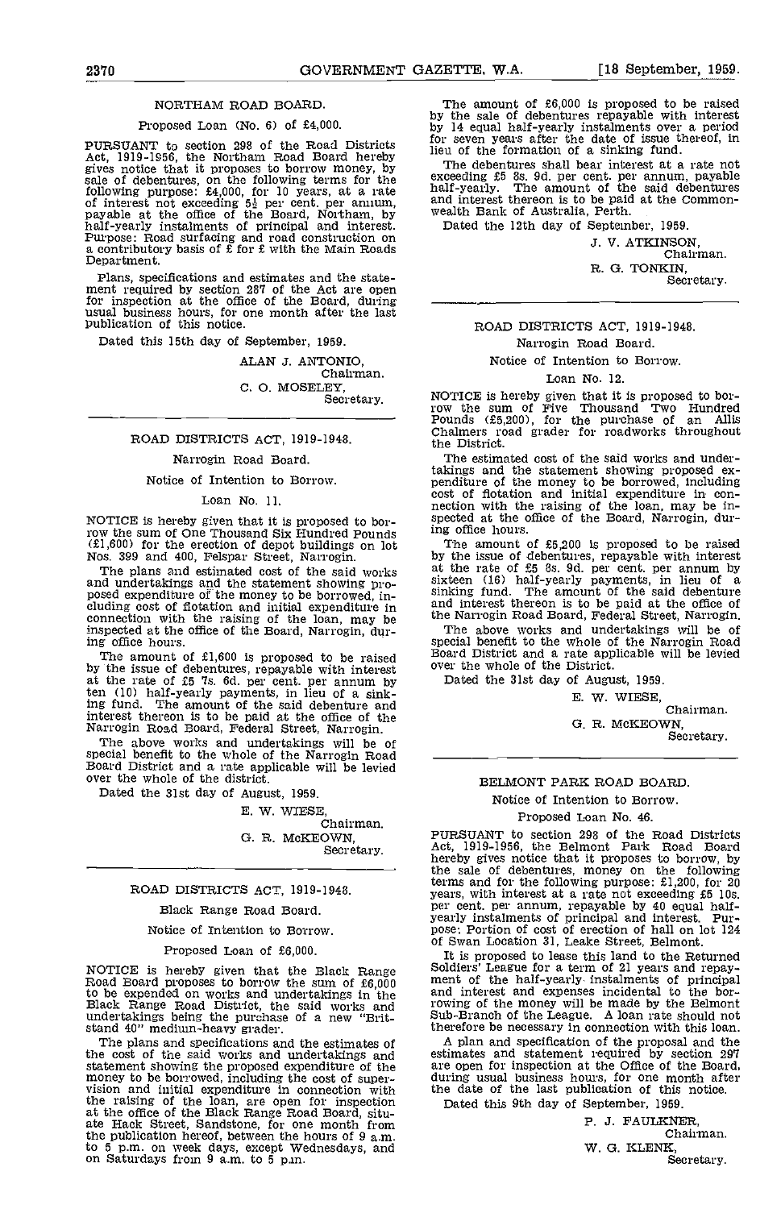## NORTHAM ROAD BOARD.

Proposed Loan (No. 6) of £4,000.

PURSUANT to section 298 of the Road Districts Act, 1919-1956, the Northam Road Board hereby gives notice that it proposes to borrow money, by sale of debentures, on the following terms for the following purpose: £4,000, for 10 years, at a rate of interest not exceeding 5½ per cent. per annum, payable at the office of the Board, Northam, by half-yearly instalments of principal and interest. Purpose: Road surfacing and road construction on a contributory basis of £ for £ with the Main Roads Department.

Plans, specifications and estimates and the statement required by section 287 of the Act are open for inspection at the office of the Board, during usual business hours, for one month after the last publication of this notice.

Dated this 15th day of September, 1959.

ALAN J. ANTONIO,
Chairman.
C. O. MOSELEY,
Secretary.

---

## ROAD DISTRICTS ACT, 1919-1948.

Narrogin Road Board.

Notice of Intention to Borrow.

Loan No. 11.

NOTICE is hereby given that it is proposed to borrow the sum of One Thousand Six Hundred Pounds (£1,600) for the erection of depot buildings on lot Nos. 399 and 400, Felspar Street, Narrogin.

The plans and estimated cost of the said works and undertakings and the statement showing proposed expenditure of the money to be borrowed, including cost of flotation and initial expenditure in connection with the raising of the loan, may be inspected at the office of the Board, Narrogin, during office hours.

The amount of £1,600 is proposed to be raised by the issue of debentures, repayable with interest at the rate of £5 7s. 6d. per cent. per annum by ten (10) half-yearly payments, in lieu of a sinking fund. The amount of the said debenture and interest thereon is to be paid at the office of the Narrogin Road Board, Federal Street, Narrogin.

The above works and undertakings will be of special benefit to the whole of the Narrogin Road Board District and a rate applicable will be levied over the whole of the district.

Dated the 31st day of August, 1959.

E. W. WIESE,
Chairman.
G. R. McKEOWN,
Secretary.

---

## ROAD DISTRICTS ACT, 1919-1948.

Black Range Road Board.

Notice of Intention to Borrow.

Proposed Loan of £6,000.

NOTICE is hereby given that the Black Range Road Board proposes to borrow the sum of £6,000 to be expended on works and undertakings in the Black Range Road District, the said works and undertakings being the purchase of a new "Britstand 40" medium-heavy grader.

The plans and specifications and the estimates of the cost of the said works and undertakings and statement showing the proposed expenditure of the money to be borrowed, including the cost of supervision and initial expenditure in connection with the raising of the loan, are open for inspection at the office of the Black Range Road Board, situate Hack Street, Sandstone, for one month from the publication hereof, between the hours of 9 a.m. to 5 p.m. on week days, except Wednesdays, and on Saturdays from 9 a.m. to 5 p.m.

The amount of £6,000 is proposed to be raised by the sale of debentures repayable with interest by 14 equal half-yearly instalments over a period for seven years after the date of issue thereof, in lieu of the formation of a sinking fund.

The debentures shall bear interest at a rate not exceeding £5 8s. 9d. per cent. per annum, payable half-yearly. The amount of the said debentures and interest thereon is to be paid at the Commonwealth Bank of Australia, Perth.

Dated the 12th day of September, 1959.

J. V. ATKINSON,
Chairman.
R. G. TONKIN,
Secretary.

---

## ROAD DISTRICTS ACT, 1919-1948.

Narrogin Road Board.

Notice of Intention to Borrow.

Loan No. 12.

NOTICE is hereby given that it is proposed to borrow the sum of Five Thousand Two Hundred Pounds (£5,200), for the purchase of an Allis Chalmers road grader for roadworks throughout the District.

The estimated cost of the said works and undertakings and the statement showing proposed expenditure of the money to be borrowed, including cost of flotation and initial expenditure in connection with the raising of the loan, may be inspected at the office of the Board, Narrogin, during office hours.

The amount of £5,200 is proposed to be raised by the issue of debentures, repayable with interest at the rate of £5 8s. 9d. per cent. per annum by sixteen (16) half-yearly payments, in lieu of a sinking fund. The amount of the said debenture and interest thereon is to be paid at the office of the Narrogin Road Board, Federal Street, Narrogin.

The above works and undertakings will be of special benefit to the whole of the Narrogin Road Board District and a rate applicable will be levied over the whole of the District.

Dated the 31st day of August, 1959.

E. W. WIESE,
Chairman.
G. R. McKEOWN,
Secretary.

---

## BELMONT PARK ROAD BOARD.

Notice of Intention to Borrow.

Proposed Loan No. 46.

PURSUANT to section 298 of the Road Districts Act, 1919-1956, the Belmont Park Road Board hereby gives notice that it proposes to borrow, by the sale of debentures, money on the following terms and for the following purpose: £1,200, for 20 years, with interest at a rate not exceeding £5 10s. per cent. per annum, repayable by 40 equal half-yearly instalments of principal and interest. Purpose: Portion of cost of erection of hall on lot 124 of Swan Location 31, Leake Street, Belmont.

It is proposed to lease this land to the Returned Soldiers' League for a term of 21 years and repayment of the half-yearly instalments of principal and interest and expenses incidental to the borrowing of the money will be made by the Belmont Sub-Branch of the League. A loan rate should not therefore be necessary in connection with this loan.

A plan and specification of the proposal and the estimates and statement required by section 297 are open for inspection at the Office of the Board, during usual business hours, for one month after the date of the last publication of this notice.

Dated this 9th day of September, 1959.

P. J. FAULKNER,
Chairman.
W. G. KLENK,
Secretary.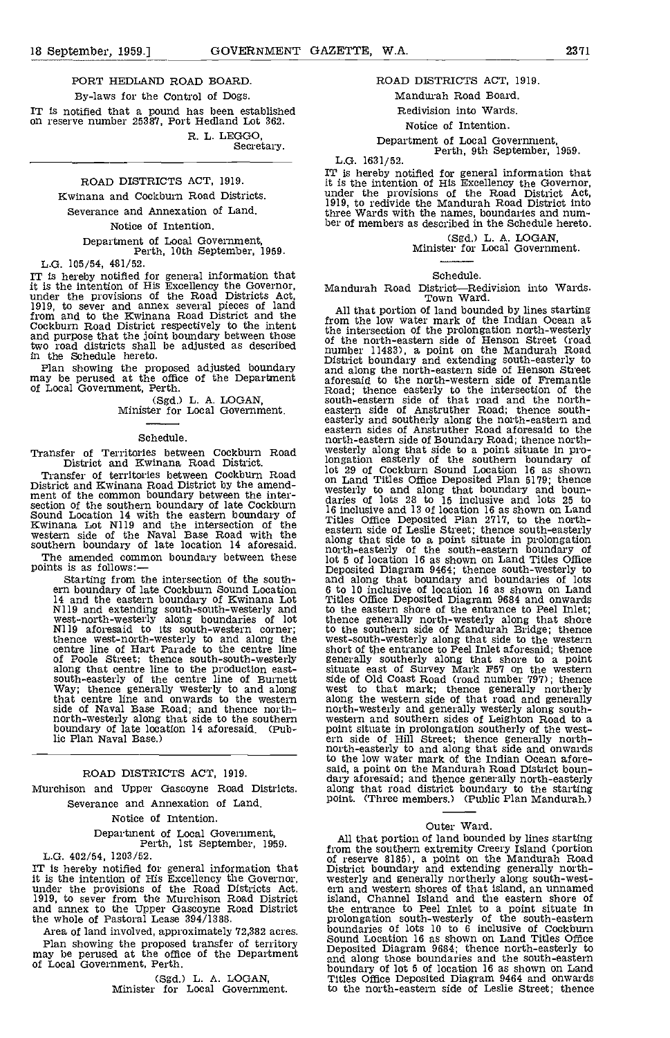PORT HEDLAND ROAD BOARD.

By-laws for the Control of Dogs.

IT is notified that a pound has been established on reserve number 25387, Port Hedland Lot 362.

R. L. LEGGO,
Secretary.

---

ROAD DISTRICTS ACT, 1919.

Kwinana and Cockburn Road Districts.

Severance and Annexation of Land.

Notice of Intention.

Department of Local Government,
Perth, 10th September, 1959.

L.G. 105/54, 481/52.

IT is hereby notified for general information that it is the intention of His Excellency the Governor, under the provisions of the Road Districts Act, 1919, to sever and annex several pieces of land from and to the Kwinana Road District and the Cockburn Road District respectively to the intent and purpose that the joint boundary between those two road districts shall be adjusted as described in the Schedule hereto.

Plan showing the proposed adjusted boundary may be perused at the office of the Department of Local Government, Perth.

(Sgd.) L. A. LOGAN,
Minister for Local Government.

Schedule.

Transfer of Territories between Cockburn Road District and Kwinana Road District.

Transfer of territories between Cockburn Road District and Kwinana Road District by the amendment of the common boundary between the intersection of the southern boundary of late Cockburn Sound Location 14 with the eastern boundary of Kwinana Lot N119 and the intersection of the western side of the Naval Base Road with the southern boundary of late location 14 aforesaid.

The amended common boundary between these points is as follows:—

Starting from the intersection of the southern boundary of late Cockburn Sound Location 14 and the eastern boundary of Kwinana Lot N119 and extending south-south-westerly and west-north-westerly along boundaries of lot N119 aforesaid to its south-western corner; thence west-north-westerly to and along the centre line of Hart Parade to the centre line of Poole Street; thence south-south-westerly along that centre line to the production east-south-easterly of the centre line of Burnett Way; thence generally westerly to and along that centre line and onwards to the western side of Naval Base Road; and thence north-north-westerly along that side to the southern boundary of late location 14 aforesaid. (Public Plan Naval Base.)

---

ROAD DISTRICTS ACT, 1919.

Murchison and Upper Gascoyne Road Districts.

Severance and Annexation of Land.

Notice of Intention.

Department of Local Government,
Perth, 1st September, 1959.

L.G. 402/54, 1203/52.

IT is hereby notified for general information that it is the intention of His Excellency the Governor, under the provisions of the Road Districts Act, 1919, to sever from the Murchison Road District and annex to the Upper Gascoyne Road District the whole of Pastoral Lease 394/1388.

Area of land involved, approximately 72,382 acres.

Plan showing the proposed transfer of territory may be perused at the office of the Department of Local Government, Perth.

(Sgd.) L. A. LOGAN,
Minister for Local Government.

---

ROAD DISTRICTS ACT, 1919.

Mandurah Road Board.

Redivision into Wards.

Notice of Intention.

Department of Local Government,
Perth, 9th September, 1959.

L.G. 1631/52.

IT is hereby notified for general information that it is the intention of His Excellency the Governor, under the provisions of the Road District Act, 1919, to redivide the Mandurah Road District into three Wards with the names, boundaries and number of members as described in the Schedule hereto.

(Sgd.) L. A. LOGAN,
Minister for Local Government.

Schedule.

Mandurah Road District—Redivision into Wards.

Town Ward.

All that portion of land bounded by lines starting from the low water mark of the Indian Ocean at the intersection of the prolongation north-westerly of the north-eastern side of Henson Street (road number 11483), a point on the Mandurah Road District boundary and extending south-easterly to and along the north-eastern side of Henson Street aforesaid to the north-western side of Fremantle Road; thence easterly to the intersection of the south-eastern side of that road and the north-eastern side of Anstruther Road; thence south-easterly and southerly along the north-eastern and eastern sides of Anstruther Road aforesaid to the north-eastern side of Boundary Road; thence north-westerly along that side to a point situate in prolongation easterly of the southern boundary of lot 29 of Cockburn Sound Location 16 as shown on Land Titles Office Deposited Plan 5179; thence westerly to and along that boundary and boundaries of lots 28 to 15 inclusive and lots 25 to 16 inclusive and 13 of location 16 as shown on Land Titles Office Deposited Plan 2717, to the north-eastern side of Leslie Street; thence south-easterly along that side to a point situate in prolongation north-easterly of the south-eastern boundary of lot 5 of location 16 as shown on Land Titles Office Deposited Diagram 9464; thence south-westerly to and along that boundary and boundaries of lots 6 to 10 inclusive of location 16 as shown on Land Titles Office Deposited Diagram 9684 and onwards to the eastern shore of the entrance to Peel Inlet; thence generally north-westerly along that shore to the southern side of Mandurah Bridge; thence west-south-westerly along that side to the western short of the entrance to Peel Inlet aforesaid; thence generally southerly along that shore to a point situate east of Survey Mark F57 on the western side of Old Coast Road (road number 797); thence west to that mark; thence generally northerly along the western side of that road and generally north-westerly and generally westerly along south-western and southern sides of Leighton Road to a point situate in prolongation southerly of the western side of Hill Street; thence generally north-north-easterly to and along that side and onwards to the low water mark of the Indian Ocean aforesaid, a point on the Mandurah Road District boundary aforesaid; and thence generally north-easterly along that road district boundary to the starting point. (Three members.) (Public Plan Mandurah.)

Outer Ward.

All that portion of land bounded by lines starting from the southern extremity Creery Island (portion of reserve 8185), a point on the Mandurah Road District boundary and extending generally north-westerly and generally northerly along south-western and western shores of that island, an unnamed island, Channel Island and the eastern shore of the entrance to Peel Inlet to a point situate in prolongation south-westerly of the south-eastern boundaries of lots 10 to 6 inclusive of Cockburn Sound Location 16 as shown on Land Titles Office Deposited Diagram 9684; thence north-easterly to and along those boundaries and the south-eastern boundary of lot 5 of location 16 as shown on Land Titles Office Deposited Diagram 9464 and onwards to the north-eastern side of Leslie Street; thence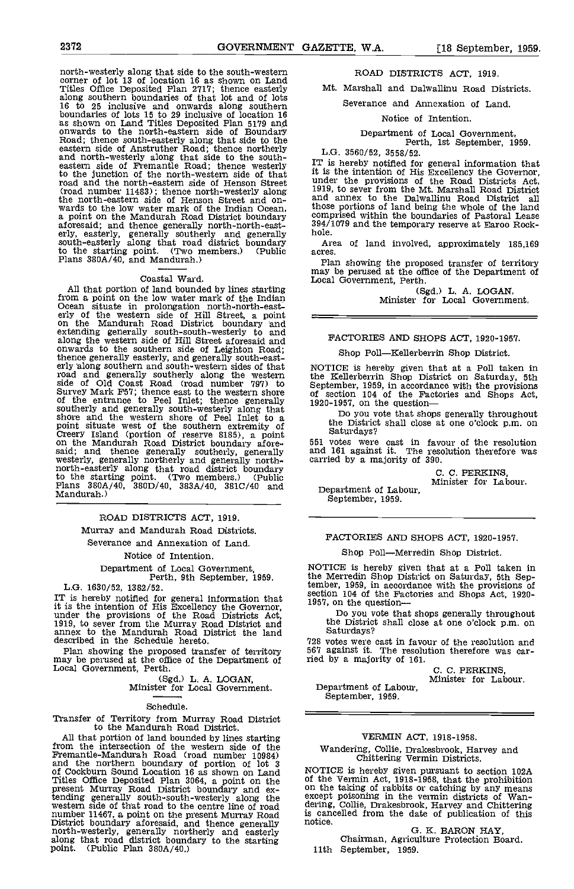north-westerly along that side to the south-western corner of lot 13 of location 16 as shown on Land Titles Office Deposited Plan 2717; thence easterly along southern boundaries of that lot and of lots 16 to 25 inclusive and onwards along southern boundaries of lots 15 to 29 inclusive of location 16 as shown on Land Titles Deposited Plan 5179 and onwards to the north-eastern side of Boundary Road; thence south-easterly along that side to the eastern side of Anstruther Road; thence northerly and north-westerly along that side to the south-eastern side of Fremantle Road; thence westerly to the junction of the north-western side of that road and the north-eastern side of Henson Street (road number 11483); thence north-westerly along the north-eastern side of Henson Street and onwards to the low water mark of the Indian Ocean, a point on the Mandurah Road District boundary aforesaid; and thence generally north-north-easterly, easterly, generally southerly and generally south-easterly along that road district boundary to the starting point. (Two members.) (Public Plans 380A/40, and Mandurah.)

### Coastal Ward.

All that portion of land bounded by lines starting from a point on the low water mark of the Indian Ocean situate in prolongation north-north-easterly of the western side of Hill Street, a point on the Mandurah Road District boundary and extending generally south-south-westerly to and along the western side of Hill Street aforesaid and onwards to the southern side of Leighton Road; thence generally easterly, and generally south-easterly along southern and south-western sides of that road and generally southerly along the western side of Old Coast Road (road number 797) to Survey Mark F57; thence east to the western shore of the entrance to Peel Inlet; thence generally southerly and generally south-westerly along that shore and the western shore of Peel Inlet to a point situate west of the southern extremity of Creery Island (portion of reserve 8185), a point on the Mandurah Road District boundary aforesaid; and thence generally southerly, generally westerly, generally northerly and generally north-north-easterly along that road district boundary to the starting point. (Two members.) (Public Plans 380A/40, 380D/40, 383A/40, 381C/40 and Mandurah.)

---

## ROAD DISTRICTS ACT, 1919.

Murray and Mandurah Road Districts.

Severance and Annexation of Land.

Notice of Intention.

Department of Local Government,
Perth, 9th September, 1959.

L.G. 1630/52, 1382/52.

IT is hereby notified for general information that it is the intention of His Excellency the Governor, under the provisions of the Road Districts Act, 1919, to sever from the Murray Road District and annex to the Mandurah Road District the land described in the Schedule hereto.

Plan showing the proposed transfer of territory may be perused at the office of the Department of Local Government, Perth.

(Sgd.) L. A. LOGAN,
Minister for Local Government.

### Schedule.

Transfer of Territory from Murray Road District to the Mandurah Road District.

All that portion of land bounded by lines starting from the intersection of the western side of the Fremantle-Mandurah Road (road number 10984) and the northern boundary of portion of lot 3 of Cockburn Sound Location 16 as shown on Land Titles Office Deposited Plan 3064, a point on the present Murray Road District boundary and extending generally south-south-westerly along the western side of that road to the centre line of road number 11467, a point on the present Murray Road District boundary aforesaid, and thence generally north-westerly, generally northerly and easterly along that road district boundary to the starting point. (Public Plan 380A/40.)

---

## ROAD DISTRICTS ACT, 1919.

Mt. Marshall and Dalwallinu Road Districts.

Severance and Annexation of Land.

Notice of Intention.

Department of Local Government,
Perth, 1st September, 1959.

L.G. 3560/52, 3558/52.

IT is hereby notified for general information that it is the intention of His Excellency the Governor, under the provisions of the Road Districts Act, 1919, to sever from the Mt. Marshall Road District and annex to the Dalwallinu Road District all those portions of land being the whole of the land comprised within the boundaries of Pastoral Lease 394/1079 and the temporary reserve at Earoo Rock-hole.

Area of land involved, approximately 185,169 acres.

Plan showing the proposed transfer of territory may be perused at the office of the Department of Local Government, Perth.

(Sgd.) L. A. LOGAN,
Minister for Local Government.

---

## FACTORIES AND SHOPS ACT, 1920-1957.

Shop Poll—Kellerberrin Shop District.

NOTICE is hereby given that at a Poll taken in the Kellerberrin Shop District on Saturday, 5th September, 1959, in accordance with the provisions of section 104 of the Factories and Shops Act, 1920-1957, on the question—

> Do you vote that shops generally throughout the District shall close at one o'clock p.m. on Saturdays?

551 votes were cast in favour of the resolution and 161 against it. The resolution therefore was carried by a majority of 390.

C. C. PERKINS,
Minister for Labour.

Department of Labour,
September, 1959.

---

## FACTORIES AND SHOPS ACT, 1920-1957.

Shop Poll—Merredin Shop District.

NOTICE is hereby given that at a Poll taken in the Merredin Shop District on Saturday, 5th September, 1959, in accordance with the provisions of section 104 of the Factories and Shops Act, 1920-1957, on the question—

> Do you vote that shops generally throughout the District shall close at one o'clock p.m. on Saturdays?

728 votes were cast in favour of the resolution and 567 against it. The resolution therefore was carried by a majority of 161.

C. C. PERKINS,
Minister for Labour.

Department of Labour,
September, 1959.

---

## VERMIN ACT, 1918-1958.

Wandering, Collie, Drakesbrook, Harvey and Chittering Vermin Districts.

NOTICE is hereby given pursuant to section 102A of the Vermin Act, 1918-1958, that the prohibition on the taking of rabbits or catching by any means except poisoning in the vermin districts of Wandering, Collie, Drakesbrook, Harvey and Chittering is cancelled from the date of publication of this notice.

G. K. BARON HAY,
Chairman, Agriculture Protection Board.

11th September, 1959.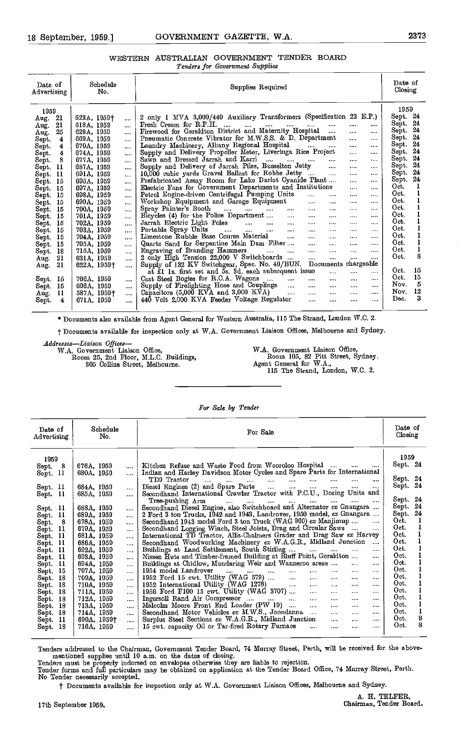## WESTERN AUSTRALIAN GOVERNMENT TENDER BOARD

*Tenders for Government Supplies*

| Date of Advertising | Schedule No. | Supplies Required | Date of Closing |
|---|---|---|---|
| 1959 | | | 1959 |
| Aug. 21 | 623A, 1959† | 2 only 1 MVA 3,000/440 Auxiliary Transformers (Specification 23 E.P.) | Sept. 24 |
| Aug. 21 | 618A, 1959 | Fresh Cream for R.P.H. | Sept. 24 |
| Aug. 25 | 628A, 1959 | Firewood for Geraldton District and Maternity Hospital | Sept. 24 |
| Sept. 4 | 669A, 1959 | Pneumatic Concrete Vibrator for M.W.S.S. & D. Department | Sept. 24 |
| Sept. 4 | 670A, 1959 | Laundry Machinery, Albany Regional Hospital | Sept. 24 |
| Sept. 4 | 674A, 1959 | Supply and Delivery Propeller Meter, Liveringa Rice Project | Sept. 24 |
| Sept. 8 | 677A, 1959 | Sawn and Dressed Jarrah and Karri | Sept. 24 |
| Sept. 11 | 687A, 1959 | Supply and Delivery of Jarrah Piles, Busselton Jetty | Sept. 24 |
| Sept. 11 | 691A, 1959 | 10,000 cubic yards Gravel Ballast for Robbs Jetty | Sept. 24 |
| Sept. 15 | 695A, 1959 | Prefabricated Assay Room for Lake Darlot Cyanide Plant | Sept. 24 |
| Sept. 15 | 697A, 1959 | Electric Fans for Government Departments and Institutions | Oct. 1 |
| Sept. 15 | 698A, 1959 | Petrol Engine-driven Centrifugal Pumping Units | Oct. 1 |
| Sept. 15 | 699A, 1959 | Workshop Equipment and Garage Equipment | Oct. 1 |
| Sept. 15 | 700A, 1959 | Spray Painter's Booth | Oct. 1 |
| Sept. 15 | 701A, 1959 | Bicycles (4) for the Police Department | Oct. 1 |
| Sept. 15 | 702A, 1959 | Jarrah Electric Light Poles | Oct. 1 |
| Sept. 15 | 703A, 1959 | Portable Spray Units | Oct. 1 |
| Sept. 15 | 704A, 1959 | Limestone Rubble Base Course Material | Oct. 1 |
| Sept. 15 | 705A, 1959 | Quartz Sand for Serpentine Main Dam Filter | Oct. 1 |
| Sept. 18 | 715A, 1959 | Engraving of Branding Hammers | Oct. 1 |
| Aug. 21 | 631A, 1959 | 2 only High Tension 22,000 V Switchboards | Oct. 8 |
| Aug. 21 | 622A, 1959† | Supply of 132 KV Switchgear, Spec. No. 40/BUN. Documents chargeable at £1 1s. first set and 5s. 3d. each subsequent issue | Oct. 15 |
| Sept. 15 | 706A, 1959 | Cast Steel Bogies for R.C.A. Wagons | Oct. 15 |
| Sept. 15 | 696A, 1959 | Supply of Firefighting Hose and Couplings | Nov. 5 |
| Aug. 11 | 587A, 1959† | Capacitors (5,000 KVA and 3,000 KVA) | Nov. 12 |
| Sept. 4 | 671A, 1959 | 440 Volt 2,000 KVA Feeder Voltage Regulator | Dec. 3 |

\* Documents also available from Agent General for Western Australia, 115 The Strand, London W.C. 2.

† Documents available for inspection only at W.A. Government Liaison Offices, Melbourne and Sydney.

*Addresses—Liaison Offices—*

W.A. Government Liaison Office,
Room 25, 2nd Floor, M.L.C. Buildings,
305 Collins Street, Melbourne.

W.A. Government Liaison Office,
Room 105, 82 Pitt Street, Sydney.
Agent General for W.A.,
115 The Strand, London, W.C. 2.

*For Sale by Tender*

| Date of Advertising | Schedule No. | For Sale | Date of Closing |
|---|---|---|---|
| 1959 | | | 1959 |
| Sept. 8 | 676A, 1959 | Kitchen Refuse and Waste Food from Wooroloo Hospital | Sept. 24 |
| Sept. 11 | 680A, 1959 | Indian and Harley Davidson Motor Cycles and Spare Parts for International TD9 Tractor | Sept. 24 |
| Sept. 11 | 684A, 1959 | Diesel Engines (2) and Spare Parts | Sept. 24 |
| Sept. 11 | 685A, 1959 | Secondhand International Crawler Tractor with P.C.U., Dozing Units and Tree-pushing Arm | Sept. 24 |
| Sept. 11 | 688A, 1959 | Secondhand Diesel Engine, also Switchboard and Alternator *ex* Gnangara | Sept. 24 |
| Sept. 11 | 689A, 1959 | 2 Ford 3 ton Trucks, 1942 and 1943, Landrover, 1950 model, *ex* Gnangara | Sept. 24 |
| Sept. 8 | 678A, 1959 | Secondhand 1943 model Ford 3 ton Truck (WAG 960) *ex* Manjimup | Oct. 1 |
| Sept. 11 | 679A, 1959 | Secondhand Logging Winch, Steel Joists, Drag and Circular Saws | Oct. 1 |
| Sept. 11 | 681A, 1959 | International TD Tractor, Allis-Chalmers Grader and Drag Saw *ex* Harvey | Oct. 1 |
| Sept. 11 | 686A, 1959 | Secondhand Woodworking Machinery *ex* W.A.G.R., Midland Junction | Oct. 1 |
| Sept. 11 | 692A, 1959 | Buildings at Land Settlement, South Stirling | Oct. 1 |
| Sept. 11 | 693A, 1959 | Nissen Huts and Timber-framed Building at Bluff Point, Geraldton | Oct. 1 |
| Sept. 11 | 694A, 1959 | Buildings at Chidlow, Mundaring Weir and Wanneroo areas | Oct. 1 |
| Sept. 15 | 707A, 1959 | 1954 model Landrover | Oct. 1 |
| Sept. 18 | 709A, 1959 | 1952 Ford 15 cwt. Utility (WAG 579) | Oct. 1 |
| Sept. 18 | 710A, 1959 | 1952 International Utility (WAG 1278) | Oct. 1 |
| Sept. 18 | 711A, 1959 | 1956 Ford F100 15 cwt. Utility (WAG 3707) | Oct. 1 |
| Sept. 18 | 712A, 1959 | Ingersoll Rand Air Compressor | Oct. 1 |
| Sept. 18 | 713A, 1959 | Malcolm Moore Front End Loader (PW 19) | Oct. 1 |
| Sept. 18 | 714A, 1959 | Secondhand Motor Vehicles *ex* M.W.S., Joondanna | Oct. 1 |
| Sept. 11 | 690A, 1959† | Surplus Steel Sections *ex* W.A.G.R., Midland Junction | Oct. 8 |
| Sept. 18 | 716A, 1959 | 15 cwt. capacity Oil or Tar-fired Rotary Furnace | Oct. 8 |

Tenders addressed to the Chairman, Government Tender Board, 74 Murray Street, Perth, will be received for the above-mentioned supplies until 10 a.m. on the dates of closing.

Tenders must be properly indorsed on envelopes otherwise they are liable to rejection.

Tender forms and full particulars may be obtained on application at the Tender Board Office, 74 Murray Street, Perth.

No Tender necessarily accepted.

† Documents available for inspection only at W.A. Government Liaison Offices, Melbourne and Sydney.

17th September 1959.

A. H. TELFER,
Chairman, Tender Board.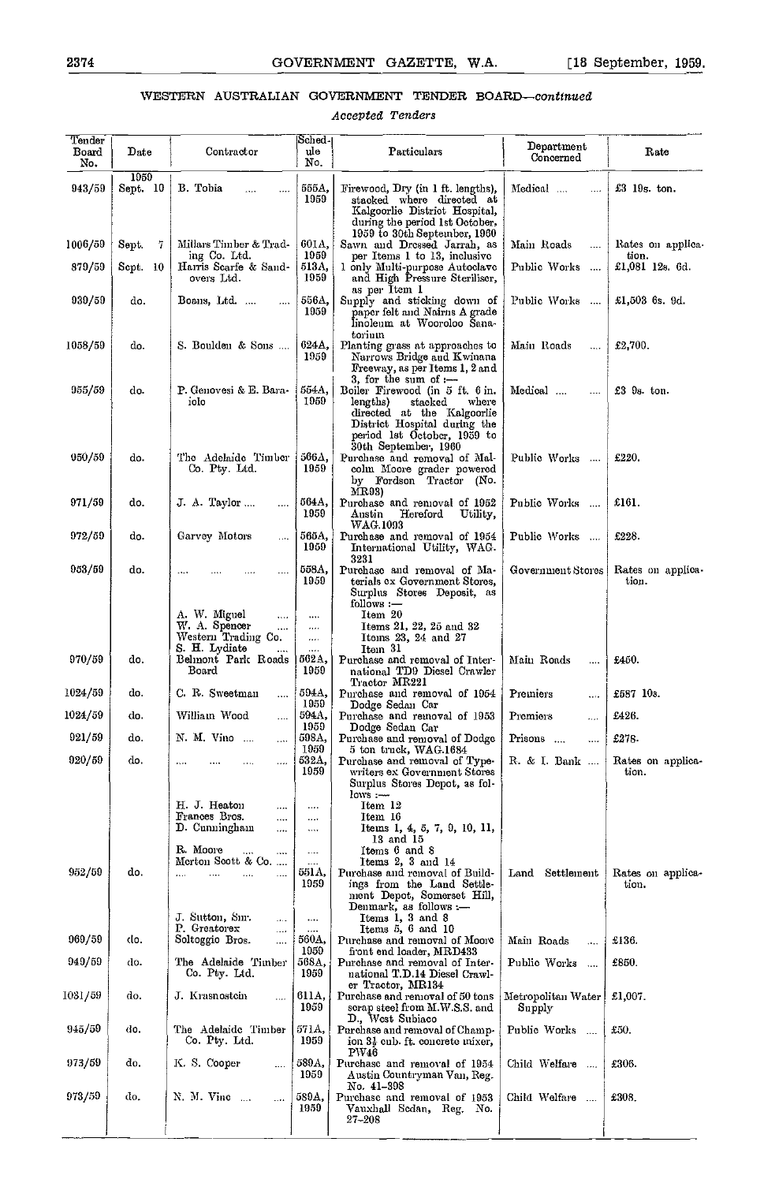## WESTERN AUSTRALIAN GOVERNMENT TENDER BOARD—*continued*

### *Accepted Tenders*

| Tender Board No. | Date | Contractor | Schedule No. | Particulars | Department Concerned | Rate |
|---|---|---|---|---|---|---|
| | 1959 | | | | | |
| 943/59 | Sept. 10 | B. Tobia | 555A, 1959 | Firewood, Dry (in 1 ft. lengths), stacked where directed at Kalgoorlie District Hospital, during the period 1st October, 1959 to 30th September, 1960 | Medical | £3 19s. ton. |
| 1006/59 | Sept. 7 | Millars Timber & Trading Co. Ltd. | 601A, 1959 | Sawn and Dressed Jarrah, as per Items 1 to 13, inclusive | Main Roads | Rates on application. |
| 879/59 | Sept. 10 | Harris Scarfe & Sandovers Ltd. | 513A, 1959 | 1 only Multi-purpose Autoclave and High Pressure Steriliser, as per Item 1 | Public Works | £1,081 12s. 6d. |
| 930/59 | do. | Boans, Ltd. | 556A, 1959 | Supply and sticking down of paper felt and Nairns A grade linoleum at Wooroloo Sanatorium | Public Works | £1,503 6s. 9d. |
| 1058/59 | do. | S. Boulden & Sons | 624A, 1959 | Planting grass at approaches to Narrows Bridge and Kwinana Freeway, as per Items 1, 2 and 3, for the sum of :— | Main Roads | £2,700. |
| 955/59 | do. | P. Genovesi & E. Baraiolo | 554A, 1959 | Boiler Firewood (in 5 ft. 6 in. lengths) stacked where directed at the Kalgoorlie District Hospital during the period 1st October, 1959 to 30th September, 1960 | Medical | £3 9s. ton. |
| 950/59 | do. | The Adelaide Timber Co. Pty. Ltd. | 566A, 1959 | Purchase and removal of Malcolm Moore grader powered by Fordson Tractor (No. MR93) | Public Works | £220. |
| 971/59 | do. | J. A. Taylor | 564A, 1959 | Purchase and removal of 1952 Austin Hereford Utility, WAG.1093 | Public Works | £161. |
| 972/59 | do. | Garvey Motors | 565A, 1959 | Purchase and removal of 1954 International Utility, WAG. 3231 | Public Works | £228. |
| 953/59 | do. | .... | 558A, 1959 | Purchase and removal of Materials ex Government Stores, Surplus Stores Deposit, as follows :— | Government Stores | Rates on application. |
| | | A. W. Miguel | .... | Item 20 | | |
| | | W. A. Spencer | .... | Items 21, 22, 25 and 32 | | |
| | | Western Trading Co. | .... | Items 23, 24 and 27 | | |
| | | S. H. Lydiate | .... | Item 31 | | |
| 970/59 | do. | Belmont Park Roads Board | 562A, 1959 | Purchase and removal of International TD9 Diesel Crawler Tractor MR221 | Main Roads | £450. |
| 1024/59 | do. | C. R. Sweetman | 594A, 1959 | Purchase and removal of 1954 Dodge Sedan Car | Premiers | £587 10s. |
| 1024/59 | do. | William Wood | 594A, 1959 | Purchase and removal of 1953 Dodge Sedan Car | Premiers | £426. |
| 921/59 | do. | N. M. Vino | 598A, 1959 | Purchase and removal of Dodge 5 ton truck, WAG.1684 | Prisons | £278. |
| 920/59 | do. | .... | 532A, 1959 | Purchase and removal of Typewriters ex Government Stores Surplus Stores Depot, as follows :— | R. & I. Bank | Rates on application. |
| | | H. J. Heaton | .... | Item 12 | | |
| | | Frances Bros. | .... | Item 16 | | |
| | | D. Cunningham | .... | Items 1, 4, 5, 7, 9, 10, 11, 13 and 15 | | |
| | | R. Moore | .... | Items 6 and 8 | | |
| | | Merton Scott & Co. | .... | Items 2, 3 and 14 | | |
| 952/59 | do. | .... | 551A, 1959 | Purchase and removal of Buildings from the Land Settlement Depot, Somerset Hill, Denmark, as follows :— | Land Settlement | Rates on application. |
| | | J. Sutton, Snr. | .... | Items 1, 3 and 8 | | |
| | | P. Greatorex | .... | Items 5, 6 and 10 | | |
| 969/59 | do. | Soltoggio Bros. | 560A, 1959 | Purchase and removal of Moore front end loader, MRD433 | Main Roads | £136. |
| 949/59 | do. | The Adelaide Timber Co. Pty. Ltd. | 568A, 1959 | Purchase and removal of International T.D.14 Diesel Crawler Tractor, MR134 | Public Works | £850. |
| 1031/59 | do. | J. Krasnostein | 611A, 1959 | Purchase and removal of 50 tons scrap steel from M.W.S.S. and D., West Subiaco | Metropolitan Water Supply | £1,007. |
| 945/59 | do. | The Adelaide Timber Co. Pty. Ltd. | 571A, 1959 | Purchase and removal of Champion 3½ cub. ft. concrete mixer, PW46 | Public Works | £50. |
| 973/59 | do. | K. S. Cooper | 580A, 1959 | Purchase and removal of 1954 Austin Countryman Van, Reg. No. 41-398 | Child Welfare | £306. |
| 973/59 | do. | N. M. Vino | 580A, 1959 | Purchase and removal of 1953 Vauxhall Sedan, Reg. No. 27-208 | Child Welfare | £308. |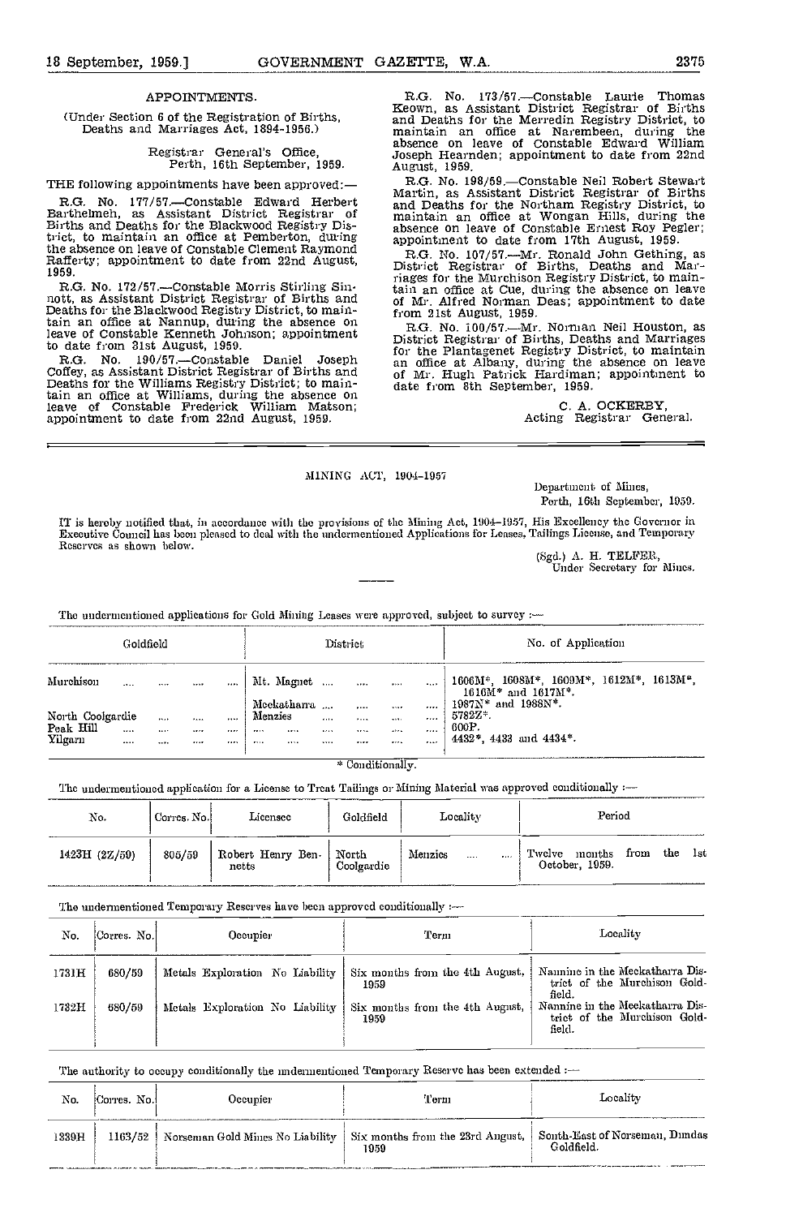## APPOINTMENTS.

(Under Section 6 of the Registration of Births, Deaths and Marriages Act, 1894-1956.)

Registrar General's Office,
Perth, 16th September, 1959.

THE following appointments have been approved:—

R.G. No. 177/57.—Constable Edward Herbert Barthelmeh, as Assistant District Registrar of Births and Deaths for the Blackwood Registry District, to maintain an office at Pemberton, during the absence on leave of Constable Clement Raymond Rafferty; appointment to date from 22nd August, 1959.

R.G. No. 172/57.—Constable Morris Stirling Sinnott, as Assistant District Registrar of Births and Deaths for the Blackwood Registry District, to maintain an office at Nannup, during the absence on leave of Constable Kenneth Johnson; appointment to date from 31st August, 1959.

R.G. No. 190/57.—Constable Daniel Joseph Coffey, as Assistant District Registrar of Births and Deaths for the Williams Registry District; to maintain an office at Williams, during the absence on leave of Constable Frederick William Matson; appointment to date from 22nd August, 1959.

R.G. No. 173/57.—Constable Laurie Thomas Keown, as Assistant District Registrar of Births and Deaths for the Merredin Registry District, to maintain an office at Narembeen, during the absence on leave of Constable Edward William Joseph Hearnden; appointment to date from 22nd August, 1959.

R.G. No. 198/59.—Constable Neil Robert Stewart Martin, as Assistant District Registrar of Births and Deaths for the Northam Registry District, to maintain an office at Wongan Hills, during the absence on leave of Constable Ernest Roy Pegler; appointment to date from 17th August, 1959.

R.G. No. 107/57.—Mr. Ronald John Gething, as District Registrar of Births, Deaths and Marriages for the Murchison Registry District, to maintain an office at Cue, during the absence on leave of Mr. Alfred Norman Deas; appointment to date from 21st August, 1959.

R.G. No. 100/57.—Mr. Norman Neil Houston, as District Registrar of Births, Deaths and Marriages for the Plantagenet Registry District, to maintain an office at Albany, during the absence on leave of Mr. Hugh Patrick Hardiman; appointment to date from 8th September, 1959.

C. A. OCKERBY,
Acting Registrar General.

---

## MINING ACT, 1904-1957

Department of Mines,
Perth, 16th September, 1959.

IT is hereby notified that, in accordance with the provisions of the Mining Act, 1904-1957, His Excellency the Governor in Executive Council has been pleased to deal with the undermentioned Applications for Leases, Tailings License, and Temporary Reserves as shown below.

(Sgd.) A. H. TELFER,
Under Secretary for Mines.

The undermentioned applications for Gold Mining Leases were approved, subject to survey :—

| Goldfield | District | No. of Application |
|---|---|---|
| Murchison | Mt. Magnet | 1606M*, 1608M*, 1609M*, 1612M*, 1613M*, 1616M* and 1617M*. |
| | Meekatharra | 1987N* and 1988N*. |
| North Coolgardie | Menzies | 5782Z*. |
| Peak Hill | .... | 600P. |
| Yilgarn | .... | 4432*, 4433 and 4434*. |

\* Conditionally.

The undermentioned application for a License to Treat Tailings or Mining Material was approved conditionally :—

| No. | Corres. No. | Licensee | Goldfield | Locality | Period |
|---|---|---|---|---|---|
| 1423H (2Z/59) | 805/59 | Robert Henry Bennetts | North Coolgardie | Menzies | Twelve months from the 1st October, 1959. |

The undermentioned Temporary Reserves have been approved conditionally :—

| No. | Corres. No. | Occupier | Term | Locality |
|---|---|---|---|---|
| 1731H | 680/59 | Metals Exploration No Liability | Six months from the 4th August, 1959 | Nannine in the Meekatharra District of the Murchison Goldfield. |
| 1732H | 680/59 | Metals Exploration No Liability | Six months from the 4th August, 1959 | Nannine in the Meekatharra District of the Murchison Goldfield. |

The authority to occupy conditionally the undermentioned Temporary Reserve has been extended :—

| No. | Corres. No. | Occupier | Term | Locality |
|---|---|---|---|---|
| 1339H | 1163/52 | Norseman Gold Mines No Liability | Six months from the 23rd August, 1959 | South-East of Norseman, Dundas Goldfield. |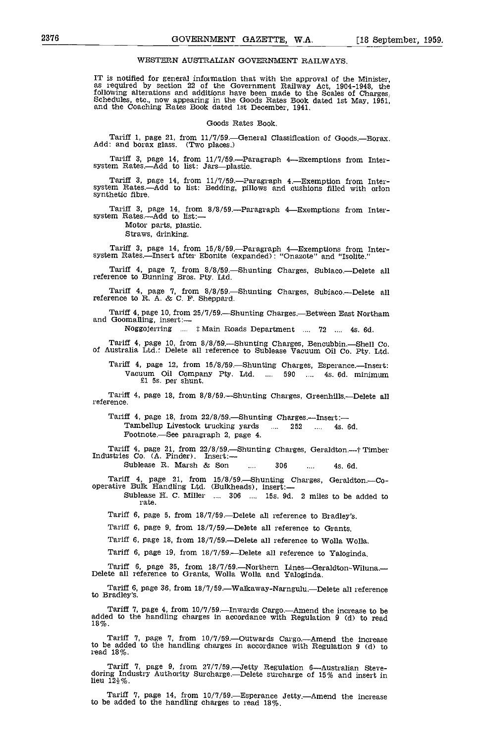## WESTERN AUSTRALIAN GOVERNMENT RAILWAYS.

IT is notified for general information that with the approval of the Minister, as required by section 22 of the Government Railway Act, 1904-1948, the following alterations and additions have been made to the Scales of Charges, Schedules, etc., now appearing in the Goods Rates Book dated 1st May, 1951, and the Coaching Rates Book dated 1st December, 1941.

### Goods Rates Book.

Tariff 1, page 21, from 11/7/59.—General Classification of Goods.—Borax. Add: and borax glass. (Two places.)

Tariff 3, page 14, from 11/7/59.—Paragraph 4—Exemptions from Inter-system Rates.—Add to list: Jars—plastic.

Tariff 3, page 14, from 11/7/59.—Paragraph 4.—Exemption from Inter-system Rates.—Add to list: Bedding, pillows and cushions filled with orlon synthetic fibre.

Tariff 3, page 14, from 8/8/59.—Paragraph 4—Exemptions from Inter-system Rates.—Add to list:—

Motor parts, plastic.
Straws, drinking.

Tariff 3, page 14, from 15/8/59.—Paragraph 4—Exemptions from Inter-system Rates.—Insert after Ebonite (expanded): "Onazote" and "Isolite."

Tariff 4, page 7, from 8/8/59.—Shunting Charges, Subiaco.—Delete all reference to Bunning Bros. Pty. Ltd.

Tariff 4, page 7, from 8/8/59.—Shunting Charges, Subiaco.—Delete all reference to R. A. & C. F. Sheppard.

Tariff 4, page 10, from 25/7/59.—Shunting Charges.—Between East Northam and Goomalling, insert:—

Noggojerring .... ‡ Main Roads Department .... 72 .... 4s. 6d.

Tariff 4, page 10, from 8/8/59.—Shunting Charges, Bencubbin.—Shell Co. of Australia Ltd.: Delete all reference to Sublease Vacuum Oil Co. Pty. Ltd.

Tariff 4, page 12, from 15/8/59.—Shunting Charges, Esperance.—Insert:
Vacuum Oil Company Pty. Ltd. .... 590 .... 4s. 6d. minimum £1 5s. per shunt.

Tariff 4, page 18, from 8/8/59.—Shunting Charges, Greenhills.—Delete all reference.

Tariff 4, page 18, from 22/8/59.—Shunting Charges.—Insert:—
Tambellup Livestock trucking yards .... 252 .... 4s. 6d.
Footnote.—See paragraph 2, page 4.

Tariff 4, page 21, from 22/8/59.—Shunting Charges, Geraldton.—† Timber Industries Co. (A. Pinder). Insert:—
Sublease R. Marsh & Son .... 306 .... 4s. 6d.

Tariff 4, page 21, from 15/8/59.—Shunting Charges, Geraldton.—Co-operative Bulk Handling Ltd. (Bulkheads), insert:—
Sublease H. C. Miller .... 306 .... 15s. 9d. 2 miles to be added to rate.

Tariff 6, page 5, from 18/7/59.—Delete all reference to Bradley's.

Tariff 6, page 9, from 18/7/59.—Delete all reference to Grants.

Tariff 6, page 18, from 18/7/59.—Delete all reference to Wolla Wolla.

Tariff 6, page 19, from 18/7/59.—Delete all reference to Yaloginda.

Tariff 6, page 35, from 18/7/59.—Northern Lines—Geraldton-Wiluna.—Delete all reference to Grants, Wolla Wolla and Yaloginda.

Tariff 6, page 36, from 18/7/59.—Walkaway-Narngulu.—Delete all reference to Bradley's.

Tariff 7, page 4, from 10/7/59.—Inwards Cargo.—Amend the increase to be added to the handling charges in accordance with Regulation 9 (d) to read 18%.

Tariff 7, page 7, from 10/7/59.—Outwards Cargo.—Amend the increase to be added to the handling charges in accordance with Regulation 9 (d) to read 18%.

Tariff 7, page 9, from 27/7/59.—Jetty Regulation 6—Australian Stevedoring Industry Authority Surcharge.—Delete surcharge of 15% and insert in lieu 12½%.

Tariff 7, page 14, from 10/7/59.—Esperance Jetty.—Amend the increase to be added to the handling charges to read 18%.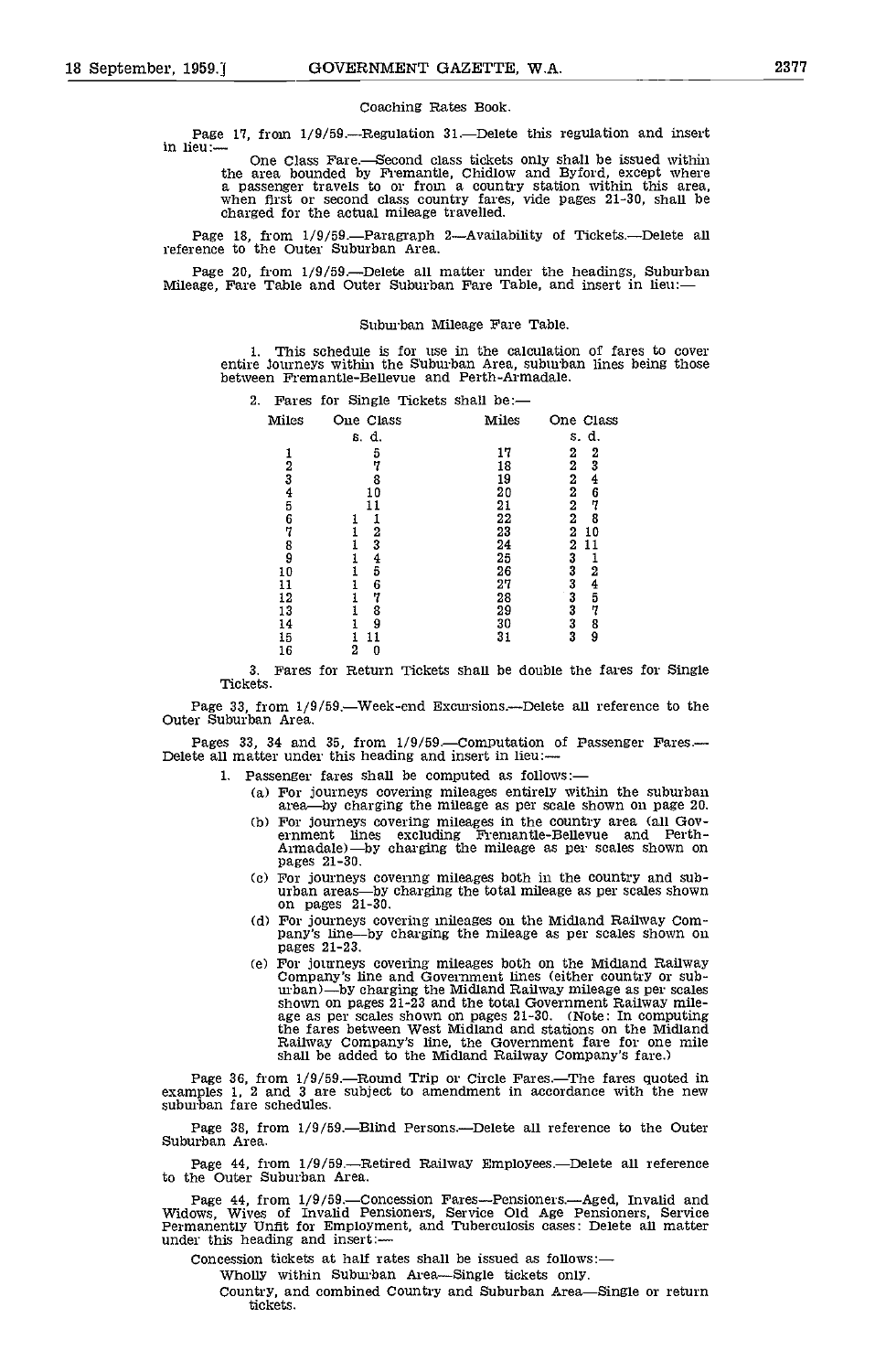Coaching Rates Book.

Page 17, from 1/9/59.—Regulation 31.—Delete this regulation and insert in lieu:—

One Class Fare.—Second class tickets only shall be issued within the area bounded by Fremantle, Chidlow and Byford, except where a passenger travels to or from a country station within this area, when first or second class country fares, vide pages 21-30, shall be charged for the actual mileage travelled.

Page 18, from 1/9/59.—Paragraph 2—Availability of Tickets.—Delete all reference to the Outer Suburban Area.

Page 20, from 1/9/59.—Delete all matter under the headings, Suburban Mileage, Fare Table and Outer Suburban Fare Table, and insert in lieu:—

Suburban Mileage Fare Table.

1. This schedule is for use in the calculation of fares to cover entire journeys within the Suburban Area, suburban lines being those between Fremantle-Bellevue and Perth-Armadale.

2. Fares for Single Tickets shall be:—

| Miles | One Class s. d. | Miles | One Class s. d. |
|---|---|---|---|
| 1 | 5 | 17 | 2 2 |
| 2 | 7 | 18 | 2 3 |
| 3 | 8 | 19 | 2 4 |
| 4 | 10 | 20 | 2 6 |
| 5 | 11 | 21 | 2 7 |
| 6 | 1 1 | 22 | 2 8 |
| 7 | 1 2 | 23 | 2 10 |
| 8 | 1 3 | 24 | 2 11 |
| 9 | 1 4 | 25 | 3 1 |
| 10 | 1 5 | 26 | 3 2 |
| 11 | 1 6 | 27 | 3 4 |
| 12 | 1 7 | 28 | 3 5 |
| 13 | 1 8 | 29 | 3 7 |
| 14 | 1 9 | 30 | 3 8 |
| 15 | 1 11 | 31 | 3 9 |
| 16 | 2 0 | | |

3. Fares for Return Tickets shall be double the fares for Single Tickets.

Page 33, from 1/9/59.—Week-end Excursions.—Delete all reference to the Outer Suburban Area.

Pages 33, 34 and 35, from 1/9/59.—Computation of Passenger Fares.—Delete all matter under this heading and insert in lieu:—

1. Passenger fares shall be computed as follows:—
   - (a) For journeys covering mileages entirely within the suburban area—by charging the mileage as per scale shown on page 20.
   - (b) For journeys covering mileages in the country area (all Government lines excluding Fremantle-Bellevue and Perth-Armadale)—by charging the mileage as per scales shown on pages 21-30.
   - (c) For journeys covering mileages both in the country and suburban areas—by charging the total mileage as per scales shown on pages 21-30.
   - (d) For journeys covering mileages on the Midland Railway Company's line—by charging the mileage as per scales shown on pages 21-23.
   - (e) For journeys covering mileages both on the Midland Railway Company's line and Government lines (either country or suburban)—by charging the Midland Railway mileage as per scales shown on pages 21-23 and the total Government Railway mileage as per scales shown on pages 21-30. (Note: In computing the fares between West Midland and stations on the Midland Railway Company's line, the Government fare for one mile shall be added to the Midland Railway Company's fare.)

Page 36, from 1/9/59.—Round Trip or Circle Fares.—The fares quoted in examples 1, 2 and 3 are subject to amendment in accordance with the new suburban fare schedules.

Page 38, from 1/9/59.—Blind Persons.—Delete all reference to the Outer Suburban Area.

Page 44, from 1/9/59.—Retired Railway Employees.—Delete all reference to the Outer Suburban Area.

Page 44, from 1/9/59.—Concession Fares—Pensioners.—Aged, Invalid and Widows, Wives of Invalid Pensioners, Service Old Age Pensioners, Service Permanently Unfit for Employment, and Tuberculosis cases: Delete all matter under this heading and insert:—

Concession tickets at half rates shall be issued as follows:—

Wholly within Suburban Area—Single tickets only.

Country, and combined Country and Suburban Area—Single or return tickets.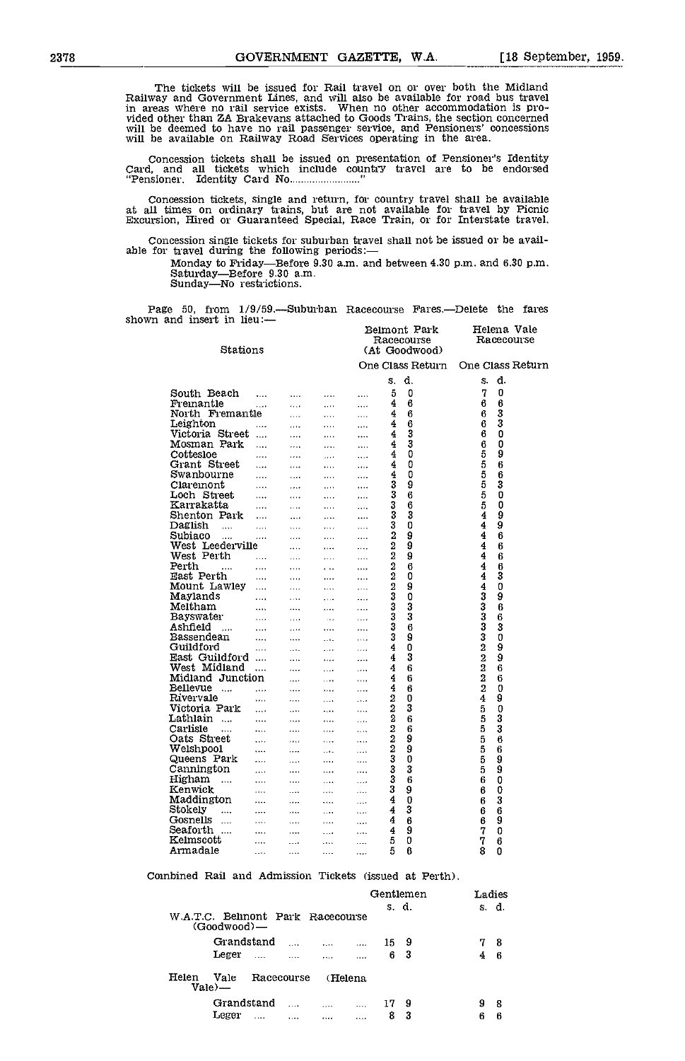The tickets will be issued for Rail travel on or over both the Midland Railway and Government Lines, and will also be available for road bus travel in areas where no rail service exists. When no other accommodation is provided other than ZA Brakevans attached to Goods Trains, the section concerned will be deemed to have no rail passenger service, and Pensioners' concessions will be available on Railway Road Services operating in the area.

Concession tickets shall be issued on presentation of Pensioner's Identity Card, and all tickets which include country travel are to be endorsed "Pensioner. Identity Card No........................"

Concession tickets, single and return, for country travel shall be available at all times on ordinary trains, but are not available for travel by Picnic Excursion, Hired or Guaranteed Special, Race Train, or for Interstate travel.

Concession single tickets for suburban travel shall not be issued or be available for travel during the following periods:—

Monday to Friday—Before 9.30 a.m. and between 4.30 p.m. and 6.30 p.m.
Saturday—Before 9.30 a.m.
Sunday—No restrictions.

Page 50, from 1/9/59.—Suburban Racecourse Fares.—Delete the fares shown and insert in lieu:—

| Stations | Belmont Park Racecourse (At Goodwood) One Class Return | | Helena Vale Racecourse One Class Return | |
|---|---|---|---|---|
| | s. | d. | s. | d. |
| South Beach | 5 | 0 | 7 | 0 |
| Fremantle | 4 | 6 | 6 | 6 |
| North Fremantle | 4 | 6 | 6 | 3 |
| Leighton | 4 | 6 | 6 | 3 |
| Victoria Street | 4 | 3 | 6 | 0 |
| Mosman Park | 4 | 3 | 6 | 0 |
| Cottesloe | 4 | 0 | 5 | 9 |
| Grant Street | 4 | 0 | 5 | 6 |
| Swanbourne | 4 | 0 | 5 | 6 |
| Claremont | 3 | 9 | 5 | 3 |
| Loch Street | 3 | 6 | 5 | 0 |
| Karrakatta | 3 | 6 | 5 | 0 |
| Shenton Park | 3 | 3 | 4 | 9 |
| Daglish | 3 | 0 | 4 | 9 |
| Subiaco | 2 | 9 | 4 | 6 |
| West Leederville | 2 | 9 | 4 | 6 |
| West Perth | 2 | 9 | 4 | 6 |
| Perth | 2 | 6 | 4 | 6 |
| East Perth | 2 | 0 | 4 | 3 |
| Mount Lawley | 2 | 9 | 4 | 0 |
| Maylands | 3 | 0 | 3 | 9 |
| Meltham | 3 | 3 | 3 | 6 |
| Bayswater | 3 | 3 | 3 | 6 |
| Ashfield | 3 | 6 | 3 | 3 |
| Bassendean | 3 | 9 | 3 | 0 |
| Guildford | 4 | 0 | 2 | 9 |
| East Guildford | 4 | 3 | 2 | 9 |
| West Midland | 4 | 6 | 2 | 6 |
| Midland Junction | 4 | 6 | 2 | 6 |
| Bellevue | 4 | 6 | 2 | 0 |
| Rivervale | 2 | 0 | 4 | 9 |
| Victoria Park | 2 | 3 | 5 | 0 |
| Lathlain | 2 | 6 | 5 | 3 |
| Carlisle | 2 | 6 | 5 | 3 |
| Oats Street | 2 | 9 | 5 | 6 |
| Welshpool | 2 | 9 | 5 | 6 |
| Queens Park | 3 | 0 | 5 | 9 |
| Cannington | 3 | 3 | 5 | 9 |
| Higham | 3 | 6 | 6 | 0 |
| Kenwick | 3 | 9 | 6 | 0 |
| Maddington | 4 | 0 | 6 | 3 |
| Stokely | 4 | 3 | 6 | 6 |
| Gosnells | 4 | 6 | 6 | 9 |
| Seaforth | 4 | 9 | 7 | 0 |
| Kelmscott | 5 | 0 | 7 | 6 |
| Armadale | 5 | 6 | 8 | 0 |

Combined Rail and Admission Tickets (issued at Perth).

| | Gentlemen | | Ladies | |
|---|---|---|---|---|
| | s. | d. | s. | d. |
| W.A.T.C. Belmont Park Racecourse (Goodwood)— | | | | |
| Grandstand | 15 | 9 | 7 | 8 |
| Leger | 6 | 3 | 4 | 6 |
| Helen Vale Racecourse (Helena Vale)— | | | | |
| Grandstand | 17 | 9 | 9 | 8 |
| Leger | 8 | 3 | 6 | 6 |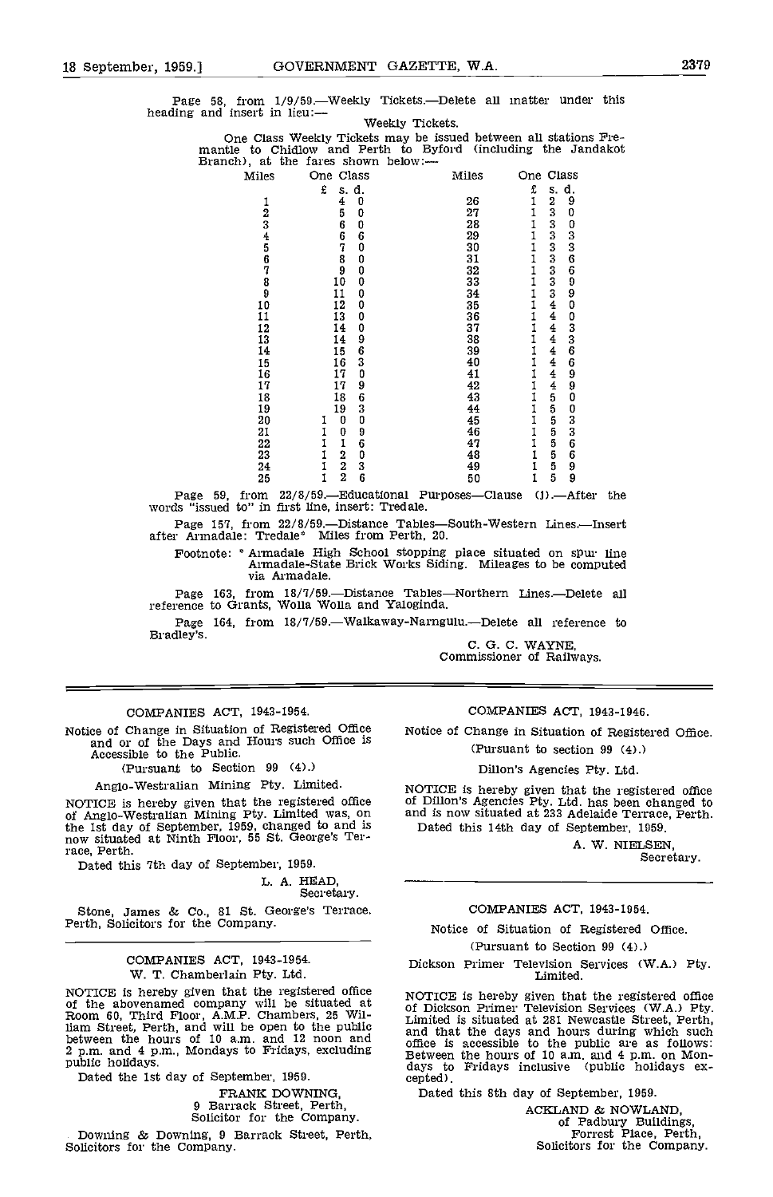Page 58, from 1/9/59.—Weekly Tickets.—Delete all matter under this heading and insert in lieu:—

Weekly Tickets.

One Class Weekly Tickets may be issued between all stations Fremantle to Chidlow and Perth to Byford (including the Jandakot Branch), at the fares shown below:—

| Miles | One Class £ s. d. | Miles | One Class £ s. d. |
|---|---|---|---|
| 1 | 4 0 | 26 | 1 2 9 |
| 2 | 5 0 | 27 | 1 3 0 |
| 3 | 6 0 | 28 | 1 3 0 |
| 4 | 6 6 | 29 | 1 3 3 |
| 5 | 7 0 | 30 | 1 3 3 |
| 6 | 8 0 | 31 | 1 3 6 |
| 7 | 9 0 | 32 | 1 3 6 |
| 8 | 10 0 | 33 | 1 3 9 |
| 9 | 11 0 | 34 | 1 3 9 |
| 10 | 12 0 | 35 | 1 4 0 |
| 11 | 13 0 | 36 | 1 4 0 |
| 12 | 14 0 | 37 | 1 4 3 |
| 13 | 14 9 | 38 | 1 4 3 |
| 14 | 15 6 | 39 | 1 4 6 |
| 15 | 16 3 | 40 | 1 4 6 |
| 16 | 17 0 | 41 | 1 4 9 |
| 17 | 17 9 | 42 | 1 4 9 |
| 18 | 18 6 | 43 | 1 5 0 |
| 19 | 19 3 | 44 | 1 5 0 |
| 20 | 1 0 0 | 45 | 1 5 3 |
| 21 | 1 0 9 | 46 | 1 5 3 |
| 22 | 1 1 6 | 47 | 1 5 6 |
| 23 | 1 2 0 | 48 | 1 5 6 |
| 24 | 1 2 3 | 49 | 1 5 9 |
| 25 | 1 2 6 | 50 | 1 5 9 |

Page 59, from 22/8/59.—Educational Purposes—Clause (1).—After the words "issued to" in first line, insert: Tredale.

Page 157, from 22/8/59.—Distance Tables—South-Western Lines.—Insert after Armadale: Tredale* Miles from Perth, 20.

Footnote: * Armadale High School stopping place situated on spur line Armadale-State Brick Works Siding. Mileages to be computed via Armadale.

Page 163, from 18/7/59.—Distance Tables—Northern Lines.—Delete all reference to Grants, Wolla Wolla and Yaloginda.

Page 164, from 18/7/59.—Walkaway-Narngulu.—Delete all reference to Bradley's.

C. G. C. WAYNE,
Commissioner of Railways.

---

COMPANIES ACT, 1943-1954.

Notice of Change in Situation of Registered Office and or of the Days and Hours such Office is Accessible to the Public.

(Pursuant to Section 99 (4).)

Anglo-Westralian Mining Pty. Limited.

NOTICE is hereby given that the registered office of Anglo-Westralian Mining Pty. Limited was, on the 1st day of September, 1959, changed to and is now situated at Ninth Floor, 55 St. George's Terrace, Perth.

Dated this 7th day of September, 1959.

L. A. HEAD,
Secretary.

Stone, James & Co., 81 St. George's Terrace, Perth, Solicitors for the Company.

---

COMPANIES ACT, 1943-1954.

W. T. Chamberlain Pty. Ltd.

NOTICE is hereby given that the registered office of the abovenamed company will be situated at Room 60, Third Floor, A.M.P. Chambers, 25 William Street, Perth, and will be open to the public between the hours of 10 a.m. and 12 noon and 2 p.m. and 4 p.m., Mondays to Fridays, excluding public holidays.

Dated the 1st day of September, 1959.

FRANK DOWNING,
9 Barrack Street, Perth,
Solicitor for the Company.

Downing & Downing, 9 Barrack Street, Perth, Solicitors for the Company.

---

COMPANIES ACT, 1943-1946.

Notice of Change in Situation of Registered Office.

(Pursuant to section 99 (4).)

Dillon's Agencies Pty. Ltd.

NOTICE is hereby given that the registered office of Dillon's Agencies Pty. Ltd. has been changed to and is now situated at 233 Adelaide Terrace, Perth.

Dated this 14th day of September, 1959.

A. W. NIELSEN,
Secretary.

---

COMPANIES ACT, 1943-1954.

Notice of Situation of Registered Office.

(Pursuant to Section 99 (4).)

Dickson Primer Television Services (W.A.) Pty. Limited.

NOTICE is hereby given that the registered office of Dickson Primer Television Services (W.A.) Pty. Limited is situated at 281 Newcastle Street, Perth, and that the days and hours during which such office is accessible to the public are as follows: Between the hours of 10 a.m. and 4 p.m. on Mondays to Fridays inclusive (public holidays excepted).

Dated this 8th day of September, 1959.

ACKLAND & NOWLAND,
of Padbury Buildings,
Forrest Place, Perth,
Solicitors for the Company.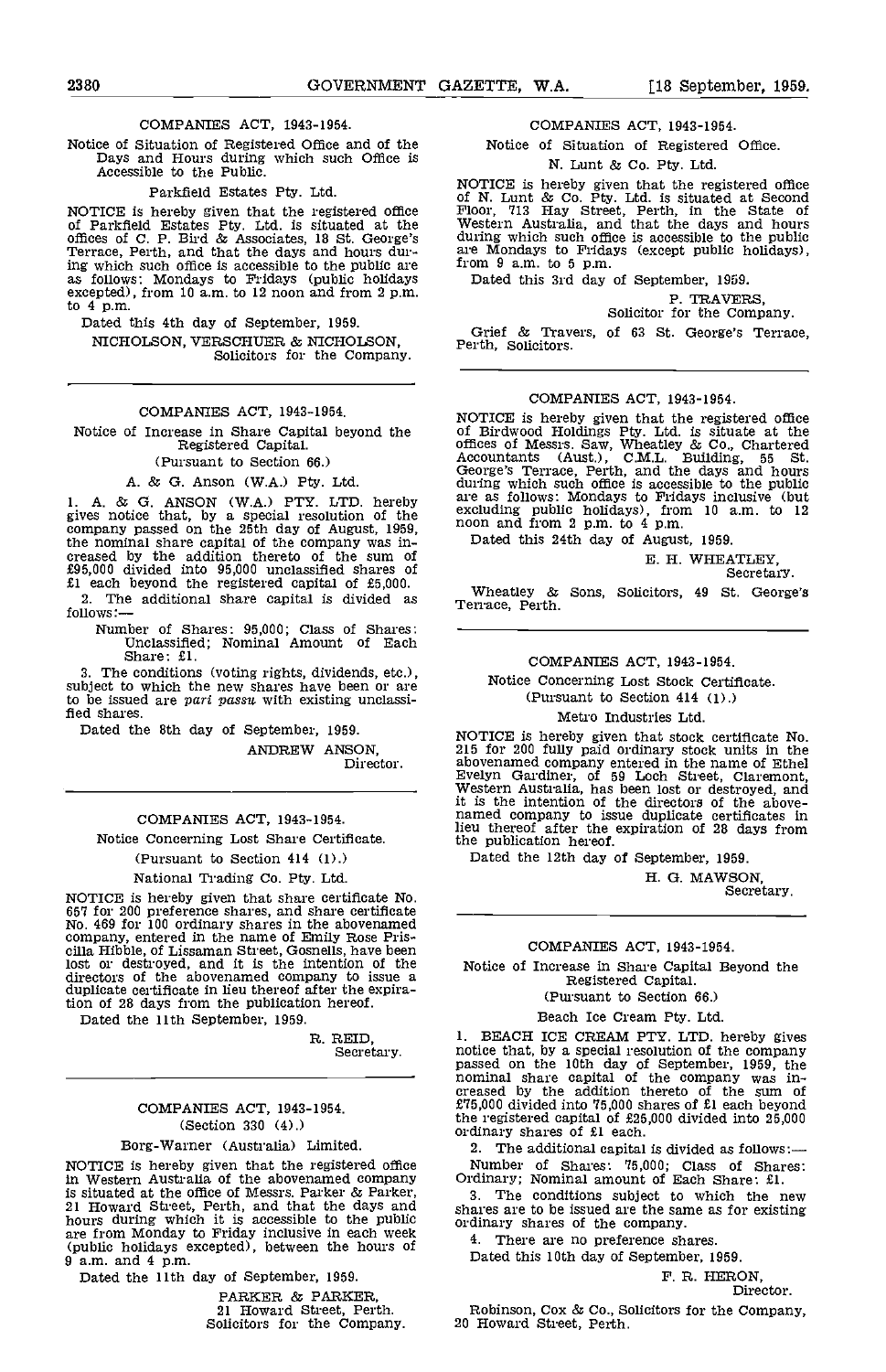COMPANIES ACT, 1943-1954.

Notice of Situation of Registered Office and of the Days and Hours during which such Office is Accessible to the Public.

Parkfield Estates Pty. Ltd.

NOTICE is hereby given that the registered office of Parkfield Estates Pty. Ltd. is situated at the offices of C. P. Bird & Associates, 18 St. George's Terrace, Perth, and that the days and hours during which such office is accessible to the public are as follows: Mondays to Fridays (public holidays excepted), from 10 a.m. to 12 noon and from 2 p.m. to 4 p.m.

Dated this 4th day of September, 1959.

NICHOLSON, VERSCHUER & NICHOLSON,
Solicitors for the Company.

---

COMPANIES ACT, 1943-1954.

Notice of Increase in Share Capital beyond the Registered Capital.

(Pursuant to Section 66.)

A. & G. Anson (W.A.) Pty. Ltd.

1. A. & G. ANSON (W.A.) PTY. LTD. hereby gives notice that, by a special resolution of the company passed on the 25th day of August, 1959, the nominal share capital of the company was increased by the addition thereto of the sum of £95,000 divided into 95,000 unclassified shares of £1 each beyond the registered capital of £5,000.

2. The additional share capital is divided as follows:—

Number of Shares: 95,000; Class of Shares: Unclassified; Nominal Amount of Each Share: £1.

3. The conditions (voting rights, dividends, etc.), subject to which the new shares have been or are to be issued are *pari passu* with existing unclassified shares.

Dated the 8th day of September, 1959.

ANDREW ANSON,
Director.

---

COMPANIES ACT, 1943-1954.

Notice Concerning Lost Share Certificate.

(Pursuant to Section 414 (1).)

National Trading Co. Pty. Ltd.

NOTICE is hereby given that share certificate No. 667 for 200 preference shares, and share certificate No. 469 for 100 ordinary shares in the abovenamed company, entered in the name of Emily Rose Priscilla Hibble, of Lissaman Street, Gosnells, have been lost or destroyed, and it is the intention of the directors of the abovenamed company to issue a duplicate certificate in lieu thereof after the expiration of 28 days from the publication hereof.

Dated the 11th September, 1959.

R. REID,
Secretary.

---

COMPANIES ACT, 1943-1954.

(Section 330 (4).)

Borg-Warner (Australia) Limited.

NOTICE is hereby given that the registered office in Western Australia of the abovenamed company is situated at the office of Messrs. Parker & Parker, 21 Howard Street, Perth, and that the days and hours during which it is accessible to the public are from Monday to Friday inclusive in each week (public holidays excepted), between the hours of 9 a.m. and 4 p.m.

Dated the 11th day of September, 1959.

PARKER & PARKER,
21 Howard Street, Perth.
Solicitors for the Company.

---

COMPANIES ACT, 1943-1954.

Notice of Situation of Registered Office.

N. Lunt & Co. Pty. Ltd.

NOTICE is hereby given that the registered office of N. Lunt & Co. Pty. Ltd. is situated at Second Floor, 713 Hay Street, Perth, in the State of Western Australia, and that the days and hours during which such office is accessible to the public are Mondays to Fridays (except public holidays), from 9 a.m. to 5 p.m.

Dated this 3rd day of September, 1959.

P. TRAVERS,
Solicitor for the Company.

Grief & Travers, of 63 St. George's Terrace, Perth, Solicitors.

---

COMPANIES ACT, 1943-1954.

NOTICE is hereby given that the registered office of Birdwood Holdings Pty. Ltd. is situate at the offices of Messrs. Saw, Wheatley & Co., Chartered Accountants (Aust.), C.M.L. Building, 55 St. George's Terrace, Perth, and the days and hours during which such office is accessible to the public are as follows: Mondays to Fridays inclusive (but excluding public holidays), from 10 a.m. to 12 noon and from 2 p.m. to 4 p.m.

Dated this 24th day of August, 1959.

E. H. WHEATLEY,
Secretary.

Wheatley & Sons, Solicitors, 49 St. George's Terrace, Perth.

---

COMPANIES ACT, 1943-1954.

Notice Concerning Lost Stock Certificate.

(Pursuant to Section 414 (1).)

Metro Industries Ltd.

NOTICE is hereby given that stock certificate No. 215 for 200 fully paid ordinary stock units in the abovenamed company entered in the name of Ethel Evelyn Gardiner, of 59 Loch Street, Claremont, Western Australia, has been lost or destroyed, and it is the intention of the directors of the abovenamed company to issue duplicate certificates in lieu thereof after the expiration of 28 days from the publication hereof.

Dated the 12th day of September, 1959.

H. G. MAWSON,
Secretary.

---

COMPANIES ACT, 1943-1954.

Notice of Increase in Share Capital Beyond the Registered Capital.

(Pursuant to Section 66.)

Beach Ice Cream Pty. Ltd.

1. BEACH ICE CREAM PTY. LTD. hereby gives notice that, by a special resolution of the company passed on the 10th day of September, 1959, the nominal share capital of the company was increased by the addition thereto of the sum of £75,000 divided into 75,000 shares of £1 each beyond the registered capital of £25,000 divided into 25,000 ordinary shares of £1 each.

2. The additional capital is divided as follows:—

Number of Shares: 75,000; Class of Shares: Ordinary; Nominal amount of Each Share: £1.

3. The conditions subject to which the new shares are to be issued are the same as for existing ordinary shares of the company.

4. There are no preference shares.

Dated this 10th day of September, 1959.

F. R. HERON,
Director.

Robinson, Cox & Co., Solicitors for the Company, 20 Howard Street, Perth.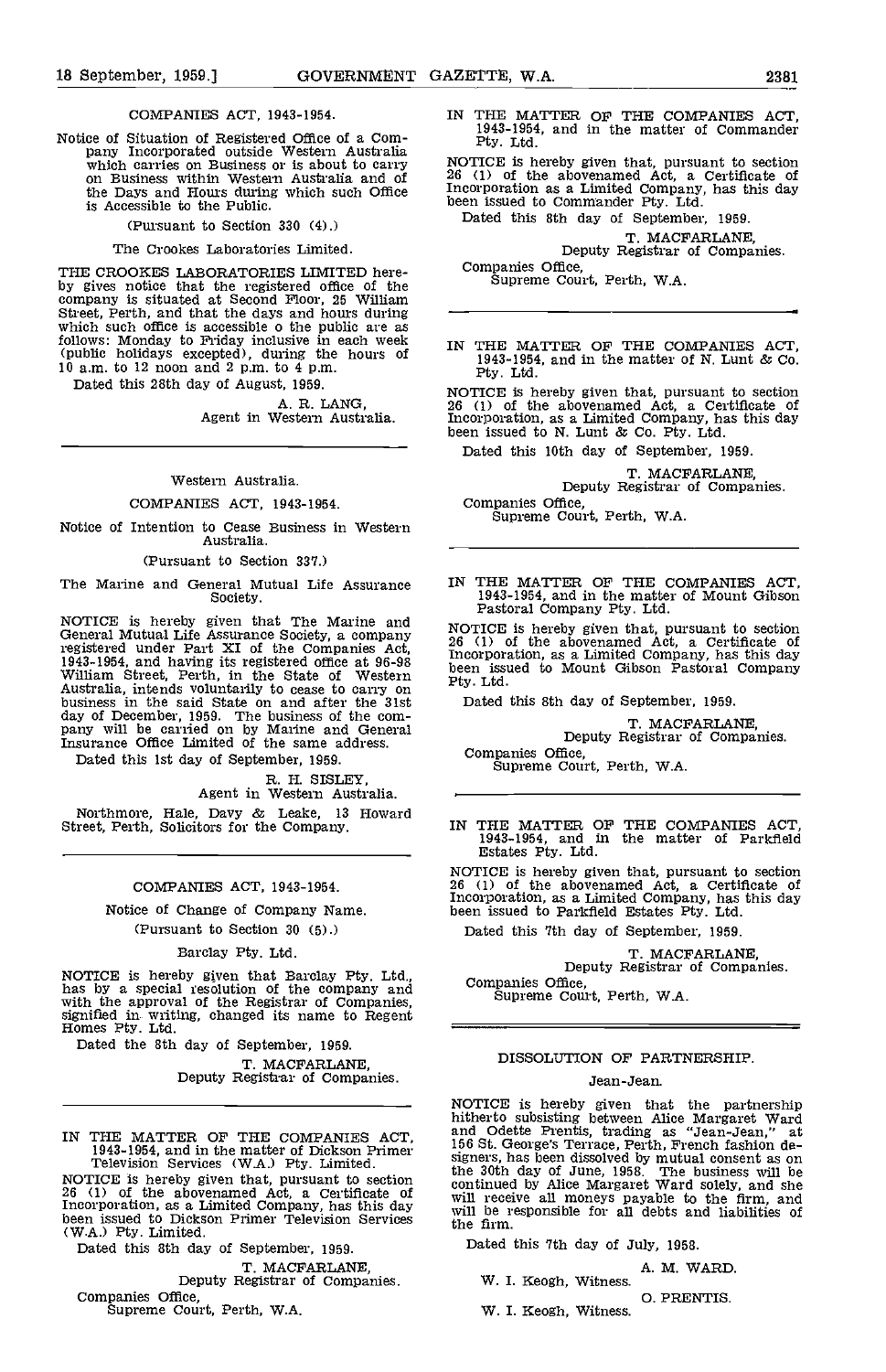COMPANIES ACT, 1943-1954.

Notice of Situation of Registered Office of a Company Incorporated outside Western Australia which carries on Business or is about to carry on Business within Western Australia and of the Days and Hours during which such Office is Accessible to the Public.

(Pursuant to Section 330 (4).)

The Crookes Laboratories Limited.

THE CROOKES LABORATORIES LIMITED hereby gives notice that the registered office of the company is situated at Second Floor, 25 William Street, Perth, and that the days and hours during which such office is accessible o the public are as follows: Monday to Friday inclusive in each week (public holidays excepted), during the hours of 10 a.m. to 12 noon and 2 p.m. to 4 p.m.

Dated this 28th day of August, 1959.

A. R. LANG,
Agent in Western Australia.

---

Western Australia.

COMPANIES ACT, 1943-1954.

Notice of Intention to Cease Business in Western Australia.

(Pursuant to Section 337.)

The Marine and General Mutual Life Assurance Society.

NOTICE is hereby given that The Marine and General Mutual Life Assurance Society, a company registered under Part XI of the Companies Act, 1943-1954, and having its registered office at 96-98 William Street, Perth, in the State of Western Australia, intends voluntarily to cease to carry on business in the said State on and after the 31st day of December, 1959. The business of the company will be carried on by Marine and General Insurance Office Limited of the same address.

Dated this 1st day of September, 1959.

R. H. SISLEY,
Agent in Western Australia.

Northmore, Hale, Davy & Leake, 13 Howard Street, Perth, Solicitors for the Company.

---

COMPANIES ACT, 1943-1954.

Notice of Change of Company Name.

(Pursuant to Section 30 (5).)

Barclay Pty. Ltd.

NOTICE is hereby given that Barclay Pty. Ltd., has by a special resolution of the company and with the approval of the Registrar of Companies, signified in writing, changed its name to Regent Homes Pty. Ltd.

Dated the 8th day of September, 1959.

T. MACFARLANE,
Deputy Registrar of Companies.

---

IN THE MATTER OF THE COMPANIES ACT, 1943-1954, and in the matter of Dickson Primer Television Services (W.A.) Pty. Limited.

NOTICE is hereby given that, pursuant to section 26 (1) of the abovenamed Act, a Certificate of Incorporation, as a Limited Company, has this day been issued to Dickson Primer Television Services (W.A.) Pty. Limited.

Dated this 8th day of September, 1959.

T. MACFARLANE,
Deputy Registrar of Companies.

Companies Office,
Supreme Court, Perth, W.A.

---

IN THE MATTER OF THE COMPANIES ACT, 1943-1954, and in the matter of Commander Pty. Ltd.

NOTICE is hereby given that, pursuant to section 26 (1) of the abovenamed Act, a Certificate of Incorporation as a Limited Company, has this day been issued to Commander Pty. Ltd.

Dated this 8th day of September, 1959.

T. MACFARLANE,
Deputy Registrar of Companies.

Companies Office,
Supreme Court, Perth, W.A.

---

IN THE MATTER OF THE COMPANIES ACT, 1943-1954, and in the matter of N. Lunt & Co. Pty. Ltd.

NOTICE is hereby given that, pursuant to section 26 (1) of the abovenamed Act, a Certificate of Incorporation, as a Limited Company, has this day been issued to N. Lunt & Co. Pty. Ltd.

Dated this 10th day of September, 1959.

T. MACFARLANE,
Deputy Registrar of Companies.

Companies Office,
Supreme Court, Perth, W.A.

---

IN THE MATTER OF THE COMPANIES ACT, 1943-1954, and in the matter of Mount Gibson Pastoral Company Pty. Ltd.

NOTICE is hereby given that, pursuant to section 26 (1) of the abovenamed Act, a Certificate of Incorporation, as a Limited Company, has this day been issued to Mount Gibson Pastoral Company Pty. Ltd.

Dated this 8th day of September, 1959.

T. MACFARLANE,
Deputy Registrar of Companies.

Companies Office,
Supreme Court, Perth, W.A.

---

IN THE MATTER OF THE COMPANIES ACT, 1943-1954, and in the matter of Parkfield Estates Pty. Ltd.

NOTICE is hereby given that, pursuant to section 26 (1) of the abovenamed Act, a Certificate of Incorporation, as a Limited Company, has this day been issued to Parkfield Estates Pty. Ltd.

Dated this 7th day of September, 1959.

T. MACFARLANE,
Deputy Registrar of Companies.

Companies Office,
Supreme Court, Perth, W.A.

---

DISSOLUTION OF PARTNERSHIP.

Jean-Jean.

NOTICE is hereby given that the partnership hitherto subsisting between Alice Margaret Ward and Odette Prentis, trading as "Jean-Jean," at 156 St. George's Terrace, Perth, French fashion designers, has been dissolved by mutual consent as on the 30th day of June, 1958. The business will be continued by Alice Margaret Ward solely, and she will receive all moneys payable to the firm, and will be responsible for all debts and liabilities of the firm.

Dated this 7th day of July, 1958.

A. M. WARD.
W. I. Keogh, Witness.

O. PRENTIS.
W. I. Keogh, Witness.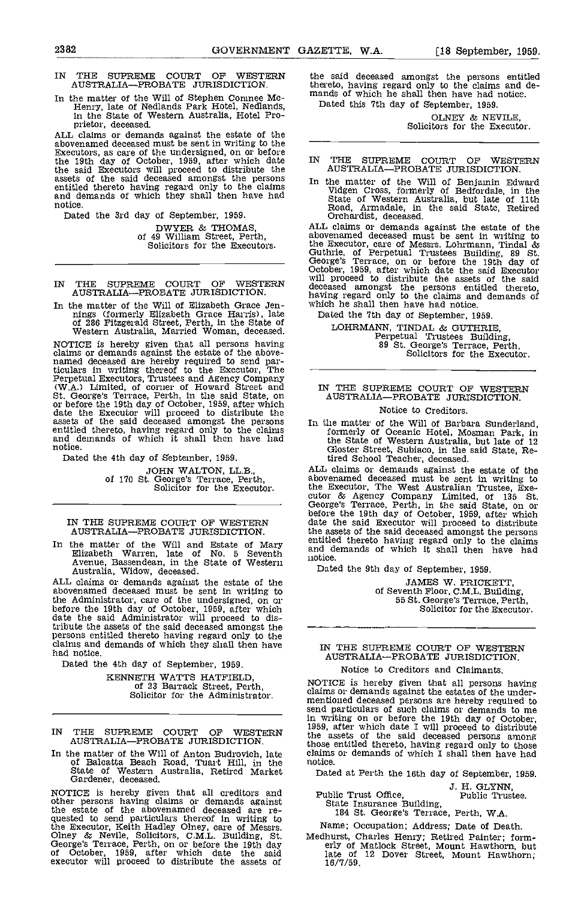IN THE SUPREME COURT OF WESTERN AUSTRALIA—PROBATE JURISDICTION.

In the matter of the Will of Stephen Connee McHenry, late of Nedlands Park Hotel, Nedlands, in the State of Western Australia, Hotel Proprietor, deceased.

ALL claims or demands against the estate of the abovenamed deceased must be sent in writing to the Executors, as care of the undersigned, on or before the 19th day of October, 1959, after which date the said Executors will proceed to distribute the assets of the said deceased amongst the persons entitled thereto having regard only to the claims and demands of which they shall then have had notice.

Dated the 3rd day of September, 1959.

DWYER & THOMAS,
of 49 William Street, Perth,
Solicitors for the Executors.

---

IN THE SUPREME COURT OF WESTERN AUSTRALIA—PROBATE JURISDICTION.

In the matter of the Will of Elizabeth Grace Jennings (formerly Elizabeth Grace Harris), late of 286 Fitzgerald Street, Perth, in the State of Western Australia, Married Woman, deceased.

NOTICE is hereby given that all persons having claims or demands against the estate of the abovenamed deceased are hereby required to send particulars in writing thereof to the Executor, The Perpetual Executors, Trustees and Agency Company (W.A.) Limited, of corner of Howard Street and St. George's Terrace, Perth, in the said State, on or before the 19th day of October, 1959, after which date the Executor will proceed to distribute the assets of the said deceased amongst the persons entitled thereto, having regard only to the claims and demands of which it shall then have had notice.

Dated the 4th day of September, 1959.

JOHN WALTON, LL.B.,
of 170 St. George's Terrace, Perth,
Solicitor for the Executor.

---

IN THE SUPREME COURT OF WESTERN AUSTRALIA—PROBATE JURISDICTION.

In the matter of the Will and Estate of Mary Elizabeth Warren, late of No. 5 Seventh Avenue, Bassendean, in the State of Western Australia, Widow, deceased.

ALL claims or demands against the estate of the abovenamed deceased must be sent in writing to the Administrator, care of the undersigned, on or before the 19th day of October, 1959, after which date the said Administrator will proceed to distribute the assets of the said deceased amongst the persons entitled thereto having regard only to the claims and demands of which they shall then have had notice.

Dated the 4th day of September, 1959.

KENNETH WATTS HATFIELD,
of 23 Barrack Street, Perth,
Solicitor for the Administrator.

---

IN THE SUPREME COURT OF WESTERN AUSTRALIA—PROBATE JURISDICTION.

In the matter of the Will of Anton Budrovich, late of Balcatta Beach Road, Tuart Hill, in the State of Western Australia, Retired Market Gardener, deceased.

NOTICE is hereby given that all creditors and other persons having claims or demands against the estate of the abovenamed deceased are requested to send particulars thereof in writing to the Executor, Keith Hadley Olney, care of Messrs. Olney & Nevile, Solicitors, C.M.L. Building, St. George's Terrace, Perth, on or before the 19th day of October, 1959, after which date the said executor will proceed to distribute the assets of the said deceased amongst the persons entitled thereto, having regard only to the claims and demands of which he shall then have had notice.

Dated this 7th day of September, 1959.

OLNEY & NEVILE,
Solicitors for the Executor.

---

IN THE SUPREME COURT OF WESTERN AUSTRALIA—PROBATE JURISDICTION.

In the matter of the Will of Benjamin Edward Vidgen Cross, formerly of Bedfordale, in the State of Western Australia, but late of 11th Road, Armadale, in the said State, Retired Orchardist, deceased.

ALL claims or demands against the estate of the abovenamed deceased must be sent in writing to the Executor, care of Messrs. Lohrmann, Tindal & Guthrie, of Perpetual Trustees Building, 89 St. George's Terrace, on or before the 19th day of October, 1959, after which date the said Executor will proceed to distribute the assets of the said deceased amongst the persons entitled thereto, having regard only to the claims and demands of which he shall then have had notice.

Dated the 7th day of September, 1959.

LOHRMANN, TINDAL & GUTHRIE,
Perpetual Trustees Building,
89 St. George's Terrace, Perth,
Solicitors for the Executor.

---

IN THE SUPREME COURT OF WESTERN AUSTRALIA—PROBATE JURISDICTION.

Notice to Creditors.

In the matter of the Will of Barbara Sunderland, formerly of Oceanic Hotel, Mosman Park, in the State of Western Australia, but late of 12 Gloster Street, Subiaco, in the said State, Retired School Teacher, deceased.

ALL claims or demands against the estate of the abovenamed deceased must be sent in writing to the Executor, The West Australian Trustee, Executor & Agency Company Limited, of 135 St. George's Terrace, Perth, in the said State, on or before the 19th day of October, 1959, after which date the said Executor will proceed to distribute the assets of the said deceased amongst the persons entitled thereto having regard only to the claims and demands of which it shall then have had notice.

Dated the 9th day of September, 1959.

JAMES W. PRICKETT,
of Seventh Floor, C.M.L. Building,
55 St. George's Terrace, Perth,
Solicitor for the Executor.

---

IN THE SUPREME COURT OF WESTERN AUSTRALIA—PROBATE JURISDICTION.

Notice to Creditors and Claimants.

NOTICE is hereby given that all persons having claims or demands against the estates of the undermentioned deceased persons are hereby required to send particulars of such claims or demands to me in writing on or before the 19th day of October, 1959, after which date I will proceed to distribute the assets of the said deceased persons among those entitled thereto, having regard only to those claims or demands of which I shall then have had notice.

Dated at Perth the 16th day of September, 1959.

J. H. GLYNN,
Public Trustee.

Public Trust Office,
State Insurance Building,
184 St. George's Terrace, Perth, W.A.

Name; Occupation; Address; Date of Death.

Medhurst, Charles Henry; Retired Painter; formerly of Matlock Street, Mount Hawthorn, but late of 12 Dover Street, Mount Hawthorn; 16/7/59.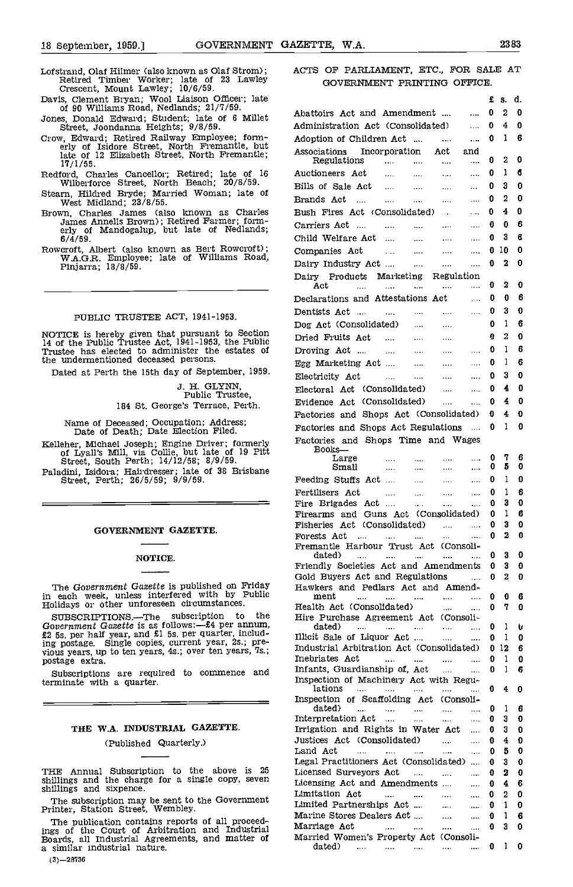Lofstrand, Olaf Hilmer (also known as Olaf Strom); Retired Timber Worker; late of 23 Lawley Crescent, Mount Lawley; 10/6/59.

Davis, Clement Bryan; Wool Liaison Officer; late of 90 Williams Road, Nedlands; 21/7/59.

Jones, Donald Edward; Student; late of 6 Millet Street, Joondanna Heights; 9/8/59.

Crow, Edward; Retired Railway Employee; formerly of Isidore Street, North Fremantle, but late of 12 Elizabeth Street, North Fremantle; 17/1/55.

Redford, Charles Cancellor; Retired; late of 16 Wilberforce Street, North Beach; 20/8/59.

Stearn, Hildred Bryde; Married Woman; late of West Midland; 23/8/55.

Brown, Charles James (also known as Charles James Annells Brown); Retired Farmer; formerly of Mandogalup, but late of Nedlands; 6/4/59.

Rowcroft, Albert (also known as Bert Rowcroft); W.A.G.R. Employee; late of Williams Road, Pinjarra; 18/8/59.

---

## PUBLIC TRUSTEE ACT, 1941-1953.

NOTICE is hereby given that pursuant to Section 14 of the Public Trustee Act, 1941-1953, the Public Trustee has elected to administer the estates of the undermentioned deceased persons.

Dated at Perth the 15th day of September, 1959.

J. H. GLYNN,
Public Trustee,
184 St. George's Terrace, Perth.

Name of Deceased; Occupation; Address; Date of Death; Date Election Filed.

Kelleher, Michael Joseph; Engine Driver; formerly of Lyall's Mill, via Collie, but late of 19 Pitt Street, South Perth; 14/12/58; 8/9/59.

Paladini, Isidora; Hairdresser; late of 38 Brisbane Street, Perth; 26/5/59; 9/9/59.

---

## GOVERNMENT GAZETTE.

### NOTICE.

The *Government Gazette* is published on Friday in each week, unless interfered with by Public Holidays or other unforeseen circumstances.

SUBSCRIPTIONS.—The subscription to the *Government Gazette* is as follows:—£4 per annum, £2 5s. per half year, and £1 5s. per quarter, including postage. Single copies, current year, 2s.; previous years, up to ten years, 4s.; over ten years, 7s.; postage extra.

Subscriptions are required to commence and terminate with a quarter.

---

## THE W.A. INDUSTRIAL GAZETTE.

(Published Quarterly.)

THE Annual Subscription to the above is 25 shillings and the charge for a single copy, seven shillings and sixpence.

The subscription may be sent to the Government Printer, Station Street, Wembley.

The publication contains reports of all proceedings of the Court of Arbitration and Industrial Boards, all Industrial Agreements, and matter of a similar industrial nature.

(3)—28736

---

## ACTS OF PARLIAMENT, ETC., FOR SALE AT GOVERNMENT PRINTING OFFICE.

| | £ | s. | d. |
|---|---|---|---|
| Abattoirs Act and Amendment | 0 | 2 | 0 |
| Administration Act (Consolidated) | 0 | 4 | 0 |
| Adoption of Children Act | 0 | 1 | 6 |
| Associations Incorporation Act and Regulations | 0 | 2 | 0 |
| Auctioneers Act | 0 | 1 | 6 |
| Bills of Sale Act | 0 | 3 | 0 |
| Brands Act | 0 | 2 | 0 |
| Bush Fires Act (Consolidated) | 0 | 4 | 0 |
| Carriers Act | 0 | 0 | 6 |
| Child Welfare Act | 0 | 3 | 6 |
| Companies Act | 0 | 10 | 0 |
| Dairy Industry Act | 0 | 2 | 0 |
| Dairy Products Marketing Regulation Act | 0 | 2 | 0 |
| Declarations and Attestations Act | 0 | 0 | 6 |
| Dentists Act | 0 | 3 | 0 |
| Dog Act (Consolidated) | 0 | 1 | 6 |
| Dried Fruits Act | 0 | 2 | 0 |
| Droving Act | 0 | 1 | 6 |
| Egg Marketing Act | 0 | 1 | 6 |
| Electricity Act | 0 | 3 | 0 |
| Electoral Act (Consolidated) | 0 | 4 | 0 |
| Evidence Act (Consolidated) | 0 | 4 | 0 |
| Factories and Shops Act (Consolidated) | 0 | 4 | 0 |
| Factories and Shops Act Regulations | 0 | 1 | 0 |
| Factories and Shops Time and Wages Books— | | | |
| Large | 0 | 7 | 6 |
| Small | 0 | 5 | 0 |
| Feeding Stuffs Act | 0 | 1 | 0 |
| Fertilisers Act | 0 | 1 | 6 |
| Fire Brigades Act | 0 | 3 | 0 |
| Firearms and Guns Act (Consolidated) | 0 | 1 | 6 |
| Fisheries Act (Consolidated) | 0 | 3 | 0 |
| Forests Act | 0 | 2 | 0 |
| Fremantle Harbour Trust Act (Consolidated) | 0 | 3 | 0 |
| Friendly Societies Act and Amendments | 0 | 3 | 0 |
| Gold Buyers Act and Regulations | 0 | 2 | 0 |
| Hawkers and Pedlars Act and Amendment | 0 | 0 | 6 |
| Health Act (Consolidated) | 0 | 7 | 0 |
| Hire Purchase Agreement Act (Consolidated) | 0 | 1 | 6 |
| Illicit Sale of Liquor Act | 0 | 1 | 0 |
| Industrial Arbitration Act (Consolidated) | 0 | 12 | 6 |
| Inebriates Act | 0 | 1 | 0 |
| Infants, Guardianship of, Act | 0 | 1 | 6 |
| Inspection of Machinery Act with Regulations | 0 | 4 | 0 |
| Inspection of Scaffolding Act (Consolidated) | 0 | 1 | 6 |
| Interpretation Act | 0 | 3 | 0 |
| Irrigation and Rights in Water Act | 0 | 3 | 0 |
| Justices Act (Consolidated) | 0 | 4 | 0 |
| Land Act | 0 | 5 | 0 |
| Legal Practitioners Act (Consolidated) | 0 | 3 | 0 |
| Licensed Surveyors Act | 0 | 2 | 0 |
| Licensing Act and Amendments | 0 | 4 | 6 |
| Limitation Act | 0 | 2 | 0 |
| Limited Partnerships Act | 0 | 1 | 0 |
| Marine Stores Dealers Act | 0 | 1 | 6 |
| Marriage Act | 0 | 3 | 0 |
| Married Women's Property Act (Consolidated) | 0 | 1 | 0 |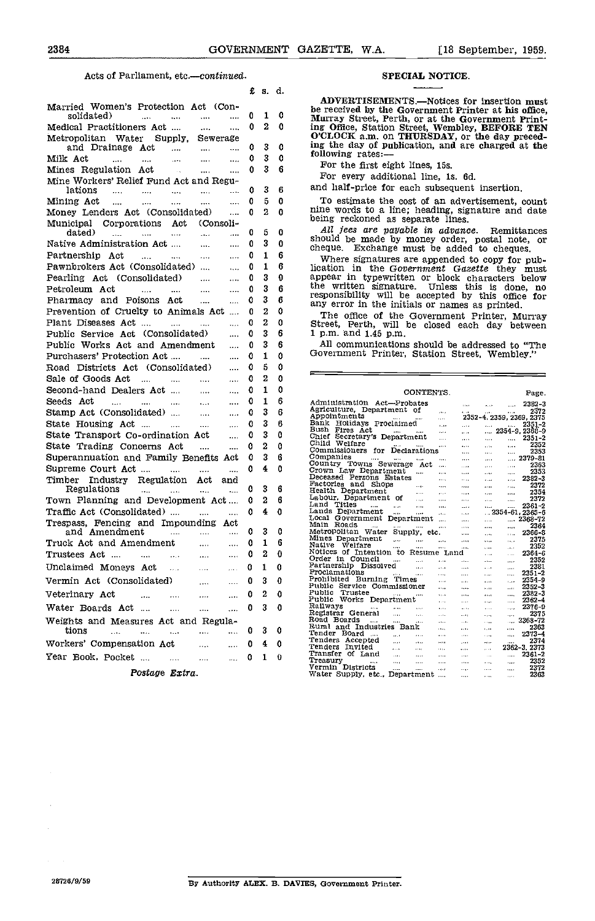Acts of Parliament, etc.—*continued*.

| | £ | s. | d. |
|---|---|---|---|
| Married Women's Protection Act (Consolidated) .... .... .... .... | 0 | 1 | 0 |
| Medical Practitioners Act .... .... .... | 0 | 2 | 0 |
| Metropolitan Water Supply, Sewerage and Drainage Act .... .... .... | 0 | 3 | 0 |
| Milk Act .... .... .... .... .... | 0 | 3 | 0 |
| Mines Regulation Act .... .... | 0 | 3 | 6 |
| Mine Workers' Relief Fund Act and Regulations .... .... .... .... .... | 0 | 3 | 6 |
| Mining Act .... .... .... .... .... | 0 | 5 | 0 |
| Money Lenders Act (Consolidated) .... | 0 | 2 | 0 |
| Municipal Corporations Act (Consolidated) .... .... .... .... .... | 0 | 5 | 0 |
| Native Administration Act .... .... .... | 0 | 3 | 0 |
| Partnership Act .... .... .... .... | 0 | 1 | 6 |
| Pawnbrokers Act (Consolidated) .... .... | 0 | 1 | 6 |
| Pearling Act (Consolidated) .... .... | 0 | 3 | 0 |
| Petroleum Act .... .... .... .... | 0 | 3 | 6 |
| Pharmacy and Poisons Act .... .... | 0 | 3 | 6 |
| Prevention of Cruelty to Animals Act .... | 0 | 2 | 0 |
| Plant Diseases Act .... .... .... .... | 0 | 2 | 0 |
| Public Service Act (Consolidated) .... | 0 | 3 | 6 |
| Public Works Act and Amendment .... | 0 | 3 | 6 |
| Purchasers' Protection Act .... .... .... | 0 | 1 | 0 |
| Road Districts Act (Consolidated) .... | 0 | 5 | 0 |
| Sale of Goods Act .... .... .... .... | 0 | 2 | 0 |
| Second-hand Dealers Act .... .... .... | 0 | 1 | 0 |
| Seeds Act .... .... .... .... .... | 0 | 1 | 6 |
| Stamp Act (Consolidated) .... .... .... | 0 | 3 | 6 |
| State Housing Act .... .... .... .... | 0 | 3 | 6 |
| State Transport Co-ordination Act .... | 0 | 3 | 0 |
| State Trading Concerns Act .... .... | 0 | 2 | 0 |
| Superannuation and Family Benefits Act | 0 | 3 | 6 |
| Supreme Court Act .... .... .... .... | 0 | 4 | 0 |
| Timber Industry Regulation Act and Regulations .... .... .... .... | 0 | 3 | 6 |
| Town Planning and Development Act .... | 0 | 2 | 6 |
| Traffic Act (Consolidated) .... .... .... | 0 | 4 | 0 |
| Trespass, Fencing and Impounding Act and Amendment .... .... .... | 0 | 3 | 0 |
| Truck Act and Amendment .... .... | 0 | 1 | 6 |
| Trustees Act .... .... .... .... .... | 0 | 2 | 0 |
| Unclaimed Moneys Act .... .... .... | 0 | 1 | 0 |
| Vermin Act (Consolidated) .... .... | 0 | 3 | 0 |
| Veterinary Act .... .... .... .... | 0 | 2 | 0 |
| Water Boards Act .... .... .... .... | 0 | 3 | 0 |
| Weights and Measures Act and Regulations .... .... .... .... .... | 0 | 3 | 0 |
| Workers' Compensation Act .... .... | 0 | 4 | 0 |
| Year Book, Pocket .... .... .... .... | 0 | 1 | 0 |

*Postage Extra.*

## SPECIAL NOTICE.

**ADVERTISEMENTS.**—Notices for insertion must be received by the Government Printer at his office, Murray Street, Perth, or at the Government Printing Office, Station Street, Wembley, **BEFORE TEN O'CLOCK** a.m. on **THURSDAY**, or the day preceding the day of publication, and are charged at the following rates:—

For the first eight lines, 15s.

For every additional line, 1s. 6d.

and half-price for each subsequent insertion.

To estimate the cost of an advertisement, count nine words to a line; heading, signature and date being reckoned as separate lines.

*All fees are payable in advance.* Remittances should be made by money order, postal note, or cheque. Exchange must be added to cheques.

Where signatures are appended to copy for publication in the *Government Gazette* they must appear in typewritten or block characters below the written signature. Unless this is done, no responsibility will be accepted by this office for any error in the initials or names as printed.

The office of the Government Printer, Murray Street, Perth, will be closed each day between 1 p.m. and 1.45 p.m.

All communications should be addressed to "The Government Printer, Station Street, Wembley."

## CONTENTS.

| | Page. |
|---|---|
| Administration Act—Probates | 2382-3 |
| Agriculture, Department of | 2372 |
| Appointments | 2352-4, 2359, 2369, 2375 |
| Bank Holidays Proclaimed | 2351-2 |
| Bush Fires Act | 2354-9, 2366-9 |
| Chief Secretary's Department | 2351-2 |
| Child Welfare | 2352 |
| Commissioners for Declarations | 2353 |
| Companies | 2379-81 |
| Country Towns Sewerage Act | 2363 |
| Crown Law Department | 2353 |
| Deceased Persons Estates | 2382-3 |
| Factories and Shops | 2372 |
| Health Department | 2354 |
| Labour, Department of | 2372 |
| Land Titles | 2361-2 |
| Lands Department | 2354-61, 2365-6 |
| Local Government Department | 2368-72 |
| Main Roads | 2364 |
| Metropolitan Water Supply, etc. | 2366-8 |
| Mines Department | 2375 |
| Native Welfare | 2352 |
| Notices of Intention to Resume Land | 2364-6 |
| Order in Council | 2352 |
| Partnership Dissolved | 2381 |
| Proclamations | 2351-2 |
| Prohibited Burning Times | 2354-9 |
| Public Service Commissioner | 2352-3 |
| Public Trustee | 2382-3 |
| Public Works Department | 2362-4 |
| Railways | 2376-9 |
| Registrar General | 2375 |
| Road Boards | 2368-72 |
| Rural and Industries Bank | 2363 |
| Tender Board | 2373-4 |
| Tenders Accepted | 2374 |
| Tenders Invited | 2362-3, 2373 |
| Transfer of Land | 2361-2 |
| Treasury | 2352 |
| Vermin Districts | 2372 |
| Water Supply, etc., Department | 2363 |

28726/9/59

By Authority ALEX. B. DAVIES, Government Printer.